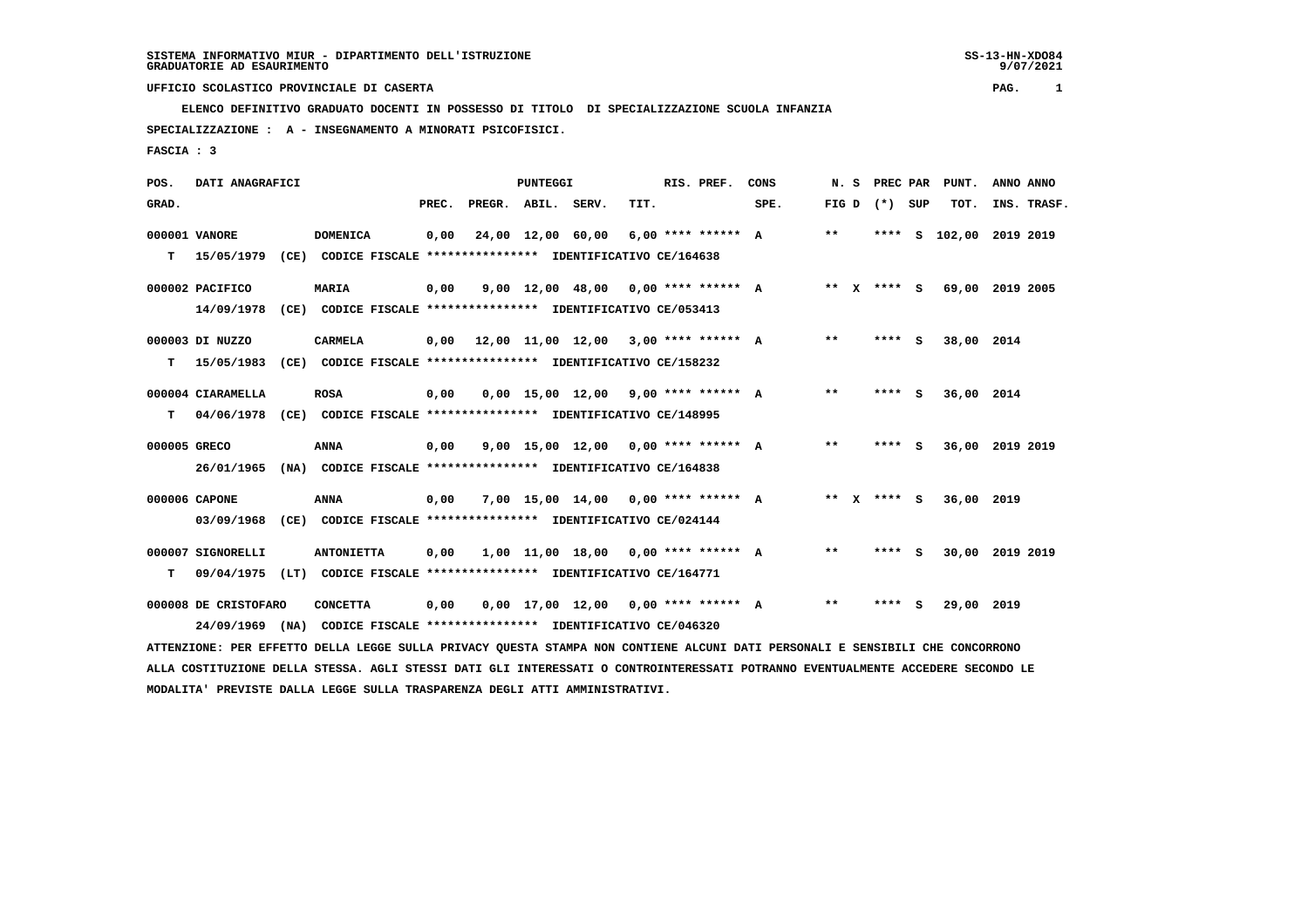SISTEMA INFORMATIVO MIUR - DIPARTIMENTO DELL'ISTRUZIONE
GRADUATORIE AD ESAURIMENTO

UFFICIO SCOLASTICO PROVINCIALE DI CASERTA

ELENCO DEFINITIVO GRADUATO DOCENTI IN POSSESSO DI TITOLO DI SPECIALIZZAZIONE SCUOLA INFANZIA

SPECIALIZZAZIONE : A - INSEGNAMENTO A MINORATI PSICOFISICI.

FASCIA : 3

| POS. GRAD. | DATI ANAGRAFICI | | PREC. | PREGR. | ABIL. | SERV. | TIT. | RIS. PREF. | CONS SPE. | N. S FIG D | PREC PAR (*) | SUP | PUNT. TOT. | ANNO INS. | ANNO TRASF. |
|---|---|---|---|---|---|---|---|---|---|---|---|---|---|---|---|
| 000001 | VANORE | DOMENICA | 0,00 | 24,00 | 12,00 | 60,00 | 6,00 | **** ****** | A | ** | **** | S | 102,00 | 2019 | 2019 |
| T | 15/05/1979 (CE) CODICE FISCALE **************** IDENTIFICATIVO CE/164638 | | | | | | | | | | | | | | |
| 000002 | PACIFICO | MARIA | 0,00 | 9,00 | 12,00 | 48,00 | 0,00 | **** ****** | A | ** X | **** | S | 69,00 | 2019 | 2005 |
| | 14/09/1978 (CE) CODICE FISCALE **************** IDENTIFICATIVO CE/053413 | | | | | | | | | | | | | | |
| 000003 | DI NUZZO | CARMELA | 0,00 | 12,00 | 11,00 | 12,00 | 3,00 | **** ****** | A | ** | **** | S | 38,00 | 2014 | |
| T | 15/05/1983 (CE) CODICE FISCALE **************** IDENTIFICATIVO CE/158232 | | | | | | | | | | | | | | |
| 000004 | CIARAMELLA | ROSA | 0,00 | 0,00 | 15,00 | 12,00 | 9,00 | **** ****** | A | ** | **** | S | 36,00 | 2014 | |
| T | 04/06/1978 (CE) CODICE FISCALE **************** IDENTIFICATIVO CE/148995 | | | | | | | | | | | | | | |
| 000005 | GRECO | ANNA | 0,00 | 9,00 | 15,00 | 12,00 | 0,00 | **** ****** | A | ** | **** | S | 36,00 | 2019 | 2019 |
| | 26/01/1965 (NA) CODICE FISCALE **************** IDENTIFICATIVO CE/164838 | | | | | | | | | | | | | | |
| 000006 | CAPONE | ANNA | 0,00 | 7,00 | 15,00 | 14,00 | 0,00 | **** ****** | A | ** X | **** | S | 36,00 | 2019 | |
| | 03/09/1968 (CE) CODICE FISCALE **************** IDENTIFICATIVO CE/024144 | | | | | | | | | | | | | | |
| 000007 | SIGNORELLI | ANTONIETTA | 0,00 | 1,00 | 11,00 | 18,00 | 0,00 | **** ****** | A | ** | **** | S | 30,00 | 2019 | 2019 |
| T | 09/04/1975 (LT) CODICE FISCALE **************** IDENTIFICATIVO CE/164771 | | | | | | | | | | | | | | |
| 000008 | DE CRISTOFARO | CONCETTA | 0,00 | 0,00 | 17,00 | 12,00 | 0,00 | **** ****** | A | ** | **** | S | 29,00 | 2019 | |
| | 24/09/1969 (NA) CODICE FISCALE **************** IDENTIFICATIVO CE/046320 | | | | | | | | | | | | | | |

ATTENZIONE: PER EFFETTO DELLA LEGGE SULLA PRIVACY QUESTA STAMPA NON CONTIENE ALCUNI DATI PERSONALI E SENSIBILI CHE CONCORRONO ALLA COSTITUZIONE DELLA STESSA. AGLI STESSI DATI GLI INTERESSATI O CONTROINTERESSATI POTRANNO EVENTUALMENTE ACCEDERE SECONDO LE MODALITA' PREVISTE DALLA LEGGE SULLA TRASPARENZA DEGLI ATTI AMMINISTRATIVI.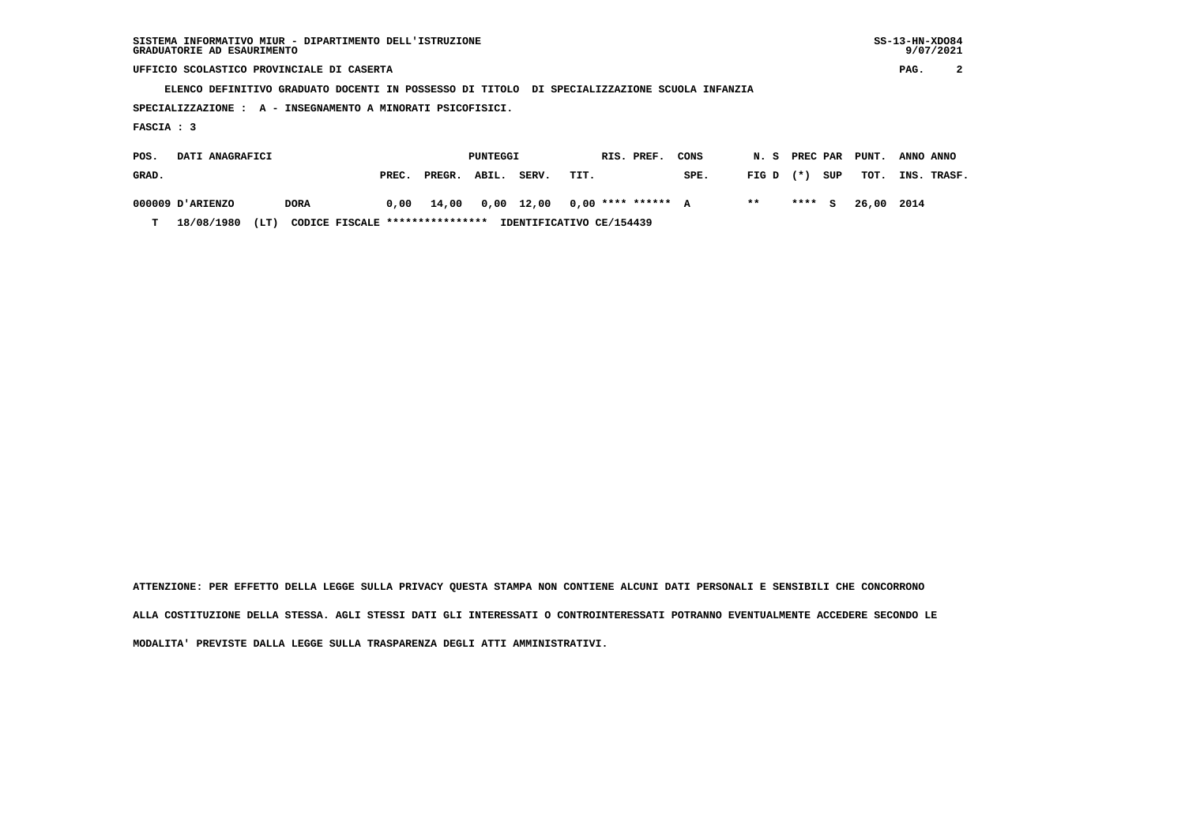SISTEMA INFORMATIVO MIUR - DIPARTIMENTO DELL'ISTRUZIONE
GRADUATORIE AD ESAURIMENTO

SS-13-HN-XDO84
9/07/2021

UFFICIO SCOLASTICO PROVINCIALE DI CASERTA

**ELENCO DEFINITIVO GRADUATO DOCENTI IN POSSESSO DI TITOLO DI SPECIALIZZAZIONE SCUOLA INFANZIA**

**SPECIALIZZAZIONE : A - INSEGNAMENTO A MINORATI PSICOFISICI.**

**FASCIA : 3**

| POS. GRAD. | DATI ANAGRAFICI | | PREC. | PREGR. | ABIL. | SERV. | TIT. | RIS. PREF. | CONS SPE. | N. S FIG D | PREC (*) | PAR SUP | PUNT. TOT. | ANNO INS. | ANNO TRASF. |
|---|---|---|---|---|---|---|---|---|---|---|---|---|---|---|---|
| 000009 | D'ARIENZO | DORA | 0,00 | 14,00 | 0,00 | 12,00 | 0,00 | **** ****** | A | ** | **** | S | 26,00 | 2014 | |
| T | 18/08/1980 (LT) | CODICE FISCALE **************** | IDENTIFICATIVO CE/154439 | | | | | | | | | | | | |

ATTENZIONE: PER EFFETTO DELLA LEGGE SULLA PRIVACY QUESTA STAMPA NON CONTIENE ALCUNI DATI PERSONALI E SENSIBILI CHE CONCORRONO ALLA COSTITUZIONE DELLA STESSA. AGLI STESSI DATI GLI INTERESSATI O CONTROINTERESSATI POTRANNO EVENTUALMENTE ACCEDERE SECONDO LE MODALITA' PREVISTE DALLA LEGGE SULLA TRASPARENZA DEGLI ATTI AMMINISTRATIVI.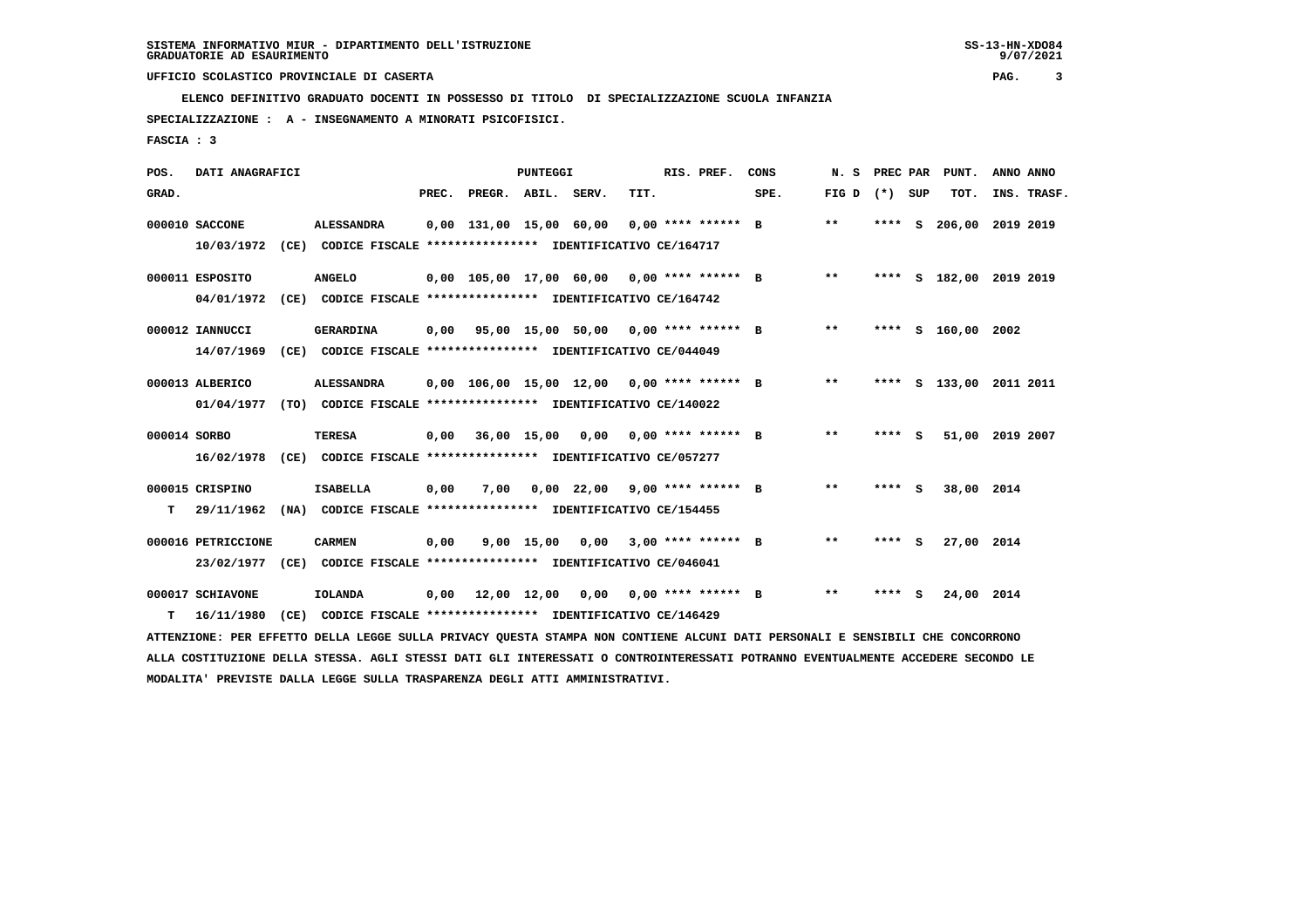SISTEMA INFORMATIVO MIUR - DIPARTIMENTO DELL'ISTRUZIONE
GRADUATORIE AD ESAURIMENTO

UFFICIO SCOLASTICO PROVINCIALE DI CASERTA

**ELENCO DEFINITIVO GRADUATO DOCENTI IN POSSESSO DI TITOLO DI SPECIALIZZAZIONE SCUOLA INFANZIA**

**SPECIALIZZAZIONE : A - INSEGNAMENTO A MINORATI PSICOFISICI.**

**FASCIA : 3**

| POS. GRAD. | DATI ANAGRAFICI | | PREC. | PREGR. | ABIL. | SERV. | TIT. | RIS. PREF. | CONS SPE. | N. S FIG D | PREC PAR (*) | SUP | PUNT. TOT. | ANNO INS. | ANNO TRASF. |
|---|---|---|---|---|---|---|---|---|---|---|---|---|---|---|---|
| 000010 | SACCONE | ALESSANDRA | 0,00 | 131,00 | 15,00 | 60,00 | 0,00 | **** ****** | B | ** | **** | S | 206,00 | 2019 | 2019 |
| | 10/03/1972 (CE) CODICE FISCALE **************** IDENTIFICATIVO CE/164717 | | | | | | | | | | | | | | |
| 000011 | ESPOSITO | ANGELO | 0,00 | 105,00 | 17,00 | 60,00 | 0,00 | **** ****** | B | ** | **** | S | 182,00 | 2019 | 2019 |
| | 04/01/1972 (CE) CODICE FISCALE **************** IDENTIFICATIVO CE/164742 | | | | | | | | | | | | | | |
| 000012 | IANNUCCI | GERARDINA | 0,00 | 95,00 | 15,00 | 50,00 | 0,00 | **** ****** | B | ** | **** | S | 160,00 | 2002 | |
| | 14/07/1969 (CE) CODICE FISCALE **************** IDENTIFICATIVO CE/044049 | | | | | | | | | | | | | | |
| 000013 | ALBERICO | ALESSANDRA | 0,00 | 106,00 | 15,00 | 12,00 | 0,00 | **** ****** | B | ** | **** | S | 133,00 | 2011 | 2011 |
| | 01/04/1977 (TO) CODICE FISCALE **************** IDENTIFICATIVO CE/140022 | | | | | | | | | | | | | | |
| 000014 | SORBO | TERESA | 0,00 | 36,00 | 15,00 | 0,00 | 0,00 | **** ****** | B | ** | **** | S | 51,00 | 2019 | 2007 |
| | 16/02/1978 (CE) CODICE FISCALE **************** IDENTIFICATIVO CE/057277 | | | | | | | | | | | | | | |
| 000015 | CRISPINO | ISABELLA | 0,00 | 7,00 | 0,00 | 22,00 | 9,00 | **** ****** | B | ** | **** | S | 38,00 | 2014 | |
| T | 29/11/1962 (NA) CODICE FISCALE **************** IDENTIFICATIVO CE/154455 | | | | | | | | | | | | | | |
| 000016 | PETRICCIONE | CARMEN | 0,00 | 9,00 | 15,00 | 0,00 | 3,00 | **** ****** | B | ** | **** | S | 27,00 | 2014 | |
| | 23/02/1977 (CE) CODICE FISCALE **************** IDENTIFICATIVO CE/046041 | | | | | | | | | | | | | | |
| 000017 | SCHIAVONE | IOLANDA | 0,00 | 12,00 | 12,00 | 0,00 | 0,00 | **** ****** | B | ** | **** | S | 24,00 | 2014 | |
| T | 16/11/1980 (CE) CODICE FISCALE **************** IDENTIFICATIVO CE/146429 | | | | | | | | | | | | | | |

ATTENZIONE: PER EFFETTO DELLA LEGGE SULLA PRIVACY QUESTA STAMPA NON CONTIENE ALCUNI DATI PERSONALI E SENSIBILI CHE CONCORRONO ALLA COSTITUZIONE DELLA STESSA. AGLI STESSI DATI GLI INTERESSATI O CONTROINTERESSATI POTRANNO EVENTUALMENTE ACCEDERE SECONDO LE MODALITA' PREVISTE DALLA LEGGE SULLA TRASPARENZA DEGLI ATTI AMMINISTRATIVI.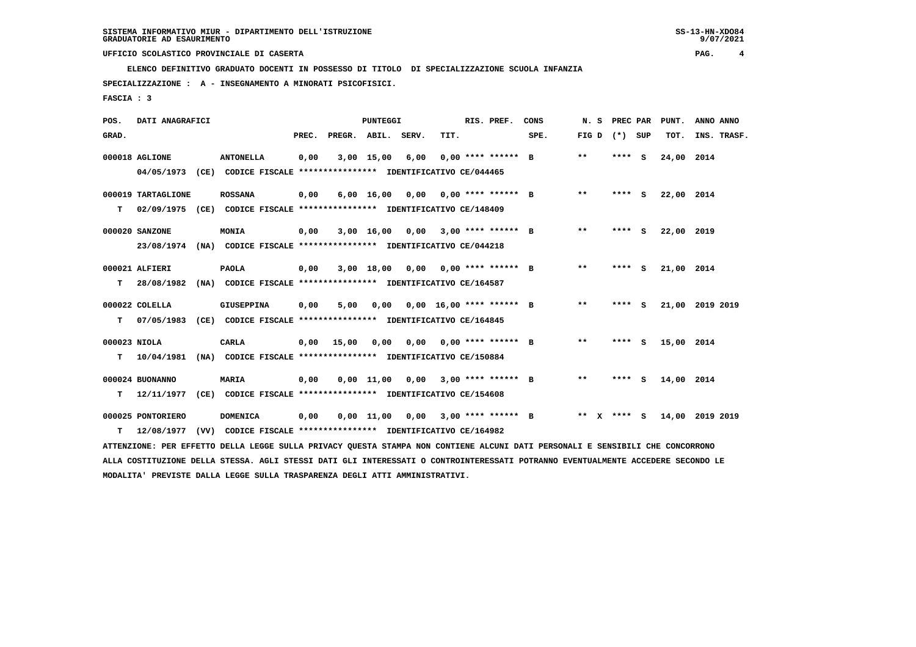UFFICIO SCOLASTICO PROVINCIALE DI CASERTA

ELENCO DEFINITIVO GRADUATO DOCENTI IN POSSESSO DI TITOLO DI SPECIALIZZAZIONE SCUOLA INFANZIA

SPECIALIZZAZIONE : A - INSEGNAMENTO A MINORATI PSICOFISICI.

FASCIA : 3

| POS. GRAD. | DATI ANAGRAFICI | | PREC. | PREGR. | ABIL. | SERV. | TIT. | RIS. PREF. | CONS SPE. | N. S FIG D | PREC PAR (*) SUP | | PUNT. TOT. | ANNO INS. | ANNO TRASF. |
|---|---|---|---|---|---|---|---|---|---|---|---|---|---|---|---|
| 000018 | AGLIONE | ANTONELLA | 0,00 | 3,00 | 15,00 | 6,00 | 0,00 | **** ****** | B | ** | **** | S | 24,00 | 2014 | |
| | 04/05/1973 (CE) CODICE FISCALE **************** IDENTIFICATIVO CE/044465 | | | | | | | | | | | | | | |
| 000019 | TARTAGLIONE | ROSSANA | 0,00 | 6,00 | 16,00 | 0,00 | 0,00 | **** ****** | B | ** | **** | S | 22,00 | 2014 | |
| T | 02/09/1975 (CE) CODICE FISCALE **************** IDENTIFICATIVO CE/148409 | | | | | | | | | | | | | | |
| 000020 | SANZONE | MONIA | 0,00 | 3,00 | 16,00 | 0,00 | 3,00 | **** ****** | B | ** | **** | S | 22,00 | 2019 | |
| | 23/08/1974 (NA) CODICE FISCALE **************** IDENTIFICATIVO CE/044218 | | | | | | | | | | | | | | |
| 000021 | ALFIERI | PAOLA | 0,00 | 3,00 | 18,00 | 0,00 | 0,00 | **** ****** | B | ** | **** | S | 21,00 | 2014 | |
| T | 28/08/1982 (NA) CODICE FISCALE **************** IDENTIFICATIVO CE/164587 | | | | | | | | | | | | | | |
| 000022 | COLELLA | GIUSEPPINA | 0,00 | 5,00 | 0,00 | 0,00 | 16,00 | **** ****** | B | ** | **** | S | 21,00 | 2019 | 2019 |
| T | 07/05/1983 (CE) CODICE FISCALE **************** IDENTIFICATIVO CE/164845 | | | | | | | | | | | | | | |
| 000023 | NIOLA | CARLA | 0,00 | 15,00 | 0,00 | 0,00 | 0,00 | **** ****** | B | ** | **** | S | 15,00 | 2014 | |
| T | 10/04/1981 (NA) CODICE FISCALE **************** IDENTIFICATIVO CE/150884 | | | | | | | | | | | | | | |
| 000024 | BUONANNO | MARIA | 0,00 | 0,00 | 11,00 | 0,00 | 3,00 | **** ****** | B | ** | **** | S | 14,00 | 2014 | |
| T | 12/11/1977 (CE) CODICE FISCALE **************** IDENTIFICATIVO CE/154608 | | | | | | | | | | | | | | |
| 000025 | PONTORIERO | DOMENICA | 0,00 | 0,00 | 11,00 | 0,00 | 3,00 | **** ****** | B | ** X | **** | S | 14,00 | 2019 | 2019 |
| T | 12/08/1977 (VV) CODICE FISCALE **************** IDENTIFICATIVO CE/164982 | | | | | | | | | | | | | | |

ATTENZIONE: PER EFFETTO DELLA LEGGE SULLA PRIVACY QUESTA STAMPA NON CONTIENE ALCUNI DATI PERSONALI E SENSIBILI CHE CONCORRONO ALLA COSTITUZIONE DELLA STESSA. AGLI STESSI DATI GLI INTERESSATI O CONTROINTERESSATI POTRANNO EVENTUALMENTE ACCEDERE SECONDO LE MODALITA' PREVISTE DALLA LEGGE SULLA TRASPARENZA DEGLI ATTI AMMINISTRATIVI.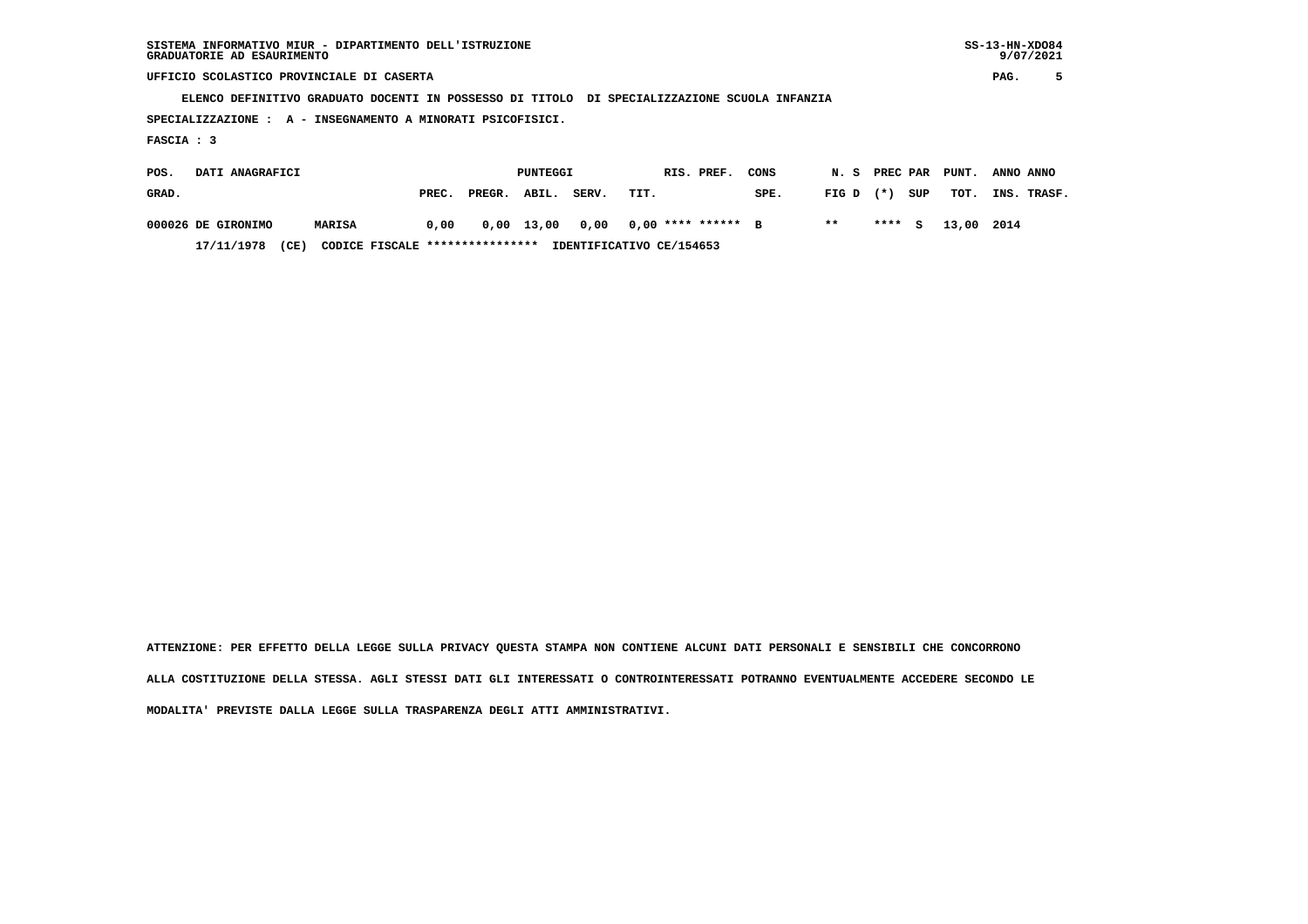UFFICIO SCOLASTICO PROVINCIALE DI CASERTA

ELENCO DEFINITIVO GRADUATO DOCENTI IN POSSESSO DI TITOLO DI SPECIALIZZAZIONE SCUOLA INFANZIA

SPECIALIZZAZIONE : A - INSEGNAMENTO A MINORATI PSICOFISICI.

FASCIA : 3

| POS. GRAD. | DATI ANAGRAFICI | | PUNTEGGI PREC. | PREGR. | ABIL. | SERV. | TIT. | RIS. PREF. | CONS SPE. | N. S FIG D | PREC (*) | PAR SUP | PUNT. TOT. | ANNO INS. | ANNO TRASF. |
|---|---|---|---|---|---|---|---|---|---|---|---|---|---|---|---|
| 000026 | DE GIRONIMO | MARISA | 0,00 | 0,00 | 13,00 | 0,00 | 0,00 | **** ****** | B | ** | **** | S | 13,00 | 2014 | |
| | 17/11/1978 (CE) | CODICE FISCALE **************** IDENTIFICATIVO CE/154653 | | | | | | | | | | | | | |

ATTENZIONE: PER EFFETTO DELLA LEGGE SULLA PRIVACY QUESTA STAMPA NON CONTIENE ALCUNI DATI PERSONALI E SENSIBILI CHE CONCORRONO ALLA COSTITUZIONE DELLA STESSA. AGLI STESSI DATI GLI INTERESSATI O CONTROINTERESSATI POTRANNO EVENTUALMENTE ACCEDERE SECONDO LE MODALITA' PREVISTE DALLA LEGGE SULLA TRASPARENZA DEGLI ATTI AMMINISTRATIVI.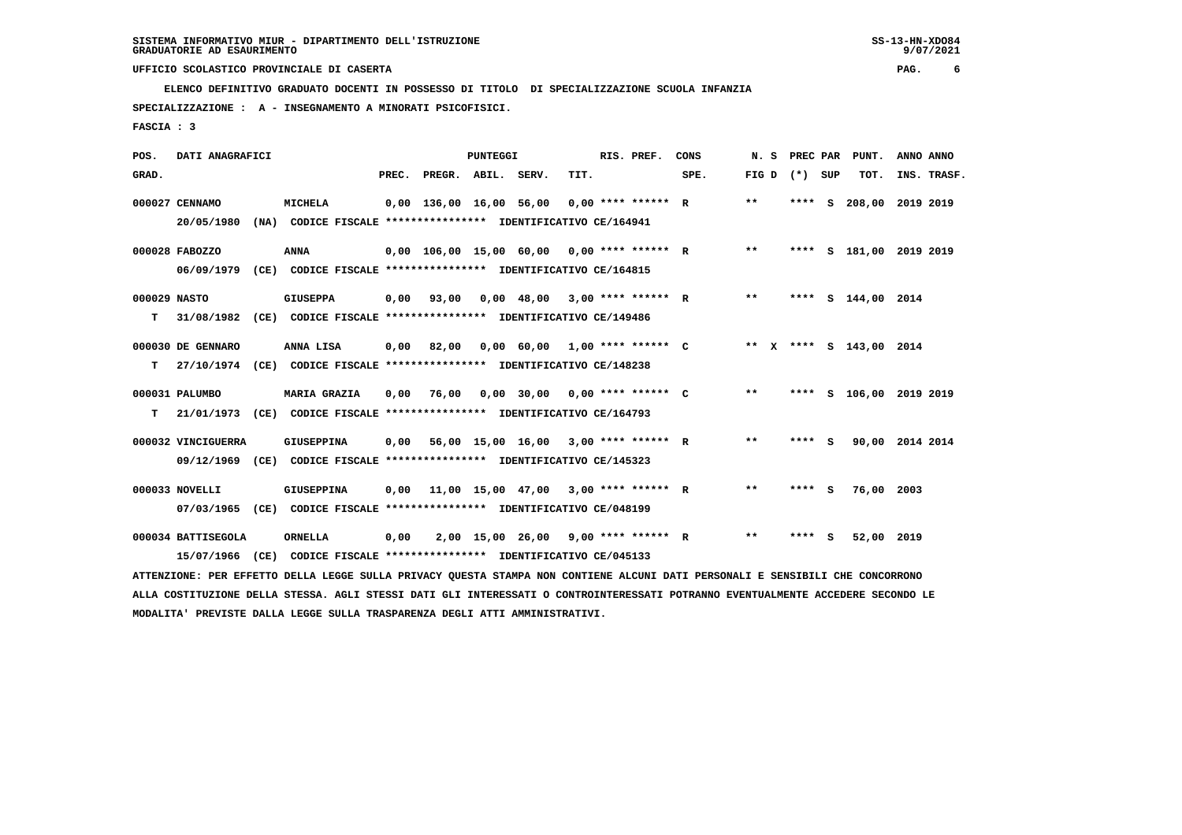SISTEMA INFORMATIVO MIUR - DIPARTIMENTO DELL'ISTRUZIONE
GRADUATORIE AD ESAURIMENTO

UFFICIO SCOLASTICO PROVINCIALE DI CASERTA

ELENCO DEFINITIVO GRADUATO DOCENTI IN POSSESSO DI TITOLO DI SPECIALIZZAZIONE SCUOLA INFANZIA

SPECIALIZZAZIONE : A - INSEGNAMENTO A MINORATI PSICOFISICI.

FASCIA : 3

| POS. GRAD. | DATI ANAGRAFICI | | PREC. | PREGR. | ABIL. | SERV. | TIT. | RIS. PREF. | CONS SPE. | N. S FIG D | PREC PAR (*) | SUP | PUNT. TOT. | ANNO INS. | ANNO TRASF. |
|---|---|---|---|---|---|---|---|---|---|---|---|---|---|---|---|
| 000027 | CENNAMO | MICHELA | 0,00 | 136,00 | 16,00 | 56,00 | 0,00 | **** ****** | R | ** | **** | S | 208,00 | 2019 | 2019 |
| | 20/05/1980 (NA) CODICE FISCALE **************** IDENTIFICATIVO CE/164941 | | | | | | | | | | | | | | |
| 000028 | FABOZZO | ANNA | 0,00 | 106,00 | 15,00 | 60,00 | 0,00 | **** ****** | R | ** | **** | S | 181,00 | 2019 | 2019 |
| | 06/09/1979 (CE) CODICE FISCALE **************** IDENTIFICATIVO CE/164815 | | | | | | | | | | | | | | |
| 000029 | NASTO | GIUSEPPA | 0,00 | 93,00 | 0,00 | 48,00 | 3,00 | **** ****** | R | ** | **** | S | 144,00 | 2014 | |
| T | 31/08/1982 (CE) CODICE FISCALE **************** IDENTIFICATIVO CE/149486 | | | | | | | | | | | | | | |
| 000030 | DE GENNARO | ANNA LISA | 0,00 | 82,00 | 0,00 | 60,00 | 1,00 | **** ****** | C | ** X | **** | S | 143,00 | 2014 | |
| T | 27/10/1974 (CE) CODICE FISCALE **************** IDENTIFICATIVO CE/148238 | | | | | | | | | | | | | | |
| 000031 | PALUMBO | MARIA GRAZIA | 0,00 | 76,00 | 0,00 | 30,00 | 0,00 | **** ****** | C | ** | **** | S | 106,00 | 2019 | 2019 |
| T | 21/01/1973 (CE) CODICE FISCALE **************** IDENTIFICATIVO CE/164793 | | | | | | | | | | | | | | |
| 000032 | VINCIGUERRA | GIUSEPPINA | 0,00 | 56,00 | 15,00 | 16,00 | 3,00 | **** ****** | R | ** | **** | S | 90,00 | 2014 | 2014 |
| | 09/12/1969 (CE) CODICE FISCALE **************** IDENTIFICATIVO CE/145323 | | | | | | | | | | | | | | |
| 000033 | NOVELLI | GIUSEPPINA | 0,00 | 11,00 | 15,00 | 47,00 | 3,00 | **** ****** | R | ** | **** | S | 76,00 | 2003 | |
| | 07/03/1965 (CE) CODICE FISCALE **************** IDENTIFICATIVO CE/048199 | | | | | | | | | | | | | | |
| 000034 | BATTISEGOLA | ORNELLA | 0,00 | 2,00 | 15,00 | 26,00 | 9,00 | **** ****** | R | ** | **** | S | 52,00 | 2019 | |
| | 15/07/1966 (CE) CODICE FISCALE **************** IDENTIFICATIVO CE/045133 | | | | | | | | | | | | | | |

ATTENZIONE: PER EFFETTO DELLA LEGGE SULLA PRIVACY QUESTA STAMPA NON CONTIENE ALCUNI DATI PERSONALI E SENSIBILI CHE CONCORRONO ALLA COSTITUZIONE DELLA STESSA. AGLI STESSI DATI GLI INTERESSATI O CONTROINTERESSATI POTRANNO EVENTUALMENTE ACCEDERE SECONDO LE MODALITA' PREVISTE DALLA LEGGE SULLA TRASPARENZA DEGLI ATTI AMMINISTRATIVI.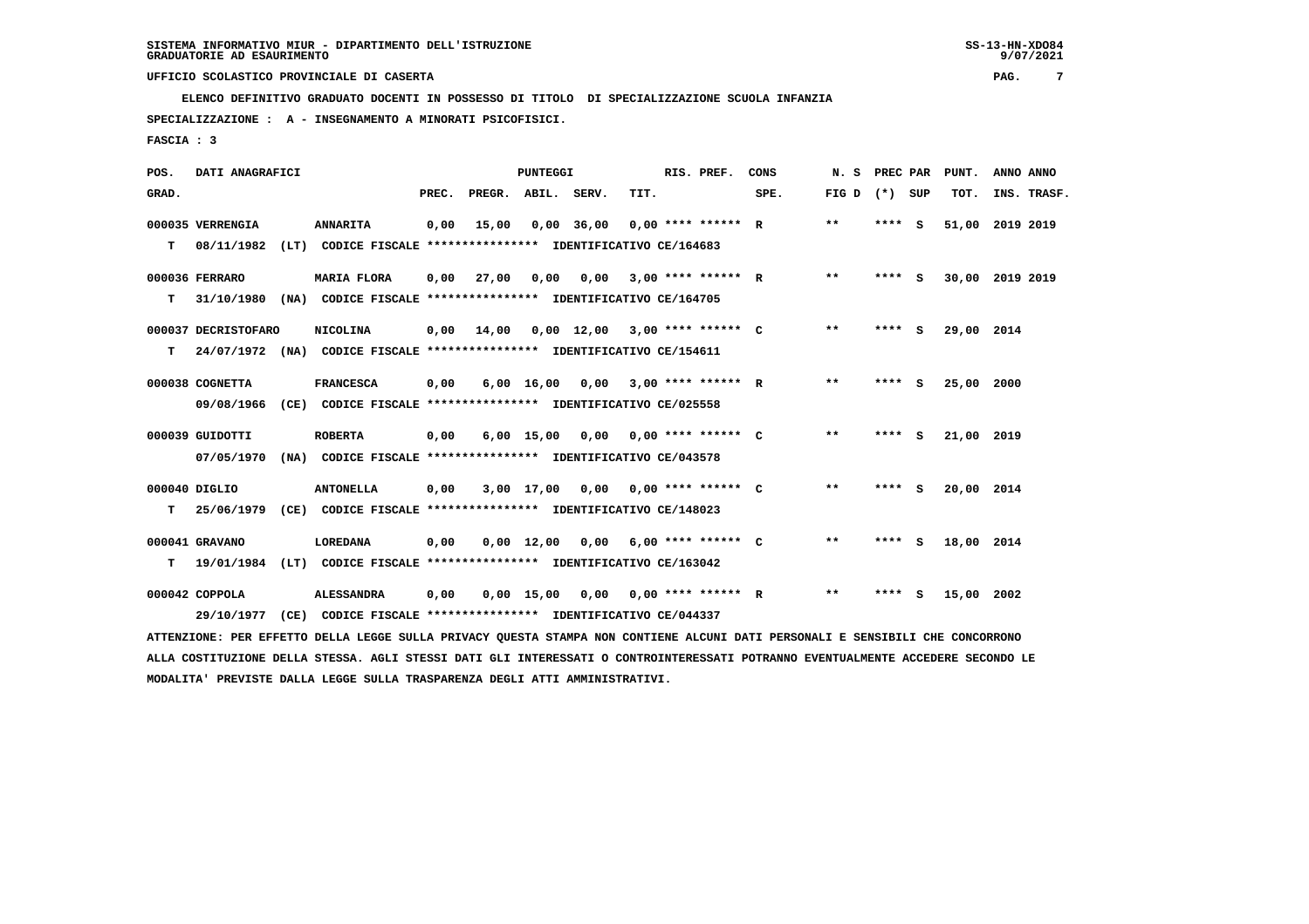SISTEMA INFORMATIVO MIUR - DIPARTIMENTO DELL'ISTRUZIONE
GRADUATORIE AD ESAURIMENTO

UFFICIO SCOLASTICO PROVINCIALE DI CASERTA

ELENCO DEFINITIVO GRADUATO DOCENTI IN POSSESSO DI TITOLO DI SPECIALIZZAZIONE SCUOLA INFANZIA

SPECIALIZZAZIONE : A - INSEGNAMENTO A MINORATI PSICOFISICI.

FASCIA : 3

| POS. GRAD. | DATI ANAGRAFICI | | PREC. | PREGR. | ABIL. | SERV. | TIT. | RIS. PREF. | CONS SPE. | N. S FIG D | PREC PAR (*) | SUP | PUNT. TOT. | ANNO INS. | ANNO TRASF. |
|---|---|---|---|---|---|---|---|---|---|---|---|---|---|---|---|
| 000035 | VERRENGIA | ANNARITA | 0,00 | 15,00 | 0,00 | 36,00 | 0,00 | **** ****** | R | ** | **** | S | 51,00 | 2019 | 2019 |
| T | 08/11/1982 (LT) CODICE FISCALE **************** IDENTIFICATIVO CE/164683 | | | | | | | | | | | | | | |
| 000036 | FERRARO | MARIA FLORA | 0,00 | 27,00 | 0,00 | 0,00 | 3,00 | **** ****** | R | ** | **** | S | 30,00 | 2019 | 2019 |
| T | 31/10/1980 (NA) CODICE FISCALE **************** IDENTIFICATIVO CE/164705 | | | | | | | | | | | | | | |
| 000037 | DECRISTOFARO | NICOLINA | 0,00 | 14,00 | 0,00 | 12,00 | 3,00 | **** ****** | C | ** | **** | S | 29,00 | 2014 | |
| T | 24/07/1972 (NA) CODICE FISCALE **************** IDENTIFICATIVO CE/154611 | | | | | | | | | | | | | | |
| 000038 | COGNETTA | FRANCESCA | 0,00 | 6,00 | 16,00 | 0,00 | 3,00 | **** ****** | R | ** | **** | S | 25,00 | 2000 | |
| | 09/08/1966 (CE) CODICE FISCALE **************** IDENTIFICATIVO CE/025558 | | | | | | | | | | | | | | |
| 000039 | GUIDOTTI | ROBERTA | 0,00 | 6,00 | 15,00 | 0,00 | 0,00 | **** ****** | C | ** | **** | S | 21,00 | 2019 | |
| | 07/05/1970 (NA) CODICE FISCALE **************** IDENTIFICATIVO CE/043578 | | | | | | | | | | | | | | |
| 000040 | DIGLIO | ANTONELLA | 0,00 | 3,00 | 17,00 | 0,00 | 0,00 | **** ****** | C | ** | **** | S | 20,00 | 2014 | |
| T | 25/06/1979 (CE) CODICE FISCALE **************** IDENTIFICATIVO CE/148023 | | | | | | | | | | | | | | |
| 000041 | GRAVANO | LOREDANA | 0,00 | 0,00 | 12,00 | 0,00 | 6,00 | **** ****** | C | ** | **** | S | 18,00 | 2014 | |
| T | 19/01/1984 (LT) CODICE FISCALE **************** IDENTIFICATIVO CE/163042 | | | | | | | | | | | | | | |
| 000042 | COPPOLA | ALESSANDRA | 0,00 | 0,00 | 15,00 | 0,00 | 0,00 | **** ****** | R | ** | **** | S | 15,00 | 2002 | |
| | 29/10/1977 (CE) CODICE FISCALE **************** IDENTIFICATIVO CE/044337 | | | | | | | | | | | | | | |

ATTENZIONE: PER EFFETTO DELLA LEGGE SULLA PRIVACY QUESTA STAMPA NON CONTIENE ALCUNI DATI PERSONALI E SENSIBILI CHE CONCORRONO ALLA COSTITUZIONE DELLA STESSA. AGLI STESSI DATI GLI INTERESSATI O CONTROINTERESSATI POTRANNO EVENTUALMENTE ACCEDERE SECONDO LE MODALITA' PREVISTE DALLA LEGGE SULLA TRASPARENZA DEGLI ATTI AMMINISTRATIVI.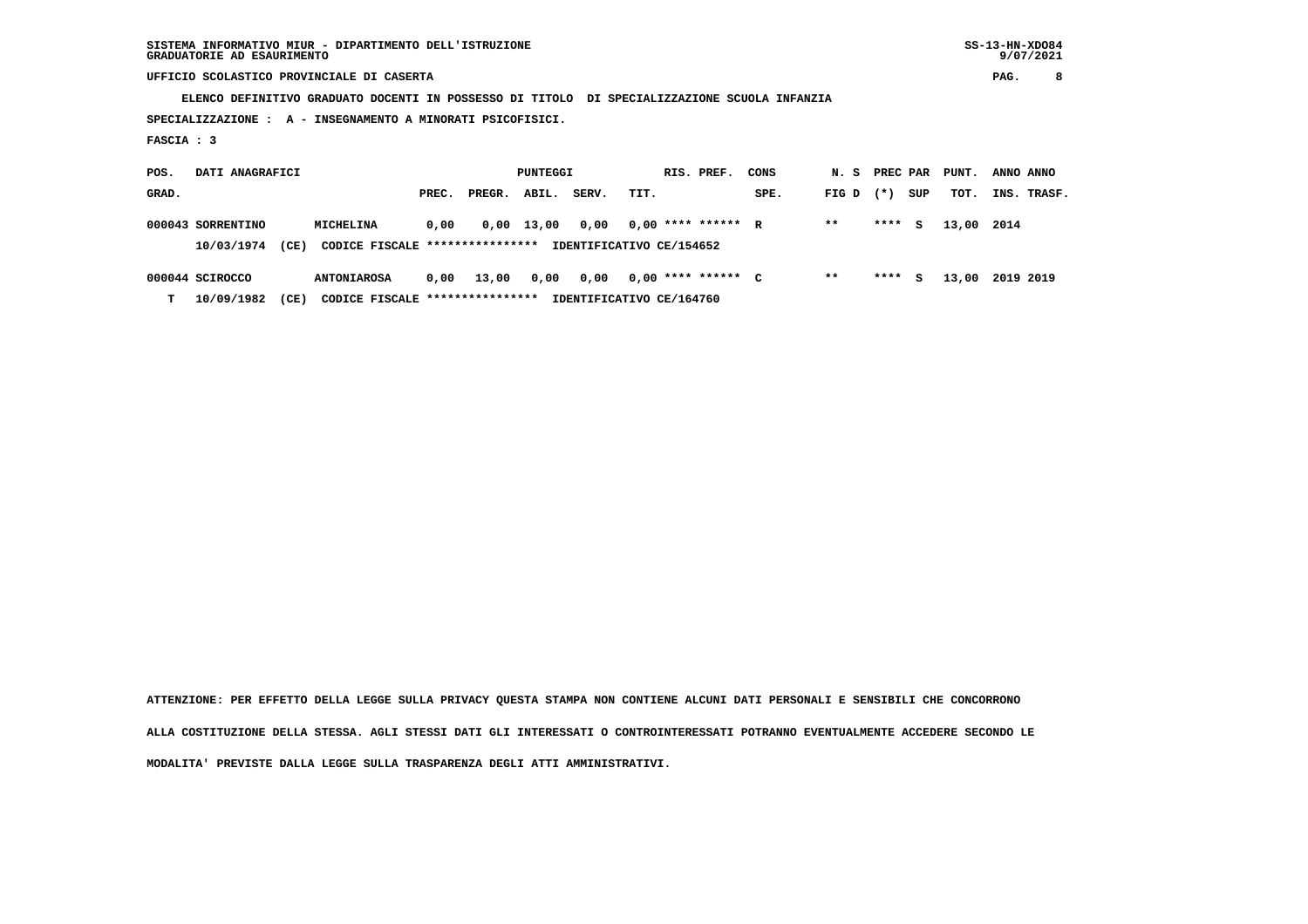SISTEMA INFORMATIVO MIUR - DIPARTIMENTO DELL'ISTRUZIONE
GRADUATORIE AD ESAURIMENTO

UFFICIO SCOLASTICO PROVINCIALE DI CASERTA

ELENCO DEFINITIVO GRADUATO DOCENTI IN POSSESSO DI TITOLO DI SPECIALIZZAZIONE SCUOLA INFANZIA

SPECIALIZZAZIONE : A - INSEGNAMENTO A MINORATI PSICOFISICI.

FASCIA : 3

| POS. GRAD. | DATI ANAGRAFICI | | PUNTEGGI PREC. | PREGR. | ABIL. | SERV. | TIT. | RIS. PREF. | CONS SPE. | N. S FIG D | PREC PAR (*) | SUP | PUNT. TOT. | ANNO INS. | ANNO TRASF. |
|---|---|---|---|---|---|---|---|---|---|---|---|---|---|---|---|
| 000043 | SORRENTINO | MICHELINA | 0,00 | 0,00 | 13,00 | 0,00 | 0,00 | **** ****** | R | ** | **** | S | 13,00 | 2014 | |
| | 10/03/1974 (CE) | CODICE FISCALE **************** | IDENTIFICATIVO CE/154652 | | | | | | | | | | | | |
| 000044 | SCIROCCO | ANTONIAROSA | 0,00 | 13,00 | 0,00 | 0,00 | 0,00 | **** ****** | C | ** | **** | S | 13,00 | 2019 | 2019 |
| T | 10/09/1982 (CE) | CODICE FISCALE **************** | IDENTIFICATIVO CE/164760 | | | | | | | | | | | | |

ATTENZIONE: PER EFFETTO DELLA LEGGE SULLA PRIVACY QUESTA STAMPA NON CONTIENE ALCUNI DATI PERSONALI E SENSIBILI CHE CONCORRONO ALLA COSTITUZIONE DELLA STESSA. AGLI STESSI DATI GLI INTERESSATI O CONTROINTERESSATI POTRANNO EVENTUALMENTE ACCEDERE SECONDO LE MODALITA' PREVISTE DALLA LEGGE SULLA TRASPARENZA DEGLI ATTI AMMINISTRATIVI.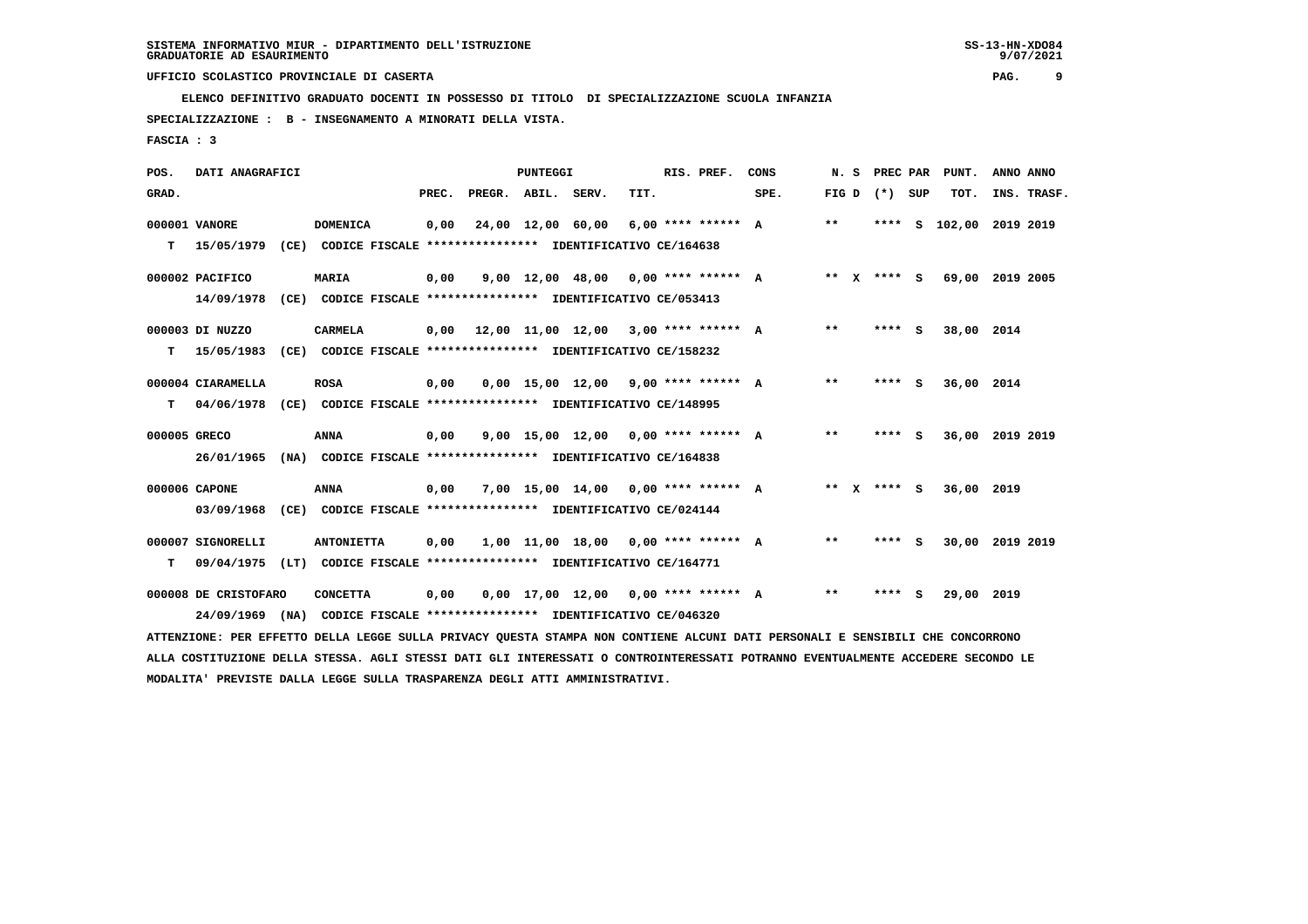SISTEMA INFORMATIVO MIUR - DIPARTIMENTO DELL'ISTRUZIONE
GRADUATORIE AD ESAURIMENTO

UFFICIO SCOLASTICO PROVINCIALE DI CASERTA

ELENCO DEFINITIVO GRADUATO DOCENTI IN POSSESSO DI TITOLO DI SPECIALIZZAZIONE SCUOLA INFANZIA

SPECIALIZZAZIONE : B - INSEGNAMENTO A MINORATI DELLA VISTA.

FASCIA : 3

| POS. GRAD. | DATI ANAGRAFICI | | PREC. | PREGR. | ABIL. | SERV. | TIT. | RIS. PREF. | CONS SPE. | N. S FIG D | PREC PAR (*) SUP | PUNT. TOT. | ANNO INS. | ANNO TRASF. |
|---|---|---|---|---|---|---|---|---|---|---|---|---|---|---|
| 000001 | VANORE | DOMENICA | 0,00 | 24,00 | 12,00 | 60,00 | 6,00 | **** ****** | A | ** | **** S | 102,00 | 2019 | 2019 |
| T | 15/05/1979 (CE) | CODICE FISCALE **************** IDENTIFICATIVO CE/164638 | | | | | | | | | | | | |
| 000002 | PACIFICO | MARIA | 0,00 | 9,00 | 12,00 | 48,00 | 0,00 | **** ****** | A | ** X | **** S | 69,00 | 2019 | 2005 |
| | 14/09/1978 (CE) | CODICE FISCALE **************** IDENTIFICATIVO CE/053413 | | | | | | | | | | | | |
| 000003 | DI NUZZO | CARMELA | 0,00 | 12,00 | 11,00 | 12,00 | 3,00 | **** ****** | A | ** | **** S | 38,00 | 2014 | |
| T | 15/05/1983 (CE) | CODICE FISCALE **************** IDENTIFICATIVO CE/158232 | | | | | | | | | | | | |
| 000004 | CIARAMELLA | ROSA | 0,00 | 0,00 | 15,00 | 12,00 | 9,00 | **** ****** | A | ** | **** S | 36,00 | 2014 | |
| T | 04/06/1978 (CE) | CODICE FISCALE **************** IDENTIFICATIVO CE/148995 | | | | | | | | | | | | |
| 000005 | GRECO | ANNA | 0,00 | 9,00 | 15,00 | 12,00 | 0,00 | **** ****** | A | ** | **** S | 36,00 | 2019 | 2019 |
| | 26/01/1965 (NA) | CODICE FISCALE **************** IDENTIFICATIVO CE/164838 | | | | | | | | | | | | |
| 000006 | CAPONE | ANNA | 0,00 | 7,00 | 15,00 | 14,00 | 0,00 | **** ****** | A | ** X | **** S | 36,00 | 2019 | |
| | 03/09/1968 (CE) | CODICE FISCALE **************** IDENTIFICATIVO CE/024144 | | | | | | | | | | | | |
| 000007 | SIGNORELLI | ANTONIETTA | 0,00 | 1,00 | 11,00 | 18,00 | 0,00 | **** ****** | A | ** | **** S | 30,00 | 2019 | 2019 |
| T | 09/04/1975 (LT) | CODICE FISCALE **************** IDENTIFICATIVO CE/164771 | | | | | | | | | | | | |
| 000008 | DE CRISTOFARO | CONCETTA | 0,00 | 0,00 | 17,00 | 12,00 | 0,00 | **** ****** | A | ** | **** S | 29,00 | 2019 | |
| | 24/09/1969 (NA) | CODICE FISCALE **************** IDENTIFICATIVO CE/046320 | | | | | | | | | | | | |

ATTENZIONE: PER EFFETTO DELLA LEGGE SULLA PRIVACY QUESTA STAMPA NON CONTIENE ALCUNI DATI PERSONALI E SENSIBILI CHE CONCORRONO ALLA COSTITUZIONE DELLA STESSA. AGLI STESSI DATI GLI INTERESSATI O CONTROINTERESSATI POTRANNO EVENTUALMENTE ACCEDERE SECONDO LE MODALITA' PREVISTE DALLA LEGGE SULLA TRASPARENZA DEGLI ATTI AMMINISTRATIVI.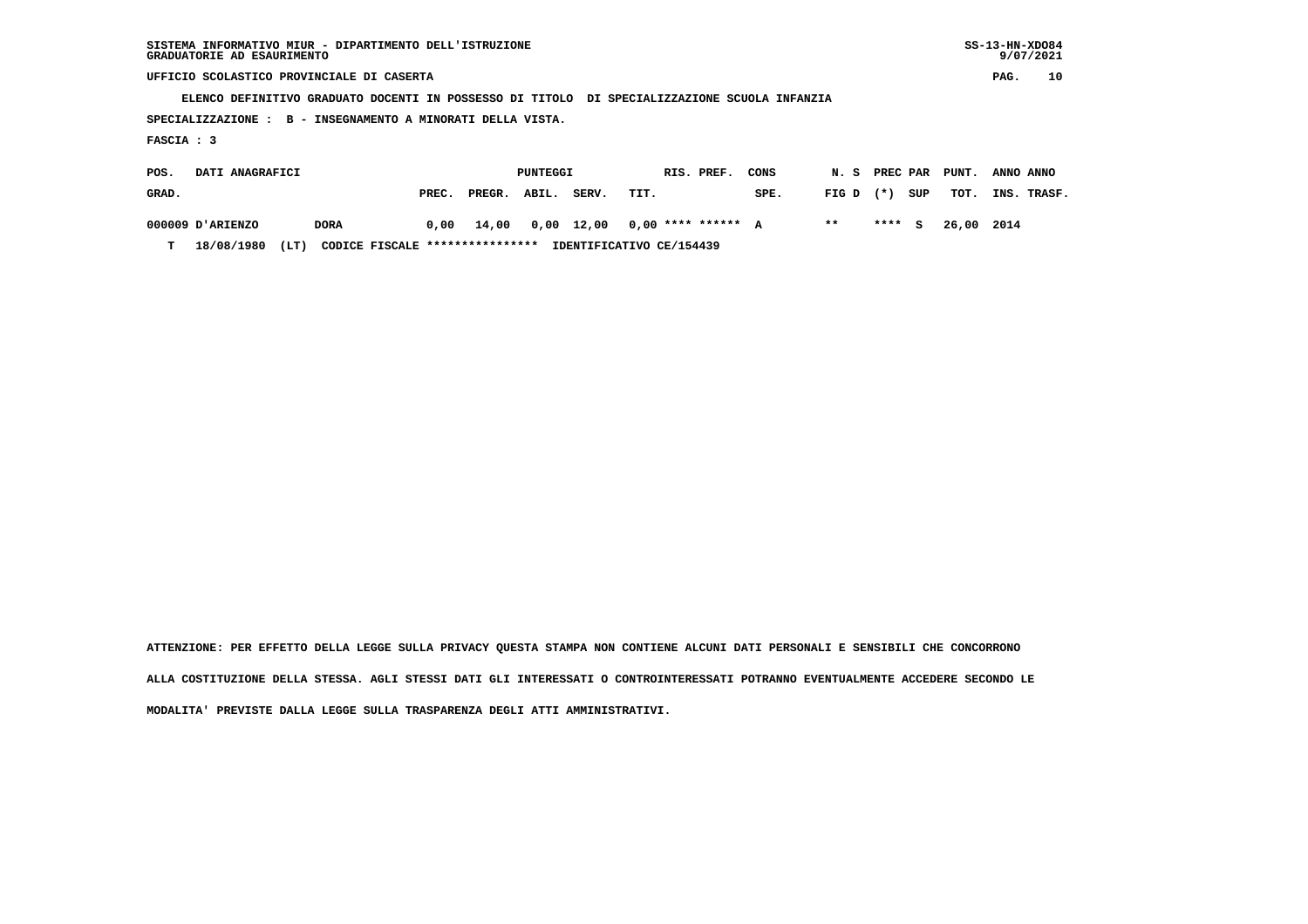SISTEMA INFORMATIVO MIUR - DIPARTIMENTO DELL'ISTRUZIONE
GRADUATORIE AD ESAURIMENTO

UFFICIO SCOLASTICO PROVINCIALE DI CASERTA

ELENCO DEFINITIVO GRADUATO DOCENTI IN POSSESSO DI TITOLO DI SPECIALIZZAZIONE SCUOLA INFANZIA

SPECIALIZZAZIONE : B - INSEGNAMENTO A MINORATI DELLA VISTA.

FASCIA : 3

| POS. GRAD. | DATI ANAGRAFICI | | PUNTEGGI PREC. | PREGR. | ABIL. | SERV. | TIT. | RIS. PREF. | CONS SPE. | N. S FIG D | PREC PAR (*) | SUP | PUNT. TOT. | ANNO INS. | ANNO TRASF. |
|---|---|---|---|---|---|---|---|---|---|---|---|---|---|---|---|
| 000009 | D'ARIENZO | DORA | 0,00 | 14,00 | 0,00 | 12,00 | 0,00 | **** ****** | A | ** | **** | S | 26,00 | 2014 | |

T 18/08/1980 (LT) CODICE FISCALE **************** IDENTIFICATIVO CE/154439

ATTENZIONE: PER EFFETTO DELLA LEGGE SULLA PRIVACY QUESTA STAMPA NON CONTIENE ALCUNI DATI PERSONALI E SENSIBILI CHE CONCORRONO ALLA COSTITUZIONE DELLA STESSA. AGLI STESSI DATI GLI INTERESSATI O CONTROINTERESSATI POTRANNO EVENTUALMENTE ACCEDERE SECONDO LE MODALITA' PREVISTE DALLA LEGGE SULLA TRASPARENZA DEGLI ATTI AMMINISTRATIVI.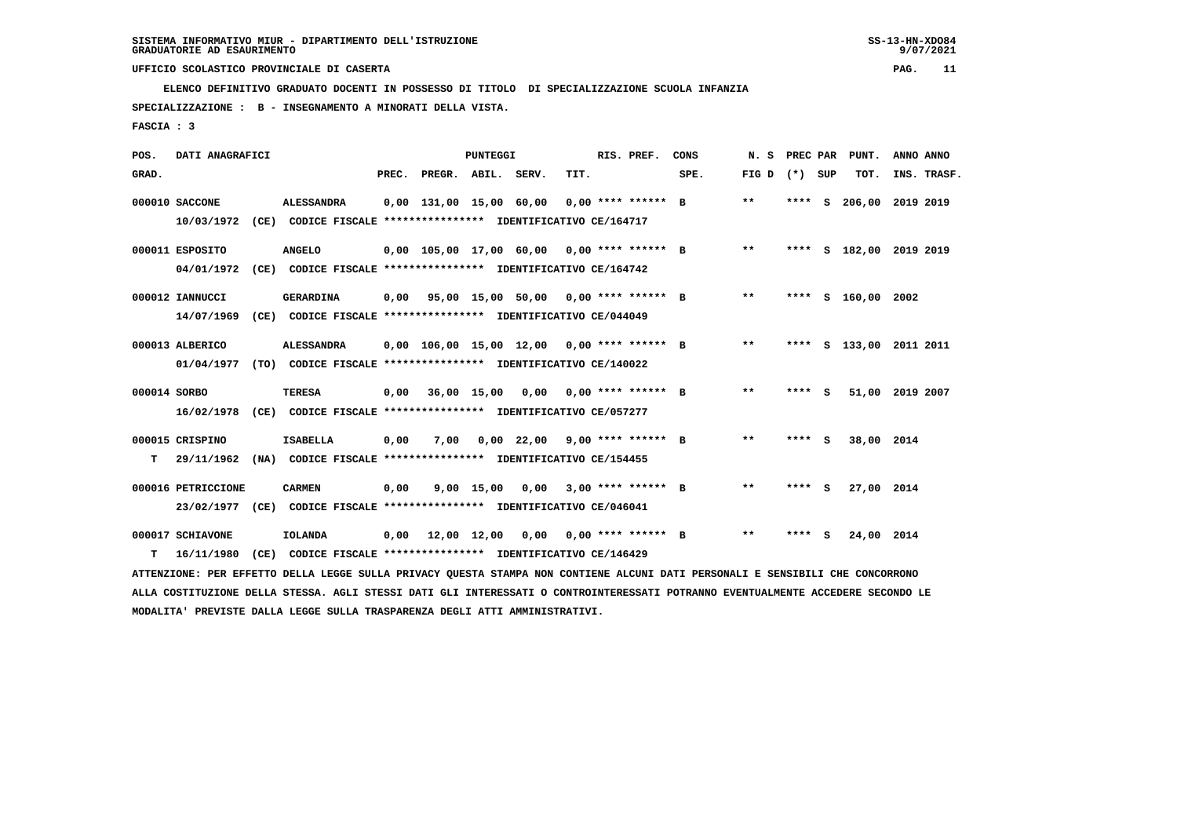SISTEMA INFORMATIVO MIUR - DIPARTIMENTO DELL'ISTRUZIONE
GRADUATORIE AD ESAURIMENTO

UFFICIO SCOLASTICO PROVINCIALE DI CASERTA

ELENCO DEFINITIVO GRADUATO DOCENTI IN POSSESSO DI TITOLO DI SPECIALIZZAZIONE SCUOLA INFANZIA

SPECIALIZZAZIONE : B - INSEGNAMENTO A MINORATI DELLA VISTA.

FASCIA : 3

| POS. GRAD. | DATI ANAGRAFICI | | PUNTEGGI PREC. | PREGR. | ABIL. | SERV. | TIT. | RIS. PREF. | CONS SPE. | N. S FIG D | PREC PAR (*) | SUP | PUNT. TOT. | ANNO INS. | ANNO TRASF. |
|---|---|---|---|---|---|---|---|---|---|---|---|---|---|---|---|
| 000010 | SACCONE | ALESSANDRA | 0,00 | 131,00 | 15,00 | 60,00 | 0,00 | **** ****** | B | ** | **** | S | 206,00 | 2019 | 2019 |
| | 10/03/1972 (CE) CODICE FISCALE **************** IDENTIFICATIVO CE/164717 | | | | | | | | | | | | | | |
| 000011 | ESPOSITO | ANGELO | 0,00 | 105,00 | 17,00 | 60,00 | 0,00 | **** ****** | B | ** | **** | S | 182,00 | 2019 | 2019 |
| | 04/01/1972 (CE) CODICE FISCALE **************** IDENTIFICATIVO CE/164742 | | | | | | | | | | | | | | |
| 000012 | IANNUCCI | GERARDINA | 0,00 | 95,00 | 15,00 | 50,00 | 0,00 | **** ****** | B | ** | **** | S | 160,00 | 2002 | |
| | 14/07/1969 (CE) CODICE FISCALE **************** IDENTIFICATIVO CE/044049 | | | | | | | | | | | | | | |
| 000013 | ALBERICO | ALESSANDRA | 0,00 | 106,00 | 15,00 | 12,00 | 0,00 | **** ****** | B | ** | **** | S | 133,00 | 2011 | 2011 |
| | 01/04/1977 (TO) CODICE FISCALE **************** IDENTIFICATIVO CE/140022 | | | | | | | | | | | | | | |
| 000014 | SORBO | TERESA | 0,00 | 36,00 | 15,00 | 0,00 | 0,00 | **** ****** | B | ** | **** | S | 51,00 | 2019 | 2007 |
| | 16/02/1978 (CE) CODICE FISCALE **************** IDENTIFICATIVO CE/057277 | | | | | | | | | | | | | | |
| 000015 | CRISPINO | ISABELLA | 0,00 | 7,00 | 0,00 | 22,00 | 9,00 | **** ****** | B | ** | **** | S | 38,00 | 2014 | |
| T | 29/11/1962 (NA) CODICE FISCALE **************** IDENTIFICATIVO CE/154455 | | | | | | | | | | | | | | |
| 000016 | PETRICCIONE | CARMEN | 0,00 | 9,00 | 15,00 | 0,00 | 3,00 | **** ****** | B | ** | **** | S | 27,00 | 2014 | |
| | 23/02/1977 (CE) CODICE FISCALE **************** IDENTIFICATIVO CE/046041 | | | | | | | | | | | | | | |
| 000017 | SCHIAVONE | IOLANDA | 0,00 | 12,00 | 12,00 | 0,00 | 0,00 | **** ****** | B | ** | **** | S | 24,00 | 2014 | |
| T | 16/11/1980 (CE) CODICE FISCALE **************** IDENTIFICATIVO CE/146429 | | | | | | | | | | | | | | |

ATTENZIONE: PER EFFETTO DELLA LEGGE SULLA PRIVACY QUESTA STAMPA NON CONTIENE ALCUNI DATI PERSONALI E SENSIBILI CHE CONCORRONO ALLA COSTITUZIONE DELLA STESSA. AGLI STESSI DATI GLI INTERESSATI O CONTROINTERESSATI POTRANNO EVENTUALMENTE ACCEDERE SECONDO LE MODALITA' PREVISTE DALLA LEGGE SULLA TRASPARENZA DEGLI ATTI AMMINISTRATIVI.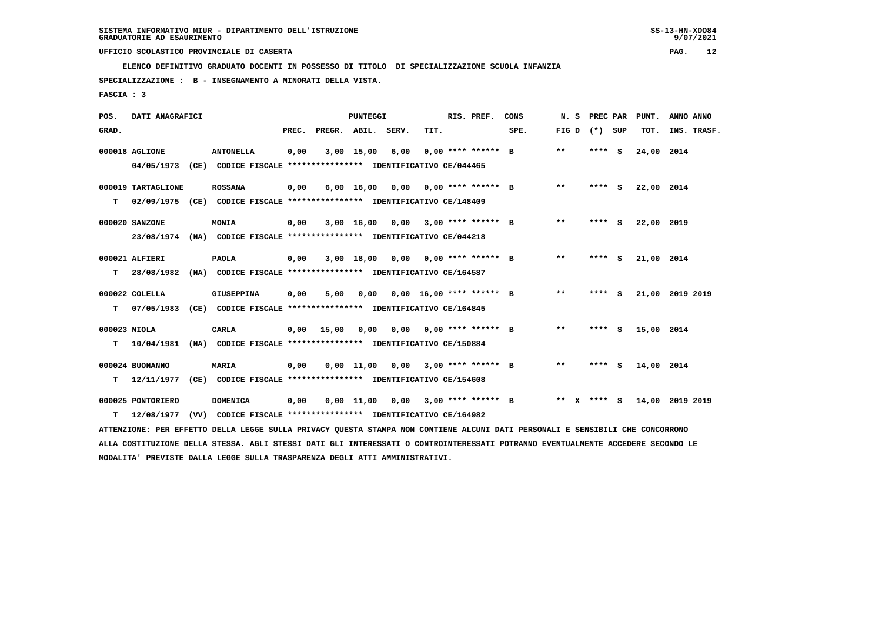SISTEMA INFORMATIVO MIUR - DIPARTIMENTO DELL'ISTRUZIONE
GRADUATORIE AD ESAURIMENTO

UFFICIO SCOLASTICO PROVINCIALE DI CASERTA

ELENCO DEFINITIVO GRADUATO DOCENTI IN POSSESSO DI TITOLO DI SPECIALIZZAZIONE SCUOLA INFANZIA

SPECIALIZZAZIONE : B - INSEGNAMENTO A MINORATI DELLA VISTA.

FASCIA : 3

| POS. GRAD. | DATI ANAGRAFICI | | PREC. | PREGR. | ABIL. | SERV. | TIT. | RIS. PREF. | CONS SPE. | N. S FIG D | PREC PAR (*) SUP | PUNT. TOT. | ANNO INS. | ANNO TRASF. |
|---|---|---|---|---|---|---|---|---|---|---|---|---|---|---|
| 000018 AGLIONE | ANTONELLA | | 0,00 | 3,00 | 15,00 | 6,00 | 0,00 | **** ****** | B | ** | **** S | 24,00 | 2014 | |
| | 04/05/1973 (CE) CODICE FISCALE **************** IDENTIFICATIVO CE/044465 | | | | | | | | | | | | | |
| 000019 TARTAGLIONE | ROSSANA | | 0,00 | 6,00 | 16,00 | 0,00 | 0,00 | **** ****** | B | ** | **** S | 22,00 | 2014 | |
| T | 02/09/1975 (CE) CODICE FISCALE **************** IDENTIFICATIVO CE/148409 | | | | | | | | | | | | | |
| 000020 SANZONE | MONIA | | 0,00 | 3,00 | 16,00 | 0,00 | 3,00 | **** ****** | B | ** | **** S | 22,00 | 2019 | |
| | 23/08/1974 (NA) CODICE FISCALE **************** IDENTIFICATIVO CE/044218 | | | | | | | | | | | | | |
| 000021 ALFIERI | PAOLA | | 0,00 | 3,00 | 18,00 | 0,00 | 0,00 | **** ****** | B | ** | **** S | 21,00 | 2014 | |
| T | 28/08/1982 (NA) CODICE FISCALE **************** IDENTIFICATIVO CE/164587 | | | | | | | | | | | | | |
| 000022 COLELLA | GIUSEPPINA | | 0,00 | 5,00 | 0,00 | 0,00 | 16,00 | **** ****** | B | ** | **** S | 21,00 | 2019 | 2019 |
| T | 07/05/1983 (CE) CODICE FISCALE **************** IDENTIFICATIVO CE/164845 | | | | | | | | | | | | | |
| 000023 NIOLA | CARLA | | 0,00 | 15,00 | 0,00 | 0,00 | 0,00 | **** ****** | B | ** | **** S | 15,00 | 2014 | |
| T | 10/04/1981 (NA) CODICE FISCALE **************** IDENTIFICATIVO CE/150884 | | | | | | | | | | | | | |
| 000024 BUONANNO | MARIA | | 0,00 | 0,00 | 11,00 | 0,00 | 3,00 | **** ****** | B | ** | **** S | 14,00 | 2014 | |
| T | 12/11/1977 (CE) CODICE FISCALE **************** IDENTIFICATIVO CE/154608 | | | | | | | | | | | | | |
| 000025 PONTORIERO | DOMENICA | | 0,00 | 0,00 | 11,00 | 0,00 | 3,00 | **** ****** | B | ** X | **** S | 14,00 | 2019 | 2019 |
| T | 12/08/1977 (VV) CODICE FISCALE **************** IDENTIFICATIVO CE/164982 | | | | | | | | | | | | | |

ATTENZIONE: PER EFFETTO DELLA LEGGE SULLA PRIVACY QUESTA STAMPA NON CONTIENE ALCUNI DATI PERSONALI E SENSIBILI CHE CONCORRONO ALLA COSTITUZIONE DELLA STESSA. AGLI STESSI DATI GLI INTERESSATI O CONTROINTERESSATI POTRANNO EVENTUALMENTE ACCEDERE SECONDO LE MODALITA' PREVISTE DALLA LEGGE SULLA TRASPARENZA DEGLI ATTI AMMINISTRATIVI.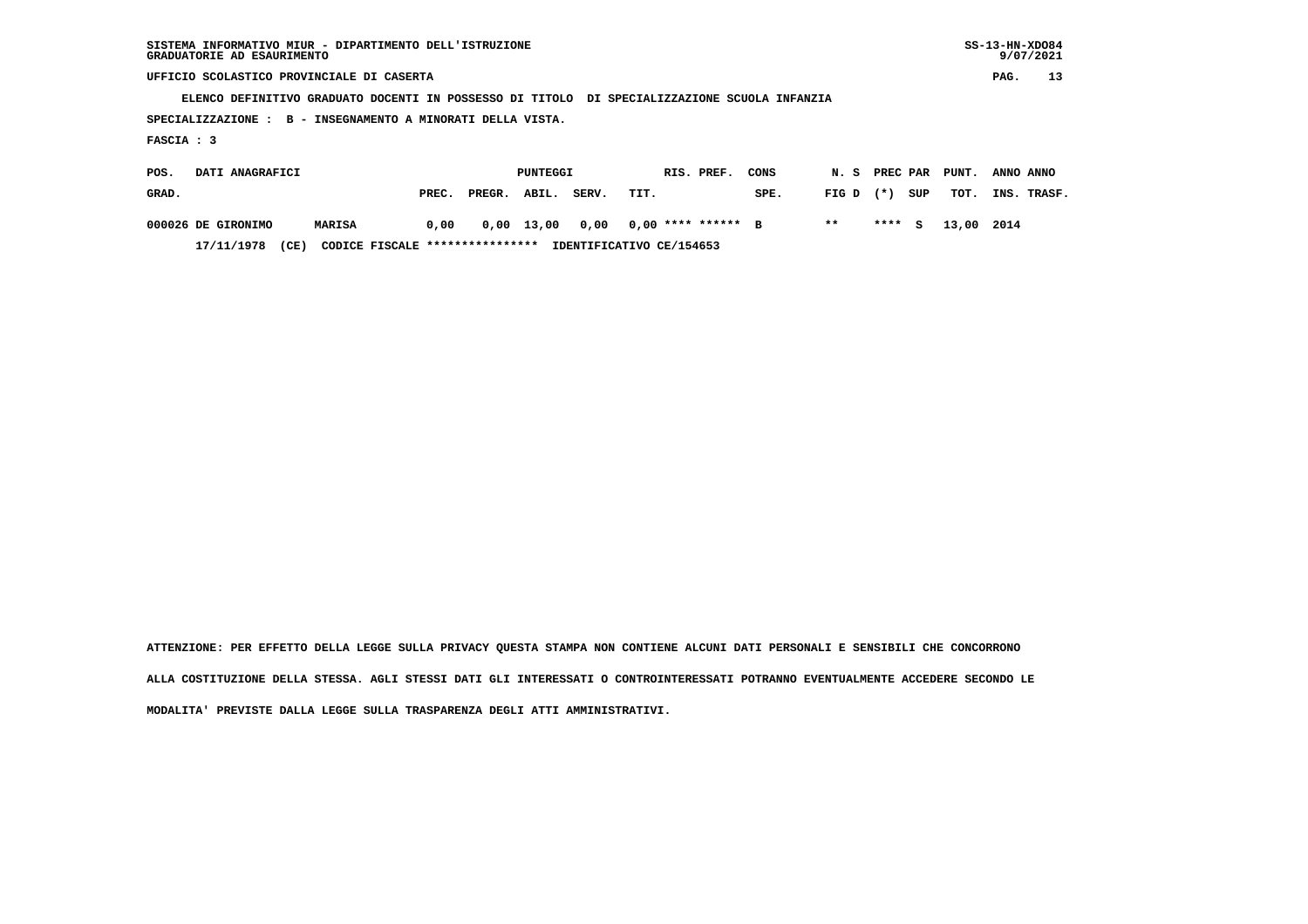SISTEMA INFORMATIVO MIUR - DIPARTIMENTO DELL'ISTRUZIONE
GRADUATORIE AD ESAURIMENTO

SS-13-HN-XDO84
9/07/2021

UFFICIO SCOLASTICO PROVINCIALE DI CASERTA

ELENCO DEFINITIVO GRADUATO DOCENTI IN POSSESSO DI TITOLO DI SPECIALIZZAZIONE SCUOLA INFANZIA

SPECIALIZZAZIONE : B - INSEGNAMENTO A MINORATI DELLA VISTA.

FASCIA : 3

| POS. GRAD. | DATI ANAGRAFICI | | PUNTEGGI PREC. | PREGR. | ABIL. | SERV. | TIT. | RIS. | PREF. | CONS SPE. | N. S FIG D | PREC (*) | PAR SUP | PUNT. TOT. | ANNO INS. | ANNO TRASF. |
|---|---|---|---|---|---|---|---|---|---|---|---|---|---|---|---|---|
| 000026 | DE GIRONIMO | MARISA | 0,00 | 0,00 | 13,00 | 0,00 | 0,00 | **** | ****** | B | ** | **** | S | 13,00 | 2014 | |
| | 17/11/1978 (CE) | CODICE FISCALE **************** | IDENTIFICATIVO CE/154653 | | | | | | | | | | | | | |

ATTENZIONE: PER EFFETTO DELLA LEGGE SULLA PRIVACY QUESTA STAMPA NON CONTIENE ALCUNI DATI PERSONALI E SENSIBILI CHE CONCORRONO ALLA COSTITUZIONE DELLA STESSA. AGLI STESSI DATI GLI INTERESSATI O CONTROINTERESSATI POTRANNO EVENTUALMENTE ACCEDERE SECONDO LE MODALITA' PREVISTE DALLA LEGGE SULLA TRASPARENZA DEGLI ATTI AMMINISTRATIVI.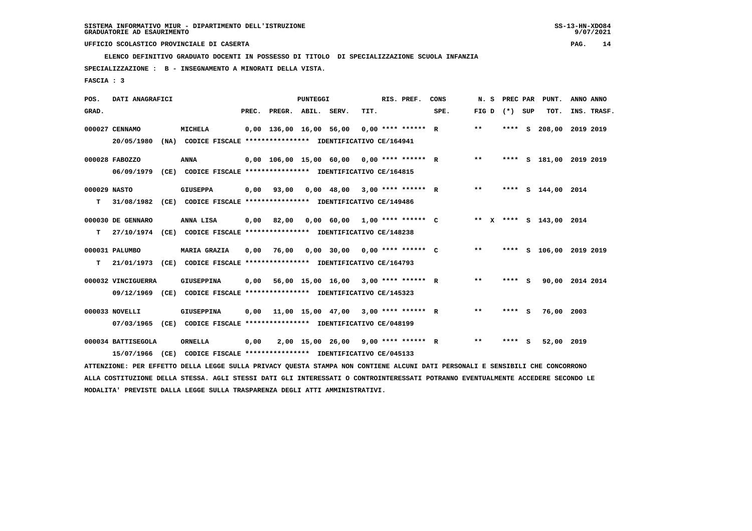SISTEMA INFORMATIVO MIUR - DIPARTIMENTO DELL'ISTRUZIONE
GRADUATORIE AD ESAURIMENTO

UFFICIO SCOLASTICO PROVINCIALE DI CASERTA

ELENCO DEFINITIVO GRADUATO DOCENTI IN POSSESSO DI TITOLO DI SPECIALIZZAZIONE SCUOLA INFANZIA

SPECIALIZZAZIONE : B - INSEGNAMENTO A MINORATI DELLA VISTA.

FASCIA : 3

| POS. GRAD. | DATI ANAGRAFICI | | PREC. | PREGR. | ABIL. | SERV. | TIT. | RIS. PREF. | CONS SPE. | N. S FIG D | PREC PAR (*) | SUP | PUNT. TOT. | ANNO INS. | ANNO TRASF. |
|---|---|---|---|---|---|---|---|---|---|---|---|---|---|---|---|
| 000027 | CENNAMO | MICHELA | 0,00 | 136,00 | 16,00 | 56,00 | 0,00 | **** ****** | R | ** | **** | S | 208,00 | 2019 | 2019 |
| | 20/05/1980 (NA) CODICE FISCALE **************** IDENTIFICATIVO CE/164941 | | | | | | | | | | | | | | |
| 000028 | FABOZZO | ANNA | 0,00 | 106,00 | 15,00 | 60,00 | 0,00 | **** ****** | R | ** | **** | S | 181,00 | 2019 | 2019 |
| | 06/09/1979 (CE) CODICE FISCALE **************** IDENTIFICATIVO CE/164815 | | | | | | | | | | | | | | |
| 000029 | NASTO | GIUSEPPA | 0,00 | 93,00 | 0,00 | 48,00 | 3,00 | **** ****** | R | ** | **** | S | 144,00 | 2014 | |
| T | 31/08/1982 (CE) CODICE FISCALE **************** IDENTIFICATIVO CE/149486 | | | | | | | | | | | | | | |
| 000030 | DE GENNARO | ANNA LISA | 0,00 | 82,00 | 0,00 | 60,00 | 1,00 | **** ****** | C | ** X | **** | S | 143,00 | 2014 | |
| T | 27/10/1974 (CE) CODICE FISCALE **************** IDENTIFICATIVO CE/148238 | | | | | | | | | | | | | | |
| 000031 | PALUMBO | MARIA GRAZIA | 0,00 | 76,00 | 0,00 | 30,00 | 0,00 | **** ****** | C | ** | **** | S | 106,00 | 2019 | 2019 |
| T | 21/01/1973 (CE) CODICE FISCALE **************** IDENTIFICATIVO CE/164793 | | | | | | | | | | | | | | |
| 000032 | VINCIGUERRA | GIUSEPPINA | 0,00 | 56,00 | 15,00 | 16,00 | 3,00 | **** ****** | R | ** | **** | S | 90,00 | 2014 | 2014 |
| | 09/12/1969 (CE) CODICE FISCALE **************** IDENTIFICATIVO CE/145323 | | | | | | | | | | | | | | |
| 000033 | NOVELLI | GIUSEPPINA | 0,00 | 11,00 | 15,00 | 47,00 | 3,00 | **** ****** | R | ** | **** | S | 76,00 | 2003 | |
| | 07/03/1965 (CE) CODICE FISCALE **************** IDENTIFICATIVO CE/048199 | | | | | | | | | | | | | | |
| 000034 | BATTISEGOLA | ORNELLA | 0,00 | 2,00 | 15,00 | 26,00 | 9,00 | **** ****** | R | ** | **** | S | 52,00 | 2019 | |
| | 15/07/1966 (CE) CODICE FISCALE **************** IDENTIFICATIVO CE/045133 | | | | | | | | | | | | | | |

ATTENZIONE: PER EFFETTO DELLA LEGGE SULLA PRIVACY QUESTA STAMPA NON CONTIENE ALCUNI DATI PERSONALI E SENSIBILI CHE CONCORRONO ALLA COSTITUZIONE DELLA STESSA. AGLI STESSI DATI GLI INTERESSATI O CONTROINTERESSATI POTRANNO EVENTUALMENTE ACCEDERE SECONDO LE MODALITA' PREVISTE DALLA LEGGE SULLA TRASPARENZA DEGLI ATTI AMMINISTRATIVI.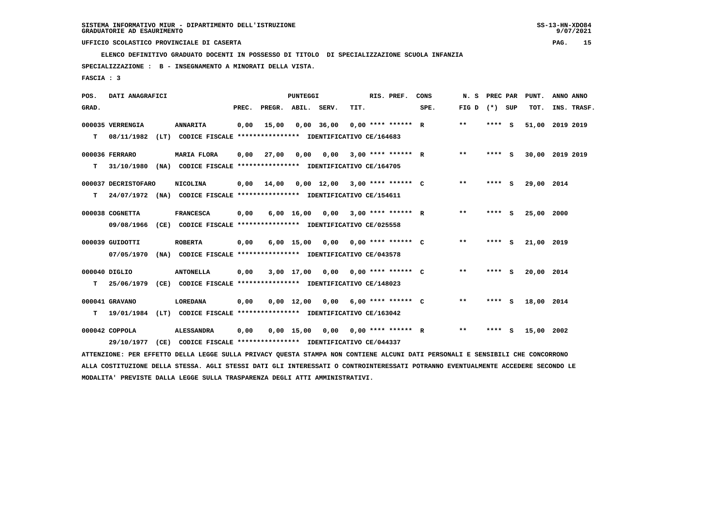SISTEMA INFORMATIVO MIUR - DIPARTIMENTO DELL'ISTRUZIONE
GRADUATORIE AD ESAURIMENTO

UFFICIO SCOLASTICO PROVINCIALE DI CASERTA

ELENCO DEFINITIVO GRADUATO DOCENTI IN POSSESSO DI TITOLO DI SPECIALIZZAZIONE SCUOLA INFANZIA

SPECIALIZZAZIONE : B - INSEGNAMENTO A MINORATI DELLA VISTA.

FASCIA : 3

| POS. GRAD. | DATI ANAGRAFICI | | PREC. | PREGR. | ABIL. | SERV. | TIT. | RIS. PREF. | CONS SPE. | N. S FIG D | PREC PAR (*) | SUP | PUNT. TOT. | ANNO INS. | ANNO TRASF. |
|---|---|---|---|---|---|---|---|---|---|---|---|---|---|---|---|
| 000035 | VERRENGIA | ANNARITA | 0,00 | 15,00 | 0,00 | 36,00 | 0,00 | **** ****** | R | ** | **** | S | 51,00 | 2019 | 2019 |
| T | 08/11/1982 (LT) CODICE FISCALE **************** IDENTIFICATIVO CE/164683 | | | | | | | | | | | | | | |
| 000036 | FERRARO | MARIA FLORA | 0,00 | 27,00 | 0,00 | 0,00 | 3,00 | **** ****** | R | ** | **** | S | 30,00 | 2019 | 2019 |
| T | 31/10/1980 (NA) CODICE FISCALE **************** IDENTIFICATIVO CE/164705 | | | | | | | | | | | | | | |
| 000037 | DECRISTOFARO | NICOLINA | 0,00 | 14,00 | 0,00 | 12,00 | 3,00 | **** ****** | C | ** | **** | S | 29,00 | 2014 | |
| T | 24/07/1972 (NA) CODICE FISCALE **************** IDENTIFICATIVO CE/154611 | | | | | | | | | | | | | | |
| 000038 | COGNETTA | FRANCESCA | 0,00 | 6,00 | 16,00 | 0,00 | 3,00 | **** ****** | R | ** | **** | S | 25,00 | 2000 | |
| | 09/08/1966 (CE) CODICE FISCALE **************** IDENTIFICATIVO CE/025558 | | | | | | | | | | | | | | |
| 000039 | GUIDOTTI | ROBERTA | 0,00 | 6,00 | 15,00 | 0,00 | 0,00 | **** ****** | C | ** | **** | S | 21,00 | 2019 | |
| | 07/05/1970 (NA) CODICE FISCALE **************** IDENTIFICATIVO CE/043578 | | | | | | | | | | | | | | |
| 000040 | DIGLIO | ANTONELLA | 0,00 | 3,00 | 17,00 | 0,00 | 0,00 | **** ****** | C | ** | **** | S | 20,00 | 2014 | |
| T | 25/06/1979 (CE) CODICE FISCALE **************** IDENTIFICATIVO CE/148023 | | | | | | | | | | | | | | |
| 000041 | GRAVANO | LOREDANA | 0,00 | 0,00 | 12,00 | 0,00 | 6,00 | **** ****** | C | ** | **** | S | 18,00 | 2014 | |
| T | 19/01/1984 (LT) CODICE FISCALE **************** IDENTIFICATIVO CE/163042 | | | | | | | | | | | | | | |
| 000042 | COPPOLA | ALESSANDRA | 0,00 | 0,00 | 15,00 | 0,00 | 0,00 | **** ****** | R | ** | **** | S | 15,00 | 2002 | |
| | 29/10/1977 (CE) CODICE FISCALE **************** IDENTIFICATIVO CE/044337 | | | | | | | | | | | | | | |

ATTENZIONE: PER EFFETTO DELLA LEGGE SULLA PRIVACY QUESTA STAMPA NON CONTIENE ALCUNI DATI PERSONALI E SENSIBILI CHE CONCORRONO ALLA COSTITUZIONE DELLA STESSA. AGLI STESSI DATI GLI INTERESSATI O CONTROINTERESSATI POTRANNO EVENTUALMENTE ACCEDERE SECONDO LE MODALITA' PREVISTE DALLA LEGGE SULLA TRASPARENZA DEGLI ATTI AMMINISTRATIVI.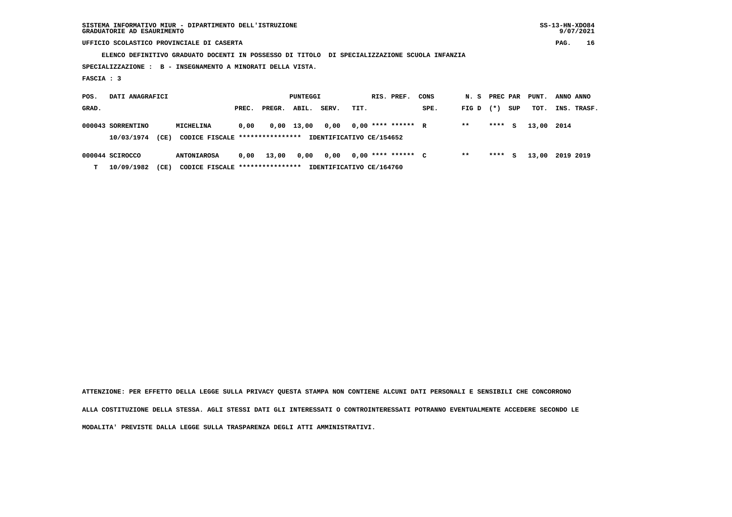SISTEMA INFORMATIVO MIUR - DIPARTIMENTO DELL'ISTRUZIONE
GRADUATORIE AD ESAURIMENTO

UFFICIO SCOLASTICO PROVINCIALE DI CASERTA

ELENCO DEFINITIVO GRADUATO DOCENTI IN POSSESSO DI TITOLO DI SPECIALIZZAZIONE SCUOLA INFANZIA

SPECIALIZZAZIONE : B - INSEGNAMENTO A MINORATI DELLA VISTA.

FASCIA : 3

| POS. GRAD. | DATI ANAGRAFICI | | PUNTEGGI PREC. | PREGR. | ABIL. | SERV. | TIT. | RIS. PREF. | CONS SPE. | N. S FIG D | PREC (*) | PAR SUP | PUNT. TOT. | ANNO INS. | ANNO TRASF. |
|---|---|---|---|---|---|---|---|---|---|---|---|---|---|---|---|
| 000043 | SORRENTINO | MICHELINA | 0,00 | 0,00 | 13,00 | 0,00 | 0,00 | **** ****** | R | ** | **** | S | 13,00 | 2014 | |
| | 10/03/1974 (CE) | CODICE FISCALE **************** IDENTIFICATIVO CE/154652 | | | | | | | | | | | | | |
| 000044 | SCIROCCO | ANTONIAROSA | 0,00 | 13,00 | 0,00 | 0,00 | 0,00 | **** ****** | C | ** | **** | S | 13,00 | 2019 | 2019 |
| T | 10/09/1982 (CE) | CODICE FISCALE **************** IDENTIFICATIVO CE/164760 | | | | | | | | | | | | | |

ATTENZIONE: PER EFFETTO DELLA LEGGE SULLA PRIVACY QUESTA STAMPA NON CONTIENE ALCUNI DATI PERSONALI E SENSIBILI CHE CONCORRONO ALLA COSTITUZIONE DELLA STESSA. AGLI STESSI DATI GLI INTERESSATI O CONTROINTERESSATI POTRANNO EVENTUALMENTE ACCEDERE SECONDO LE MODALITA' PREVISTE DALLA LEGGE SULLA TRASPARENZA DEGLI ATTI AMMINISTRATIVI.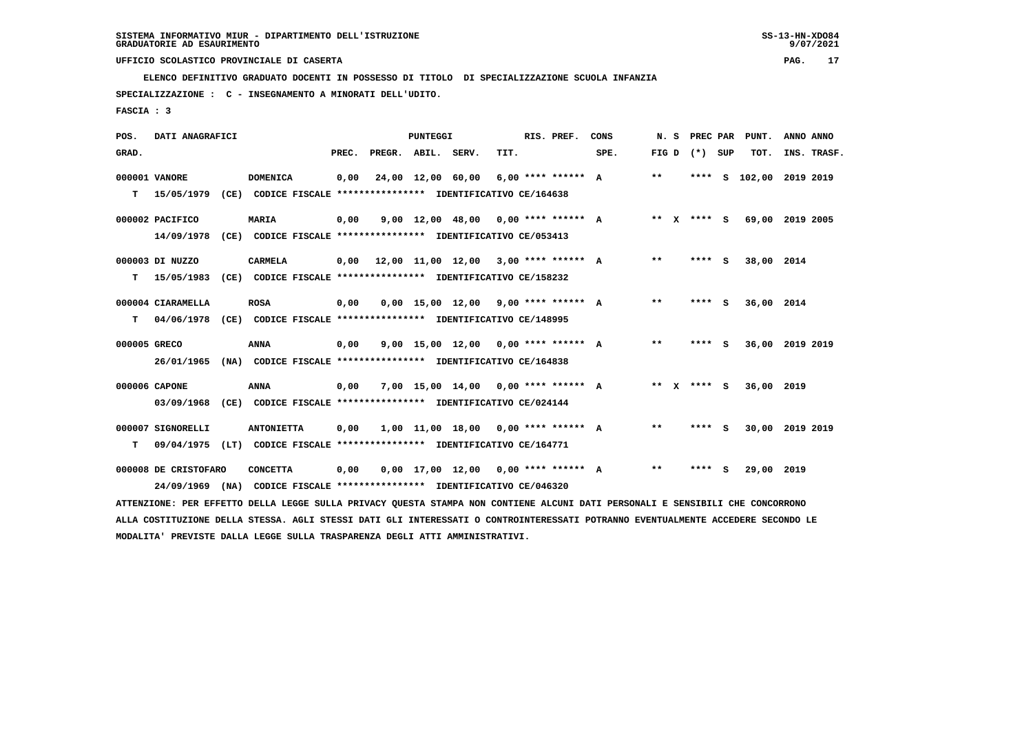SISTEMA INFORMATIVO MIUR - DIPARTIMENTO DELL'ISTRUZIONE
GRADUATORIE AD ESAURIMENTO

UFFICIO SCOLASTICO PROVINCIALE DI CASERTA

**ELENCO DEFINITIVO GRADUATO DOCENTI IN POSSESSO DI TITOLO DI SPECIALIZZAZIONE SCUOLA INFANZIA**

**SPECIALIZZAZIONE : C - INSEGNAMENTO A MINORATI DELL'UDITO.**

**FASCIA : 3**

| POS. GRAD. | DATI ANAGRAFICI | | PREC. | PREGR. | ABIL. | SERV. | TIT. | RIS. PREF. | CONS SPE. | N. S FIG D | PREC PAR (*) | SUP | PUNT. TOT. | ANNO INS. | ANNO TRASF. |
|---|---|---|---|---|---|---|---|---|---|---|---|---|---|---|---|
| 000001 | VANORE | DOMENICA | 0,00 | 24,00 | 12,00 | 60,00 | 6,00 | **** ****** | A | ** | **** | S | 102,00 | 2019 | 2019 |
| T | 15/05/1979 (CE) CODICE FISCALE **************** IDENTIFICATIVO CE/164638 | | | | | | | | | | | | | | |
| 000002 | PACIFICO | MARIA | 0,00 | 9,00 | 12,00 | 48,00 | 0,00 | **** ****** | A | ** X | **** | S | 69,00 | 2019 | 2005 |
| | 14/09/1978 (CE) CODICE FISCALE **************** IDENTIFICATIVO CE/053413 | | | | | | | | | | | | | | |
| 000003 | DI NUZZO | CARMELA | 0,00 | 12,00 | 11,00 | 12,00 | 3,00 | **** ****** | A | ** | **** | S | 38,00 | 2014 | |
| T | 15/05/1983 (CE) CODICE FISCALE **************** IDENTIFICATIVO CE/158232 | | | | | | | | | | | | | | |
| 000004 | CIARAMELLA | ROSA | 0,00 | 0,00 | 15,00 | 12,00 | 9,00 | **** ****** | A | ** | **** | S | 36,00 | 2014 | |
| T | 04/06/1978 (CE) CODICE FISCALE **************** IDENTIFICATIVO CE/148995 | | | | | | | | | | | | | | |
| 000005 | GRECO | ANNA | 0,00 | 9,00 | 15,00 | 12,00 | 0,00 | **** ****** | A | ** | **** | S | 36,00 | 2019 | 2019 |
| | 26/01/1965 (NA) CODICE FISCALE **************** IDENTIFICATIVO CE/164838 | | | | | | | | | | | | | | |
| 000006 | CAPONE | ANNA | 0,00 | 7,00 | 15,00 | 14,00 | 0,00 | **** ****** | A | ** X | **** | S | 36,00 | 2019 | |
| | 03/09/1968 (CE) CODICE FISCALE **************** IDENTIFICATIVO CE/024144 | | | | | | | | | | | | | | |
| 000007 | SIGNORELLI | ANTONIETTA | 0,00 | 1,00 | 11,00 | 18,00 | 0,00 | **** ****** | A | ** | **** | S | 30,00 | 2019 | 2019 |
| T | 09/04/1975 (LT) CODICE FISCALE **************** IDENTIFICATIVO CE/164771 | | | | | | | | | | | | | | |
| 000008 | DE CRISTOFARO | CONCETTA | 0,00 | 0,00 | 17,00 | 12,00 | 0,00 | **** ****** | A | ** | **** | S | 29,00 | 2019 | |
| | 24/09/1969 (NA) CODICE FISCALE **************** IDENTIFICATIVO CE/046320 | | | | | | | | | | | | | | |

ATTENZIONE: PER EFFETTO DELLA LEGGE SULLA PRIVACY QUESTA STAMPA NON CONTIENE ALCUNI DATI PERSONALI E SENSIBILI CHE CONCORRONO ALLA COSTITUZIONE DELLA STESSA. AGLI STESSI DATI GLI INTERESSATI O CONTROINTERESSATI POTRANNO EVENTUALMENTE ACCEDERE SECONDO LE MODALITA' PREVISTE DALLA LEGGE SULLA TRASPARENZA DEGLI ATTI AMMINISTRATIVI.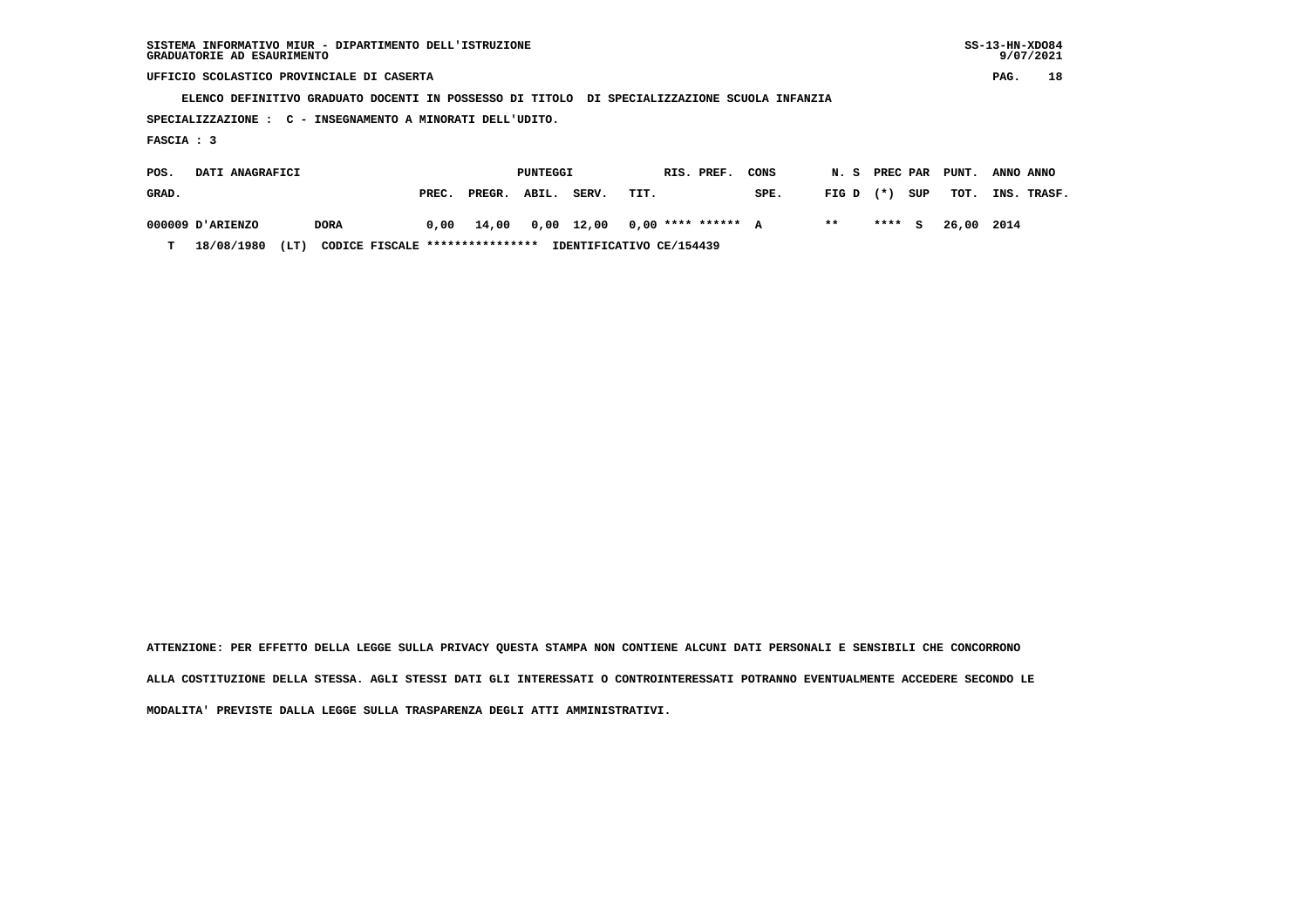SISTEMA INFORMATIVO MIUR - DIPARTIMENTO DELL'ISTRUZIONE
GRADUATORIE AD ESAURIMENTO

UFFICIO SCOLASTICO PROVINCIALE DI CASERTA

ELENCO DEFINITIVO GRADUATO DOCENTI IN POSSESSO DI TITOLO DI SPECIALIZZAZIONE SCUOLA INFANZIA

SPECIALIZZAZIONE : C - INSEGNAMENTO A MINORATI DELL'UDITO.

FASCIA : 3

| POS. GRAD. | DATI ANAGRAFICI | | PUNTEGGI PREC. | PREGR. | ABIL. | SERV. | TIT. | RIS. PREF. | CONS SPE. | N. S FIG D | PREC PAR (*) | SUP | PUNT. TOT. | ANNO INS. | ANNO TRASF. |
|---|---|---|---|---|---|---|---|---|---|---|---|---|---|---|---|
| 000009 | D'ARIENZO | DORA | 0,00 | 14,00 | 0,00 | 12,00 | 0,00 | **** ****** | A | ** | **** | S | 26,00 | 2014 | |
| T | 18/08/1980 (LT) | CODICE FISCALE **************** IDENTIFICATIVO CE/154439 | | | | | | | | | | | | | |

ATTENZIONE: PER EFFETTO DELLA LEGGE SULLA PRIVACY QUESTA STAMPA NON CONTIENE ALCUNI DATI PERSONALI E SENSIBILI CHE CONCORRONO ALLA COSTITUZIONE DELLA STESSA. AGLI STESSI DATI GLI INTERESSATI O CONTROINTERESSATI POTRANNO EVENTUALMENTE ACCEDERE SECONDO LE MODALITA' PREVISTE DALLA LEGGE SULLA TRASPARENZA DEGLI ATTI AMMINISTRATIVI.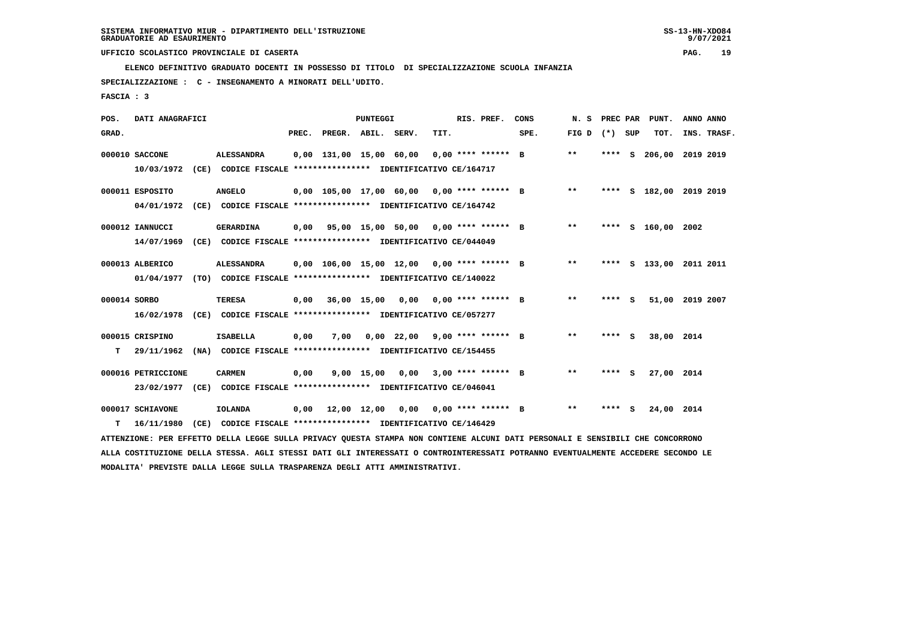SISTEMA INFORMATIVO MIUR - DIPARTIMENTO DELL'ISTRUZIONE
GRADUATORIE AD ESAURIMENTO

UFFICIO SCOLASTICO PROVINCIALE DI CASERTA

ELENCO DEFINITIVO GRADUATO DOCENTI IN POSSESSO DI TITOLO DI SPECIALIZZAZIONE SCUOLA INFANZIA

SPECIALIZZAZIONE : C - INSEGNAMENTO A MINORATI DELL'UDITO.

FASCIA : 3

| POS. GRAD. | DATI ANAGRAFICI | | PUNTEGGI PREC. | PREGR. | ABIL. | SERV. | RIS. PREF. TIT. | | CONS SPE. | N. S FIG D | PREC PAR (*) | SUP | PUNT. TOT. | ANNO INS. | ANNO TRASF. |
|---|---|---|---|---|---|---|---|---|---|---|---|---|---|---|---|
| 000010 | SACCONE | ALESSANDRA | 0,00 | 131,00 | 15,00 | 60,00 | 0,00 | **** ****** | B | ** | **** | S | 206,00 | 2019 | 2019 |
| | 10/03/1972 (CE) CODICE FISCALE **************** IDENTIFICATIVO CE/164717 | | | | | | | | | | | | | | |
| 000011 | ESPOSITO | ANGELO | 0,00 | 105,00 | 17,00 | 60,00 | 0,00 | **** ****** | B | ** | **** | S | 182,00 | 2019 | 2019 |
| | 04/01/1972 (CE) CODICE FISCALE **************** IDENTIFICATIVO CE/164742 | | | | | | | | | | | | | | |
| 000012 | IANNUCCI | GERARDINA | 0,00 | 95,00 | 15,00 | 50,00 | 0,00 | **** ****** | B | ** | **** | S | 160,00 | 2002 | |
| | 14/07/1969 (CE) CODICE FISCALE **************** IDENTIFICATIVO CE/044049 | | | | | | | | | | | | | | |
| 000013 | ALBERICO | ALESSANDRA | 0,00 | 106,00 | 15,00 | 12,00 | 0,00 | **** ****** | B | ** | **** | S | 133,00 | 2011 | 2011 |
| | 01/04/1977 (TO) CODICE FISCALE **************** IDENTIFICATIVO CE/140022 | | | | | | | | | | | | | | |
| 000014 | SORBO | TERESA | 0,00 | 36,00 | 15,00 | 0,00 | 0,00 | **** ****** | B | ** | **** | S | 51,00 | 2019 | 2007 |
| | 16/02/1978 (CE) CODICE FISCALE **************** IDENTIFICATIVO CE/057277 | | | | | | | | | | | | | | |
| 000015 | CRISPINO | ISABELLA | 0,00 | 7,00 | 0,00 | 22,00 | 9,00 | **** ****** | B | ** | **** | S | 38,00 | 2014 | |
| T | 29/11/1962 (NA) CODICE FISCALE **************** IDENTIFICATIVO CE/154455 | | | | | | | | | | | | | | |
| 000016 | PETRICCIONE | CARMEN | 0,00 | 9,00 | 15,00 | 0,00 | 3,00 | **** ****** | B | ** | **** | S | 27,00 | 2014 | |
| | 23/02/1977 (CE) CODICE FISCALE **************** IDENTIFICATIVO CE/046041 | | | | | | | | | | | | | | |
| 000017 | SCHIAVONE | IOLANDA | 0,00 | 12,00 | 12,00 | 0,00 | 0,00 | **** ****** | B | ** | **** | S | 24,00 | 2014 | |
| T | 16/11/1980 (CE) CODICE FISCALE **************** IDENTIFICATIVO CE/146429 | | | | | | | | | | | | | | |

ATTENZIONE: PER EFFETTO DELLA LEGGE SULLA PRIVACY QUESTA STAMPA NON CONTIENE ALCUNI DATI PERSONALI E SENSIBILI CHE CONCORRONO ALLA COSTITUZIONE DELLA STESSA. AGLI STESSI DATI GLI INTERESSATI O CONTROINTERESSATI POTRANNO EVENTUALMENTE ACCEDERE SECONDO LE MODALITA' PREVISTE DALLA LEGGE SULLA TRASPARENZA DEGLI ATTI AMMINISTRATIVI.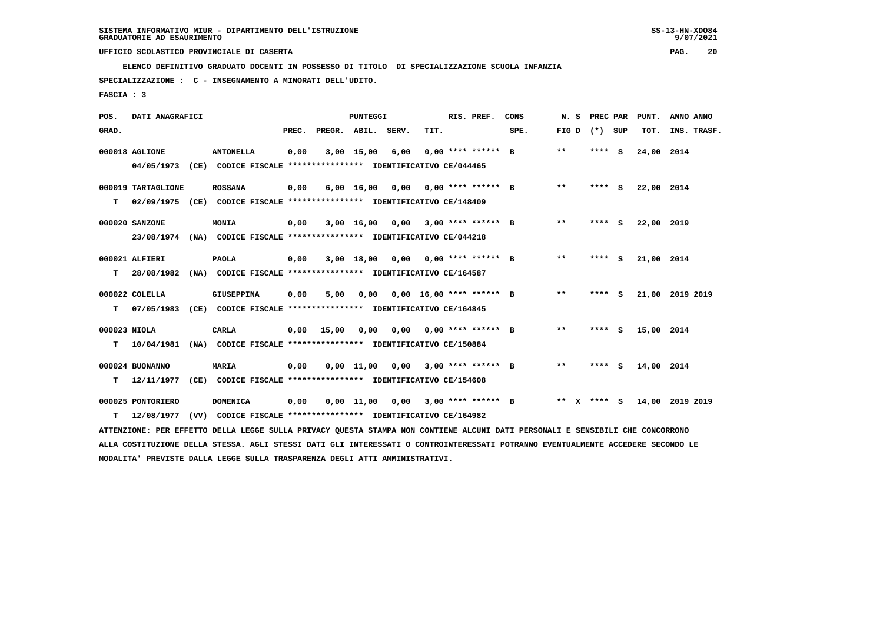SISTEMA INFORMATIVO MIUR - DIPARTIMENTO DELL'ISTRUZIONE
GRADUATORIE AD ESAURIMENTO

UFFICIO SCOLASTICO PROVINCIALE DI CASERTA

ELENCO DEFINITIVO GRADUATO DOCENTI IN POSSESSO DI TITOLO DI SPECIALIZZAZIONE SCUOLA INFANZIA

SPECIALIZZAZIONE : C - INSEGNAMENTO A MINORATI DELL'UDITO.

FASCIA : 3

| POS. GRAD. | DATI ANAGRAFICI | | PREC. | PREGR. | ABIL. | SERV. | TIT. | RIS. PREF. | CONS SPE. | N. S FIG D | PREC PAR (*) SUP | PUNT. TOT. | ANNO INS. | ANNO TRASF. |
|---|---|---|---|---|---|---|---|---|---|---|---|---|---|---|
| 000018 AGLIONE | ANTONELLA | | 0,00 | 3,00 | 15,00 | 6,00 | 0,00 | **** ****** | B | ** | **** S | 24,00 | 2014 | |
| | 04/05/1973 (CE) CODICE FISCALE **************** IDENTIFICATIVO CE/044465 | | | | | | | | | | | | | |
| 000019 TARTAGLIONE | ROSSANA | | 0,00 | 6,00 | 16,00 | 0,00 | 0,00 | **** ****** | B | ** | **** S | 22,00 | 2014 | |
| T | 02/09/1975 (CE) CODICE FISCALE **************** IDENTIFICATIVO CE/148409 | | | | | | | | | | | | | |
| 000020 SANZONE | MONIA | | 0,00 | 3,00 | 16,00 | 0,00 | 3,00 | **** ****** | B | ** | **** S | 22,00 | 2019 | |
| | 23/08/1974 (NA) CODICE FISCALE **************** IDENTIFICATIVO CE/044218 | | | | | | | | | | | | | |
| 000021 ALFIERI | PAOLA | | 0,00 | 3,00 | 18,00 | 0,00 | 0,00 | **** ****** | B | ** | **** S | 21,00 | 2014 | |
| T | 28/08/1982 (NA) CODICE FISCALE **************** IDENTIFICATIVO CE/164587 | | | | | | | | | | | | | |
| 000022 COLELLA | GIUSEPPINA | | 0,00 | 5,00 | 0,00 | 0,00 | 16,00 | **** ****** | B | ** | **** S | 21,00 | 2019 | 2019 |
| T | 07/05/1983 (CE) CODICE FISCALE **************** IDENTIFICATIVO CE/164845 | | | | | | | | | | | | | |
| 000023 NIOLA | CARLA | | 0,00 | 15,00 | 0,00 | 0,00 | 0,00 | **** ****** | B | ** | **** S | 15,00 | 2014 | |
| T | 10/04/1981 (NA) CODICE FISCALE **************** IDENTIFICATIVO CE/150884 | | | | | | | | | | | | | |
| 000024 BUONANNO | MARIA | | 0,00 | 0,00 | 11,00 | 0,00 | 3,00 | **** ****** | B | ** | **** S | 14,00 | 2014 | |
| T | 12/11/1977 (CE) CODICE FISCALE **************** IDENTIFICATIVO CE/154608 | | | | | | | | | | | | | |
| 000025 PONTORIERO | DOMENICA | | 0,00 | 0,00 | 11,00 | 0,00 | 3,00 | **** ****** | B | ** X | **** S | 14,00 | 2019 | 2019 |
| T | 12/08/1977 (VV) CODICE FISCALE **************** IDENTIFICATIVO CE/164982 | | | | | | | | | | | | | |

ATTENZIONE: PER EFFETTO DELLA LEGGE SULLA PRIVACY QUESTA STAMPA NON CONTIENE ALCUNI DATI PERSONALI E SENSIBILI CHE CONCORRONO ALLA COSTITUZIONE DELLA STESSA. AGLI STESSI DATI GLI INTERESSATI O CONTROINTERESSATI POTRANNO EVENTUALMENTE ACCEDERE SECONDO LE MODALITA' PREVISTE DALLA LEGGE SULLA TRASPARENZA DEGLI ATTI AMMINISTRATIVI.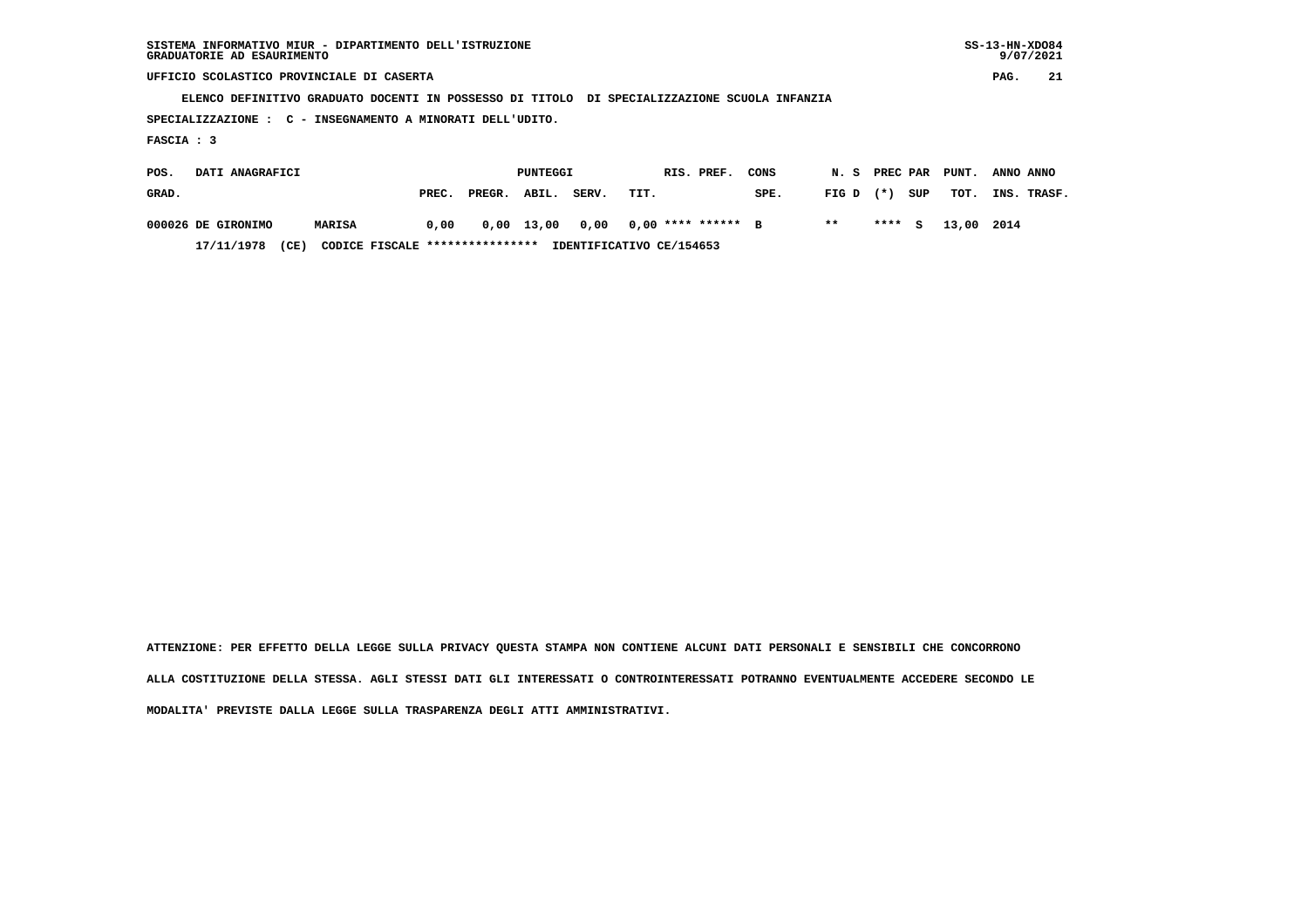SISTEMA INFORMATIVO MIUR - DIPARTIMENTO DELL'ISTRUZIONE
GRADUATORIE AD ESAURIMENTO

UFFICIO SCOLASTICO PROVINCIALE DI CASERTA

ELENCO DEFINITIVO GRADUATO DOCENTI IN POSSESSO DI TITOLO DI SPECIALIZZAZIONE SCUOLA INFANZIA

SPECIALIZZAZIONE : C - INSEGNAMENTO A MINORATI DELL'UDITO.

FASCIA : 3

| POS. GRAD. | DATI ANAGRAFICI | | PREC. | PREGR. | PUNTEGGI ABIL. | SERV. | TIT. | RIS. PREF. | CONS SPE. | N. S FIG D | PREC (*) | PAR SUP | PUNT. TOT. | ANNO INS. | ANNO TRASF. |
|---|---|---|---|---|---|---|---|---|---|---|---|---|---|---|---|
| 000026 | DE GIRONIMO | MARISA | 0,00 | 0,00 | 13,00 | 0,00 | 0,00 | **** ****** | B | ** | **** | S | 13,00 | 2014 | |
| | 17/11/1978 (CE) | CODICE FISCALE **************** | IDENTIFICATIVO CE/154653 | | | | | | | | | | | | |

ATTENZIONE: PER EFFETTO DELLA LEGGE SULLA PRIVACY QUESTA STAMPA NON CONTIENE ALCUNI DATI PERSONALI E SENSIBILI CHE CONCORRONO ALLA COSTITUZIONE DELLA STESSA. AGLI STESSI DATI GLI INTERESSATI O CONTROINTERESSATI POTRANNO EVENTUALMENTE ACCEDERE SECONDO LE MODALITA' PREVISTE DALLA LEGGE SULLA TRASPARENZA DEGLI ATTI AMMINISTRATIVI.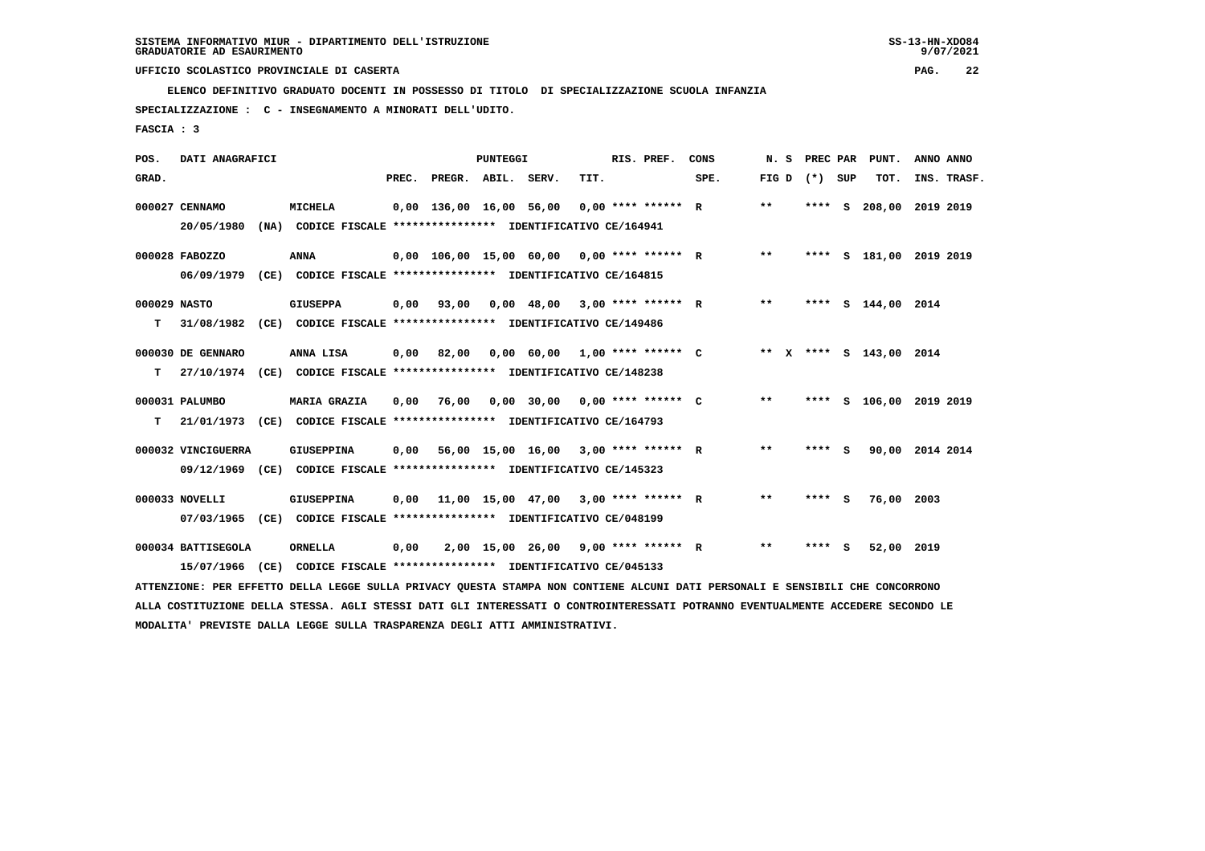SISTEMA INFORMATIVO MIUR - DIPARTIMENTO DELL'ISTRUZIONE
GRADUATORIE AD ESAURIMENTO

UFFICIO SCOLASTICO PROVINCIALE DI CASERTA

ELENCO DEFINITIVO GRADUATO DOCENTI IN POSSESSO DI TITOLO DI SPECIALIZZAZIONE SCUOLA INFANZIA

SPECIALIZZAZIONE : C - INSEGNAMENTO A MINORATI DELL'UDITO.

FASCIA : 3

| POS. GRAD. | DATI ANAGRAFICI | | PREC. | PREGR. | ABIL. | SERV. | TIT. | RIS. PREF. | CONS SPE. | N. S FIG D | PREC PAR (*) | SUP | PUNT. TOT. | ANNO INS. | ANNO TRASF. |
|---|---|---|---|---|---|---|---|---|---|---|---|---|---|---|---|
| 000027 | CENNAMO | MICHELA | 0,00 | 136,00 | 16,00 | 56,00 | 0,00 | **** ****** | R | ** | **** | S | 208,00 | 2019 | 2019 |
| | 20/05/1980 (NA) CODICE FISCALE **************** IDENTIFICATIVO CE/164941 | | | | | | | | | | | | | | |
| 000028 | FABOZZO | ANNA | 0,00 | 106,00 | 15,00 | 60,00 | 0,00 | **** ****** | R | ** | **** | S | 181,00 | 2019 | 2019 |
| | 06/09/1979 (CE) CODICE FISCALE **************** IDENTIFICATIVO CE/164815 | | | | | | | | | | | | | | |
| 000029 | NASTO | GIUSEPPA | 0,00 | 93,00 | 0,00 | 48,00 | 3,00 | **** ****** | R | ** | **** | S | 144,00 | 2014 | |
| T | 31/08/1982 (CE) CODICE FISCALE **************** IDENTIFICATIVO CE/149486 | | | | | | | | | | | | | | |
| 000030 | DE GENNARO | ANNA LISA | 0,00 | 82,00 | 0,00 | 60,00 | 1,00 | **** ****** | C | ** X | **** | S | 143,00 | 2014 | |
| T | 27/10/1974 (CE) CODICE FISCALE **************** IDENTIFICATIVO CE/148238 | | | | | | | | | | | | | | |
| 000031 | PALUMBO | MARIA GRAZIA | 0,00 | 76,00 | 0,00 | 30,00 | 0,00 | **** ****** | C | ** | **** | S | 106,00 | 2019 | 2019 |
| T | 21/01/1973 (CE) CODICE FISCALE **************** IDENTIFICATIVO CE/164793 | | | | | | | | | | | | | | |
| 000032 | VINCIGUERRA | GIUSEPPINA | 0,00 | 56,00 | 15,00 | 16,00 | 3,00 | **** ****** | R | ** | **** | S | 90,00 | 2014 | 2014 |
| | 09/12/1969 (CE) CODICE FISCALE **************** IDENTIFICATIVO CE/145323 | | | | | | | | | | | | | | |
| 000033 | NOVELLI | GIUSEPPINA | 0,00 | 11,00 | 15,00 | 47,00 | 3,00 | **** ****** | R | ** | **** | S | 76,00 | 2003 | |
| | 07/03/1965 (CE) CODICE FISCALE **************** IDENTIFICATIVO CE/048199 | | | | | | | | | | | | | | |
| 000034 | BATTISEGOLA | ORNELLA | 0,00 | 2,00 | 15,00 | 26,00 | 9,00 | **** ****** | R | ** | **** | S | 52,00 | 2019 | |
| | 15/07/1966 (CE) CODICE FISCALE **************** IDENTIFICATIVO CE/045133 | | | | | | | | | | | | | | |

ATTENZIONE: PER EFFETTO DELLA LEGGE SULLA PRIVACY QUESTA STAMPA NON CONTIENE ALCUNI DATI PERSONALI E SENSIBILI CHE CONCORRONO ALLA COSTITUZIONE DELLA STESSA. AGLI STESSI DATI GLI INTERESSATI O CONTROINTERESSATI POTRANNO EVENTUALMENTE ACCEDERE SECONDO LE MODALITA' PREVISTE DALLA LEGGE SULLA TRASPARENZA DEGLI ATTI AMMINISTRATIVI.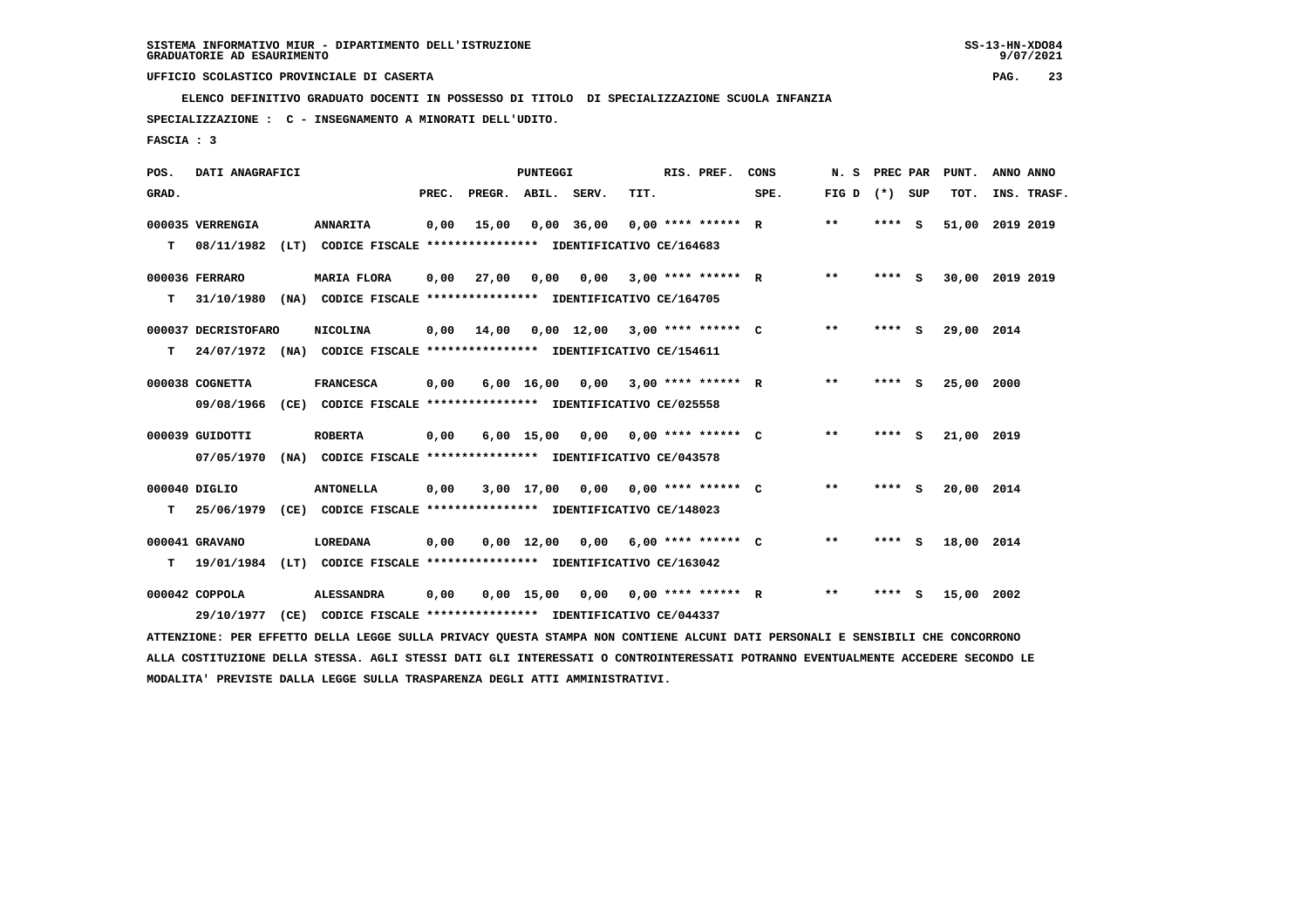SISTEMA INFORMATIVO MIUR - DIPARTIMENTO DELL'ISTRUZIONE
GRADUATORIE AD ESAURIMENTO

UFFICIO SCOLASTICO PROVINCIALE DI CASERTA

ELENCO DEFINITIVO GRADUATO DOCENTI IN POSSESSO DI TITOLO DI SPECIALIZZAZIONE SCUOLA INFANZIA

SPECIALIZZAZIONE : C - INSEGNAMENTO A MINORATI DELL'UDITO.

FASCIA : 3

| POS. GRAD. | DATI ANAGRAFICI | | PREC. | PREGR. | ABIL. | SERV. | TIT. | RIS. PREF. | CONS SPE. | N. S FIG D | PREC PAR (*) | SUP | PUNT. TOT. | ANNO INS. | ANNO TRASF. |
|---|---|---|---|---|---|---|---|---|---|---|---|---|---|---|---|
| 000035 VERRENGIA | | ANNARITA | 0,00 | 15,00 | 0,00 | 36,00 | 0,00 | **** ****** | R | ** | **** | S | 51,00 | 2019 | 2019 |
| T | 08/11/1982 (LT) CODICE FISCALE **************** IDENTIFICATIVO CE/164683 | | | | | | | | | | | | | | |
| 000036 FERRARO | | MARIA FLORA | 0,00 | 27,00 | 0,00 | 0,00 | 3,00 | **** ****** | R | ** | **** | S | 30,00 | 2019 | 2019 |
| T | 31/10/1980 (NA) CODICE FISCALE **************** IDENTIFICATIVO CE/164705 | | | | | | | | | | | | | | |
| 000037 DECRISTOFARO | | NICOLINA | 0,00 | 14,00 | 0,00 | 12,00 | 3,00 | **** ****** | C | ** | **** | S | 29,00 | 2014 | |
| T | 24/07/1972 (NA) CODICE FISCALE **************** IDENTIFICATIVO CE/154611 | | | | | | | | | | | | | | |
| 000038 COGNETTA | | FRANCESCA | 0,00 | 6,00 | 16,00 | 0,00 | 3,00 | **** ****** | R | ** | **** | S | 25,00 | 2000 | |
| | 09/08/1966 (CE) CODICE FISCALE **************** IDENTIFICATIVO CE/025558 | | | | | | | | | | | | | | |
| 000039 GUIDOTTI | | ROBERTA | 0,00 | 6,00 | 15,00 | 0,00 | 0,00 | **** ****** | C | ** | **** | S | 21,00 | 2019 | |
| | 07/05/1970 (NA) CODICE FISCALE **************** IDENTIFICATIVO CE/043578 | | | | | | | | | | | | | | |
| 000040 DIGLIO | | ANTONELLA | 0,00 | 3,00 | 17,00 | 0,00 | 0,00 | **** ****** | C | ** | **** | S | 20,00 | 2014 | |
| T | 25/06/1979 (CE) CODICE FISCALE **************** IDENTIFICATIVO CE/148023 | | | | | | | | | | | | | | |
| 000041 GRAVANO | | LOREDANA | 0,00 | 0,00 | 12,00 | 0,00 | 6,00 | **** ****** | C | ** | **** | S | 18,00 | 2014 | |
| T | 19/01/1984 (LT) CODICE FISCALE **************** IDENTIFICATIVO CE/163042 | | | | | | | | | | | | | | |
| 000042 COPPOLA | | ALESSANDRA | 0,00 | 0,00 | 15,00 | 0,00 | 0,00 | **** ****** | R | ** | **** | S | 15,00 | 2002 | |
| | 29/10/1977 (CE) CODICE FISCALE **************** IDENTIFICATIVO CE/044337 | | | | | | | | | | | | | | |

ATTENZIONE: PER EFFETTO DELLA LEGGE SULLA PRIVACY QUESTA STAMPA NON CONTIENE ALCUNI DATI PERSONALI E SENSIBILI CHE CONCORRONO ALLA COSTITUZIONE DELLA STESSA. AGLI STESSI DATI GLI INTERESSATI O CONTROINTERESSATI POTRANNO EVENTUALMENTE ACCEDERE SECONDO LE MODALITA' PREVISTE DALLA LEGGE SULLA TRASPARENZA DEGLI ATTI AMMINISTRATIVI.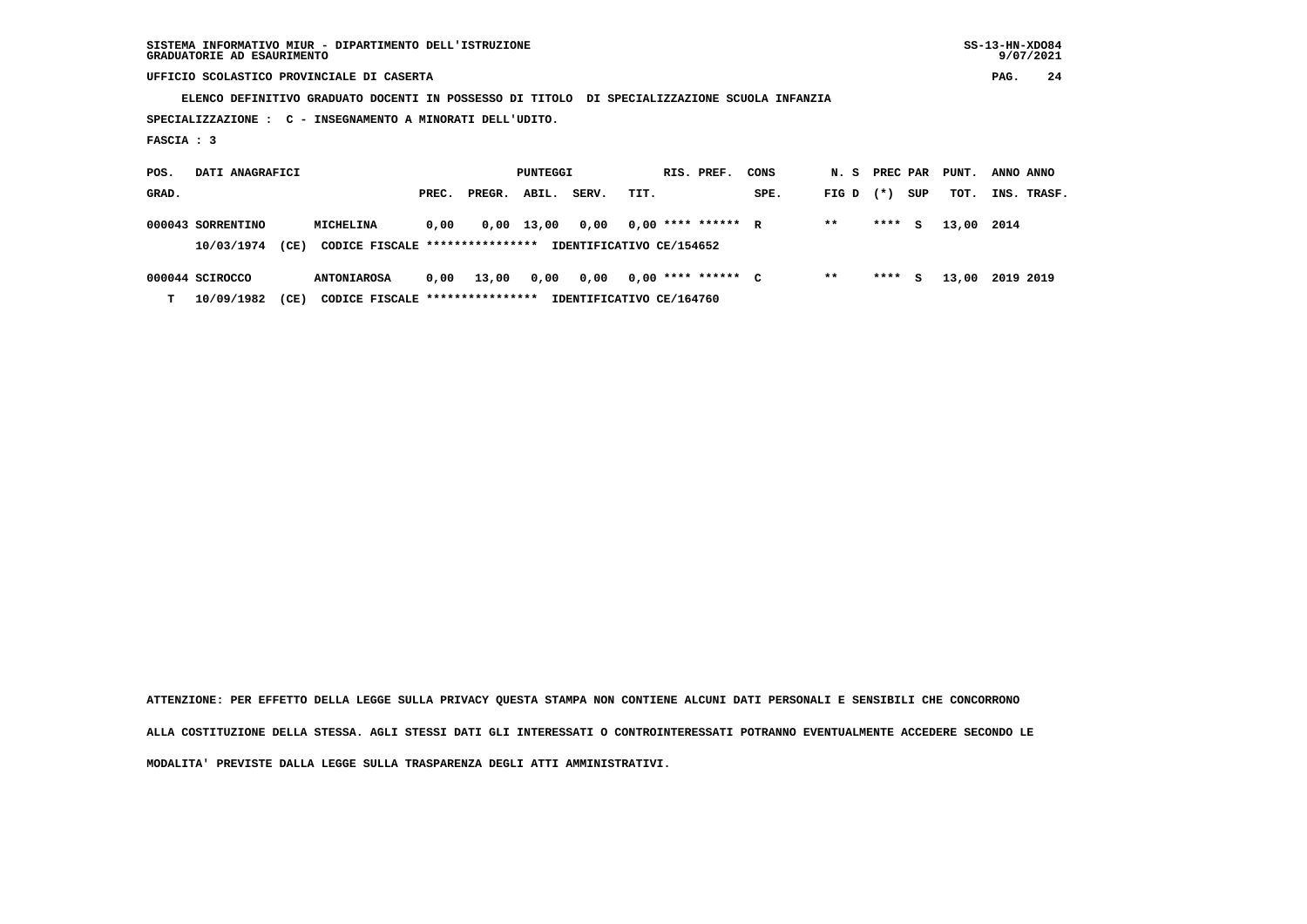SISTEMA INFORMATIVO MIUR - DIPARTIMENTO DELL'ISTRUZIONE
GRADUATORIE AD ESAURIMENTO

UFFICIO SCOLASTICO PROVINCIALE DI CASERTA

ELENCO DEFINITIVO GRADUATO DOCENTI IN POSSESSO DI TITOLO DI SPECIALIZZAZIONE SCUOLA INFANZIA

SPECIALIZZAZIONE : C - INSEGNAMENTO A MINORATI DELL'UDITO.

FASCIA : 3

| POS. GRAD. | DATI ANAGRAFICI | | PUNTEGGI PREC. | PREGR. | ABIL. | SERV. | TIT. | RIS. PREF. | CONS SPE. | N. S FIG D | PREC (*) | PAR SUP | PUNT. TOT. | ANNO INS. | ANNO TRASF. |
|---|---|---|---|---|---|---|---|---|---|---|---|---|---|---|---|
| 000043 | SORRENTINO | MICHELINA | 0,00 | 0,00 | 13,00 | 0,00 | 0,00 | **** ****** | R | ** | **** | S | 13,00 | 2014 | |
| | 10/03/1974 (CE) | CODICE FISCALE **************** | IDENTIFICATIVO CE/154652 | | | | | | | | | | | | |
| 000044 | SCIROCCO | ANTONIAROSA | 0,00 | 13,00 | 0,00 | 0,00 | 0,00 | **** ****** | C | ** | **** | S | 13,00 | 2019 | 2019 |
| T | 10/09/1982 (CE) | CODICE FISCALE **************** | IDENTIFICATIVO CE/164760 | | | | | | | | | | | | |

ATTENZIONE: PER EFFETTO DELLA LEGGE SULLA PRIVACY QUESTA STAMPA NON CONTIENE ALCUNI DATI PERSONALI E SENSIBILI CHE CONCORRONO ALLA COSTITUZIONE DELLA STESSA. AGLI STESSI DATI GLI INTERESSATI O CONTROINTERESSATI POTRANNO EVENTUALMENTE ACCEDERE SECONDO LE MODALITA' PREVISTE DALLA LEGGE SULLA TRASPARENZA DEGLI ATTI AMMINISTRATIVI.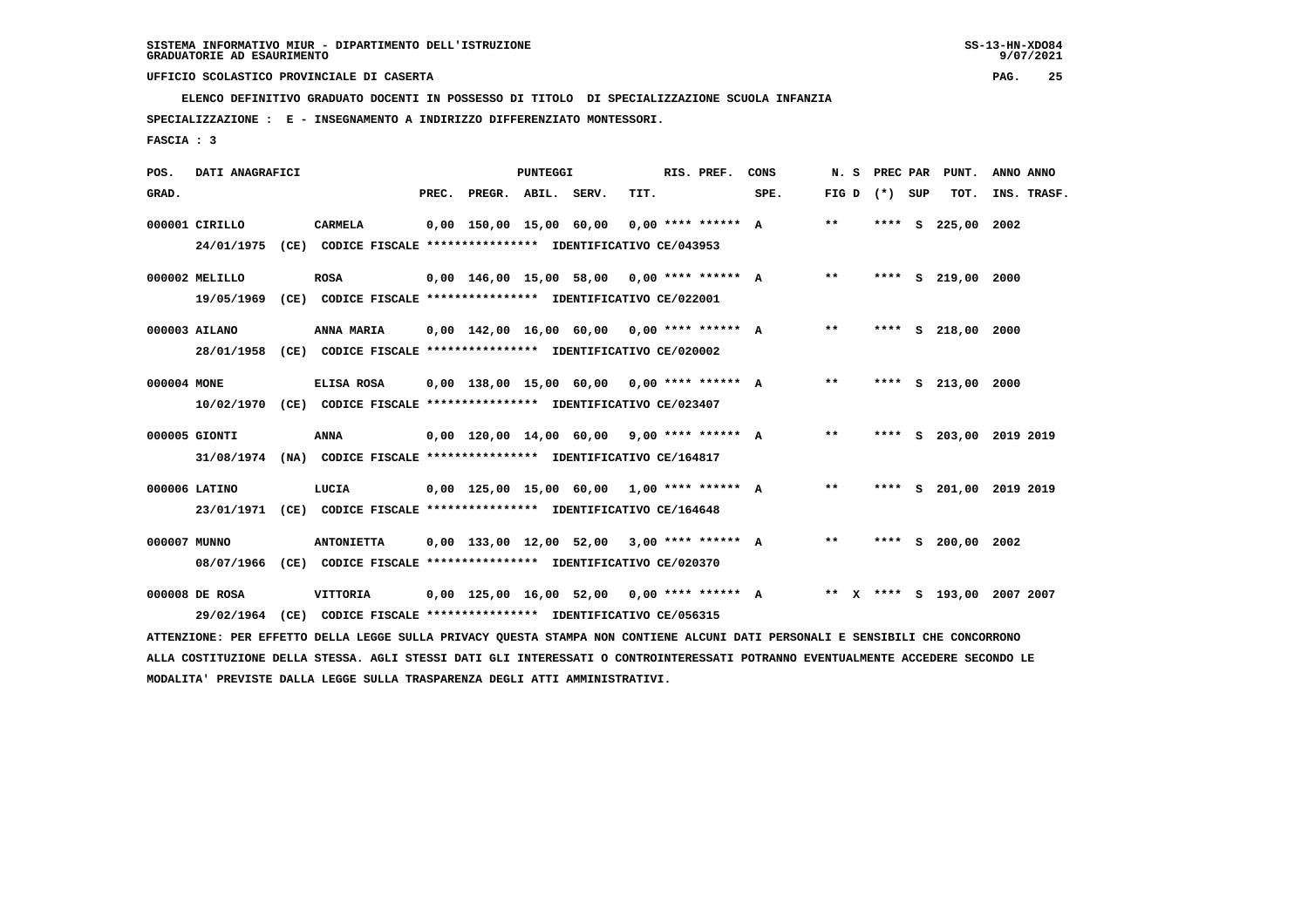SISTEMA INFORMATIVO MIUR - DIPARTIMENTO DELL'ISTRUZIONE
GRADUATORIE AD ESAURIMENTO

UFFICIO SCOLASTICO PROVINCIALE DI CASERTA

ELENCO DEFINITIVO GRADUATO DOCENTI IN POSSESSO DI TITOLO DI SPECIALIZZAZIONE SCUOLA INFANZIA

SPECIALIZZAZIONE : E - INSEGNAMENTO A INDIRIZZO DIFFERENZIATO MONTESSORI.

FASCIA : 3

| POS. GRAD. | DATI ANAGRAFICI | | PREC. | PREGR. | ABIL. | SERV. | TIT. | RIS. PREF. | CONS SPE. | N. S FIG D | PREC PAR (*) | SUP | PUNT. TOT. | ANNO INS. | ANNO TRASF. |
|---|---|---|---|---|---|---|---|---|---|---|---|---|---|---|---|
| 000001 | CIRILLO | CARMELA | 0,00 | 150,00 | 15,00 | 60,00 | 0,00 | **** ****** | A | ** | **** | S | 225,00 | 2002 | |
| | 24/01/1975 (CE) CODICE FISCALE **************** IDENTIFICATIVO CE/043953 | | | | | | | | | | | | | | |
| 000002 | MELILLO | ROSA | 0,00 | 146,00 | 15,00 | 58,00 | 0,00 | **** ****** | A | ** | **** | S | 219,00 | 2000 | |
| | 19/05/1969 (CE) CODICE FISCALE **************** IDENTIFICATIVO CE/022001 | | | | | | | | | | | | | | |
| 000003 | AILANO | ANNA MARIA | 0,00 | 142,00 | 16,00 | 60,00 | 0,00 | **** ****** | A | ** | **** | S | 218,00 | 2000 | |
| | 28/01/1958 (CE) CODICE FISCALE **************** IDENTIFICATIVO CE/020002 | | | | | | | | | | | | | | |
| 000004 | MONE | ELISA ROSA | 0,00 | 138,00 | 15,00 | 60,00 | 0,00 | **** ****** | A | ** | **** | S | 213,00 | 2000 | |
| | 10/02/1970 (CE) CODICE FISCALE **************** IDENTIFICATIVO CE/023407 | | | | | | | | | | | | | | |
| 000005 | GIONTI | ANNA | 0,00 | 120,00 | 14,00 | 60,00 | 9,00 | **** ****** | A | ** | **** | S | 203,00 | 2019 | 2019 |
| | 31/08/1974 (NA) CODICE FISCALE **************** IDENTIFICATIVO CE/164817 | | | | | | | | | | | | | | |
| 000006 | LATINO | LUCIA | 0,00 | 125,00 | 15,00 | 60,00 | 1,00 | **** ****** | A | ** | **** | S | 201,00 | 2019 | 2019 |
| | 23/01/1971 (CE) CODICE FISCALE **************** IDENTIFICATIVO CE/164648 | | | | | | | | | | | | | | |
| 000007 | MUNNO | ANTONIETTA | 0,00 | 133,00 | 12,00 | 52,00 | 3,00 | **** ****** | A | ** | **** | S | 200,00 | 2002 | |
| | 08/07/1966 (CE) CODICE FISCALE **************** IDENTIFICATIVO CE/020370 | | | | | | | | | | | | | | |
| 000008 | DE ROSA | VITTORIA | 0,00 | 125,00 | 16,00 | 52,00 | 0,00 | **** ****** | A | ** X | **** | S | 193,00 | 2007 | 2007 |
| | 29/02/1964 (CE) CODICE FISCALE **************** IDENTIFICATIVO CE/056315 | | | | | | | | | | | | | | |

ATTENZIONE: PER EFFETTO DELLA LEGGE SULLA PRIVACY QUESTA STAMPA NON CONTIENE ALCUNI DATI PERSONALI E SENSIBILI CHE CONCORRONO ALLA COSTITUZIONE DELLA STESSA. AGLI STESSI DATI GLI INTERESSATI O CONTROINTERESSATI POTRANNO EVENTUALMENTE ACCEDERE SECONDO LE MODALITA' PREVISTE DALLA LEGGE SULLA TRASPARENZA DEGLI ATTI AMMINISTRATIVI.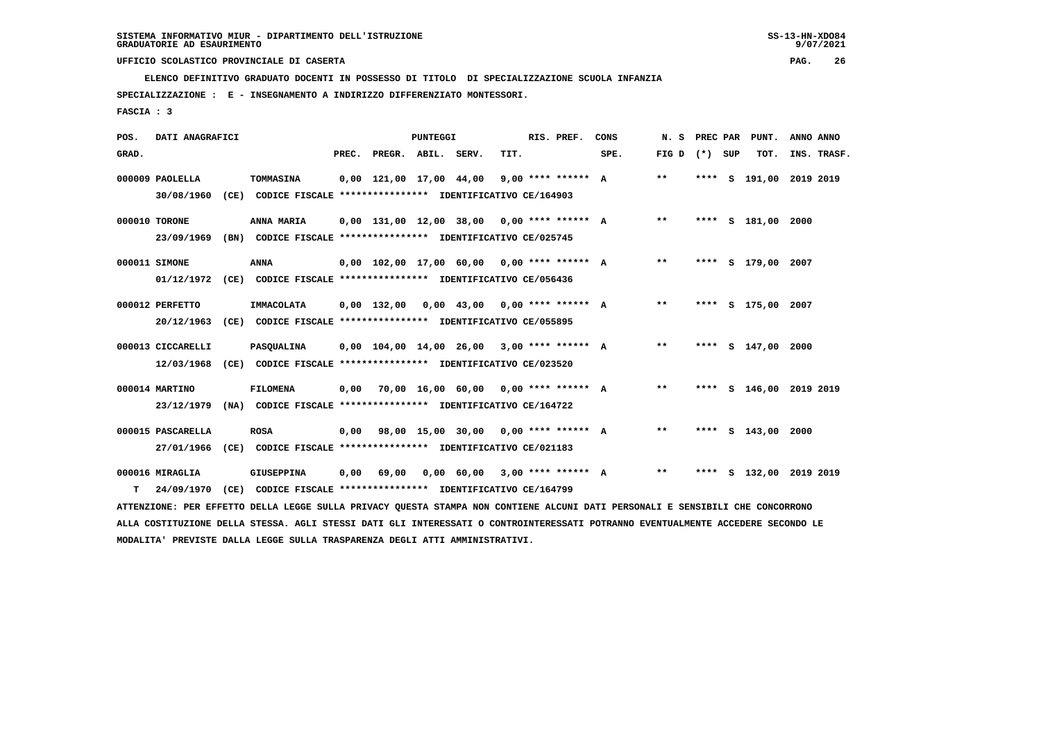UFFICIO SCOLASTICO PROVINCIALE DI CASERTA

**ELENCO DEFINITIVO GRADUATO DOCENTI IN POSSESSO DI TITOLO DI SPECIALIZZAZIONE SCUOLA INFANZIA**

**SPECIALIZZAZIONE : E - INSEGNAMENTO A INDIRIZZO DIFFERENZIATO MONTESSORI.**

**FASCIA : 3**

| POS. GRAD. | DATI ANAGRAFICI | | PUNTEGGI PREC. | PREGR. | ABIL. | SERV. | RIS. PREF. TIT. | CONS SPE. | N. S FIG D | PREC PAR (*) | SUP | PUNT. TOT. | ANNO INS. | ANNO TRASF. |
|---|---|---|---|---|---|---|---|---|---|---|---|---|---|---|
| 000009 | PAOLELLA | TOMMASINA | 0,00 | 121,00 | 17,00 | 44,00 | 9,00 **** ****** | A | ** | **** | S | 191,00 | 2019 | 2019 |
| | 30/08/1960 (CE) CODICE FISCALE **************** IDENTIFICATIVO CE/164903 | | | | | | | | | | | | | |
| 000010 | TORONE | ANNA MARIA | 0,00 | 131,00 | 12,00 | 38,00 | 0,00 **** ****** | A | ** | **** | S | 181,00 | 2000 | |
| | 23/09/1969 (BN) CODICE FISCALE **************** IDENTIFICATIVO CE/025745 | | | | | | | | | | | | | |
| 000011 | SIMONE | ANNA | 0,00 | 102,00 | 17,00 | 60,00 | 0,00 **** ****** | A | ** | **** | S | 179,00 | 2007 | |
| | 01/12/1972 (CE) CODICE FISCALE **************** IDENTIFICATIVO CE/056436 | | | | | | | | | | | | | |
| 000012 | PERFETTO | IMMACOLATA | 0,00 | 132,00 | 0,00 | 43,00 | 0,00 **** ****** | A | ** | **** | S | 175,00 | 2007 | |
| | 20/12/1963 (CE) CODICE FISCALE **************** IDENTIFICATIVO CE/055895 | | | | | | | | | | | | | |
| 000013 | CICCARELLI | PASQUALINA | 0,00 | 104,00 | 14,00 | 26,00 | 3,00 **** ****** | A | ** | **** | S | 147,00 | 2000 | |
| | 12/03/1968 (CE) CODICE FISCALE **************** IDENTIFICATIVO CE/023520 | | | | | | | | | | | | | |
| 000014 | MARTINO | FILOMENA | 0,00 | 70,00 | 16,00 | 60,00 | 0,00 **** ****** | A | ** | **** | S | 146,00 | 2019 | 2019 |
| | 23/12/1979 (NA) CODICE FISCALE **************** IDENTIFICATIVO CE/164722 | | | | | | | | | | | | | |
| 000015 | PASCARELLA | ROSA | 0,00 | 98,00 | 15,00 | 30,00 | 0,00 **** ****** | A | ** | **** | S | 143,00 | 2000 | |
| | 27/01/1966 (CE) CODICE FISCALE **************** IDENTIFICATIVO CE/021183 | | | | | | | | | | | | | |
| 000016 | MIRAGLIA | GIUSEPPINA | 0,00 | 69,00 | 0,00 | 60,00 | 3,00 **** ****** | A | ** | **** | S | 132,00 | 2019 | 2019 |
| T | 24/09/1970 (CE) CODICE FISCALE **************** IDENTIFICATIVO CE/164799 | | | | | | | | | | | | | |

ATTENZIONE: PER EFFETTO DELLA LEGGE SULLA PRIVACY QUESTA STAMPA NON CONTIENE ALCUNI DATI PERSONALI E SENSIBILI CHE CONCORRONO ALLA COSTITUZIONE DELLA STESSA. AGLI STESSI DATI GLI INTERESSATI O CONTROINTERESSATI POTRANNO EVENTUALMENTE ACCEDERE SECONDO LE MODALITA' PREVISTE DALLA LEGGE SULLA TRASPARENZA DEGLI ATTI AMMINISTRATIVI.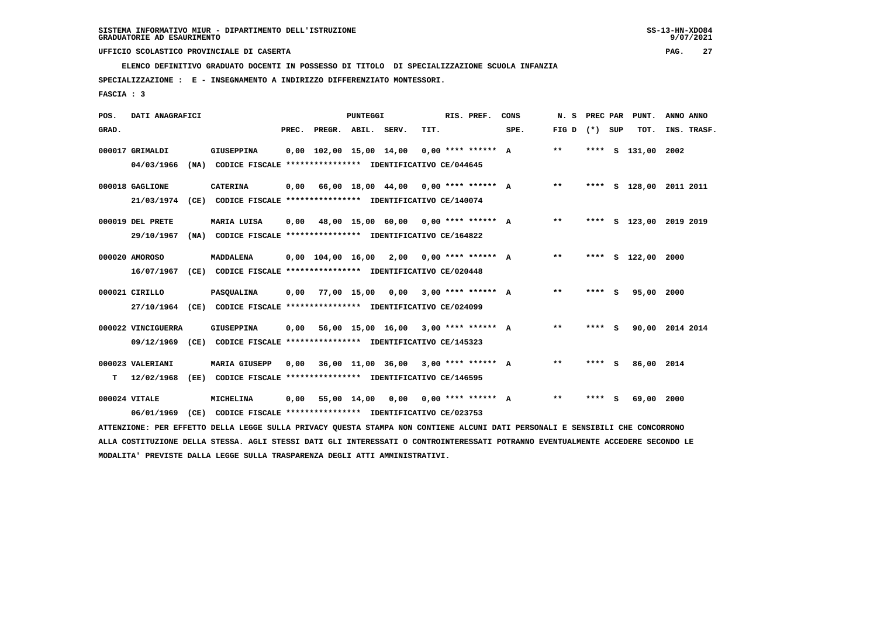SISTEMA INFORMATIVO MIUR - DIPARTIMENTO DELL'ISTRUZIONE
GRADUATORIE AD ESAURIMENTO

UFFICIO SCOLASTICO PROVINCIALE DI CASERTA

ELENCO DEFINITIVO GRADUATO DOCENTI IN POSSESSO DI TITOLO DI SPECIALIZZAZIONE SCUOLA INFANZIA

SPECIALIZZAZIONE : E - INSEGNAMENTO A INDIRIZZO DIFFERENZIATO MONTESSORI.

FASCIA : 3

| POS. GRAD. | DATI ANAGRAFICI | | PREC. | PREGR. | ABIL. | SERV. | TIT. | RIS. PREF. | CONS SPE. | N. S FIG D | PREC PAR (*) | SUP | PUNT. TOT. | ANNO INS. | ANNO TRASF. |
|---|---|---|---|---|---|---|---|---|---|---|---|---|---|---|---|
| 000017 | GRIMALDI 04/03/1966 (NA) CODICE FISCALE **************** IDENTIFICATIVO CE/044645 | GIUSEPPINA | 0,00 | 102,00 | 15,00 | 14,00 | 0,00 | **** ****** | A | ** | **** | S | 131,00 | 2002 | |
| 000018 | GAGLIONE 21/03/1974 (CE) CODICE FISCALE **************** IDENTIFICATIVO CE/140074 | CATERINA | 0,00 | 66,00 | 18,00 | 44,00 | 0,00 | **** ****** | A | ** | **** | S | 128,00 | 2011 | 2011 |
| 000019 | DEL PRETE 29/10/1967 (NA) CODICE FISCALE **************** IDENTIFICATIVO CE/164822 | MARIA LUISA | 0,00 | 48,00 | 15,00 | 60,00 | 0,00 | **** ****** | A | ** | **** | S | 123,00 | 2019 | 2019 |
| 000020 | AMOROSO 16/07/1967 (CE) CODICE FISCALE **************** IDENTIFICATIVO CE/020448 | MADDALENA | 0,00 | 104,00 | 16,00 | 2,00 | 0,00 | **** ****** | A | ** | **** | S | 122,00 | 2000 | |
| 000021 | CIRILLO 27/10/1964 (CE) CODICE FISCALE **************** IDENTIFICATIVO CE/024099 | PASQUALINA | 0,00 | 77,00 | 15,00 | 0,00 | 3,00 | **** ****** | A | ** | **** | S | 95,00 | 2000 | |
| 000022 | VINCIGUERRA 09/12/1969 (CE) CODICE FISCALE **************** IDENTIFICATIVO CE/145323 | GIUSEPPINA | 0,00 | 56,00 | 15,00 | 16,00 | 3,00 | **** ****** | A | ** | **** | S | 90,00 | 2014 | 2014 |
| 000023 | VALERIANI T 12/02/1968 (EE) CODICE FISCALE **************** IDENTIFICATIVO CE/146595 | MARIA GIUSEPP | 0,00 | 36,00 | 11,00 | 36,00 | 3,00 | **** ****** | A | ** | **** | S | 86,00 | 2014 | |
| 000024 | VITALE 06/01/1969 (CE) CODICE FISCALE **************** IDENTIFICATIVO CE/023753 | MICHELINA | 0,00 | 55,00 | 14,00 | 0,00 | 0,00 | **** ****** | A | ** | **** | S | 69,00 | 2000 | |

ATTENZIONE: PER EFFETTO DELLA LEGGE SULLA PRIVACY QUESTA STAMPA NON CONTIENE ALCUNI DATI PERSONALI E SENSIBILI CHE CONCORRONO ALLA COSTITUZIONE DELLA STESSA. AGLI STESSI DATI GLI INTERESSATI O CONTROINTERESSATI POTRANNO EVENTUALMENTE ACCEDERE SECONDO LE MODALITA' PREVISTE DALLA LEGGE SULLA TRASPARENZA DEGLI ATTI AMMINISTRATIVI.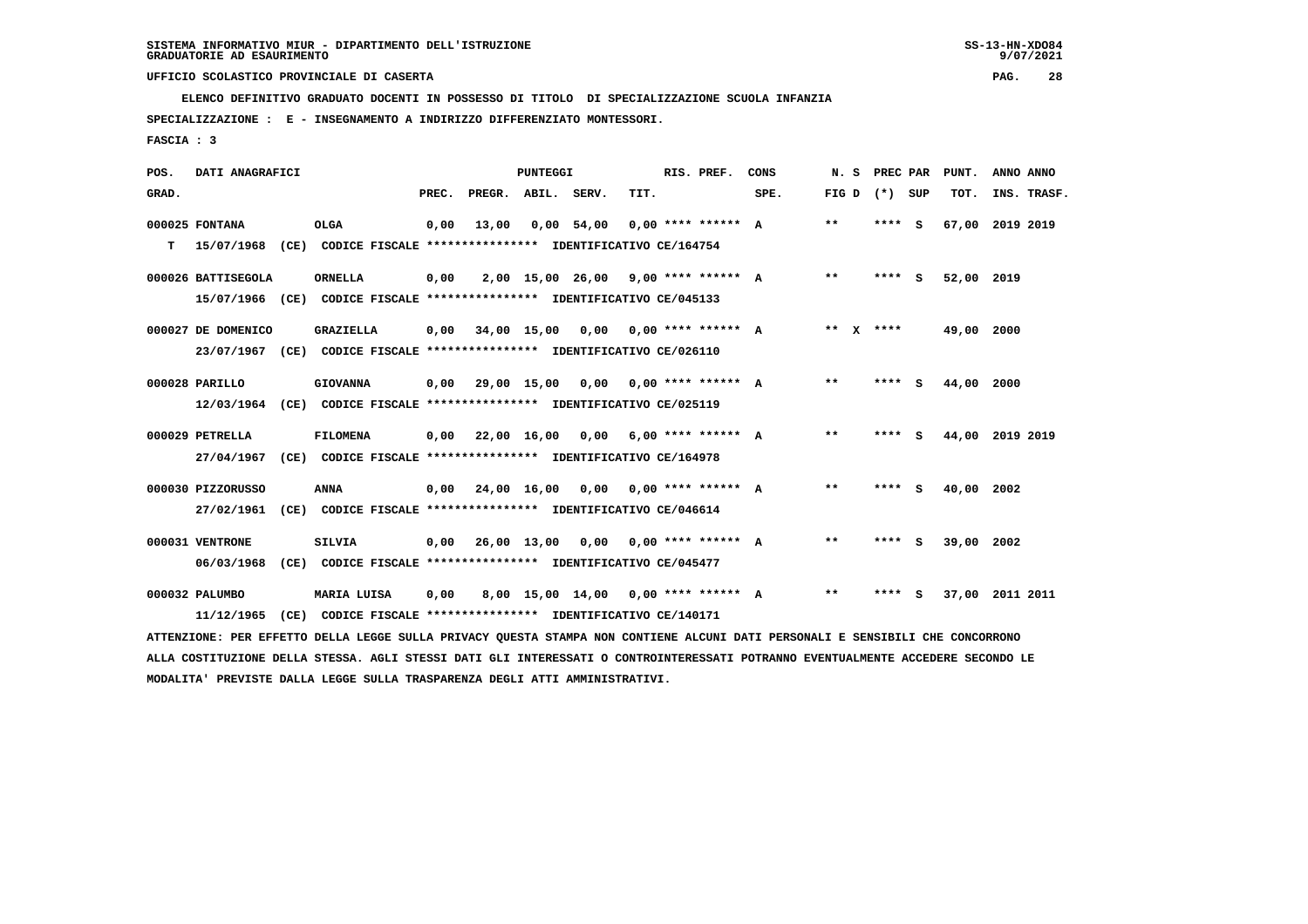SISTEMA INFORMATIVO MIUR - DIPARTIMENTO DELL'ISTRUZIONE
GRADUATORIE AD ESAURIMENTO

UFFICIO SCOLASTICO PROVINCIALE DI CASERTA

ELENCO DEFINITIVO GRADUATO DOCENTI IN POSSESSO DI TITOLO DI SPECIALIZZAZIONE SCUOLA INFANZIA

SPECIALIZZAZIONE : E - INSEGNAMENTO A INDIRIZZO DIFFERENZIATO MONTESSORI.

FASCIA : 3

| POS. GRAD. | DATI ANAGRAFICI | | PREC. | PREGR. | ABIL. | SERV. | TIT. | RIS. PREF. | CONS SPE. | N. S FIG D | PREC PAR (*) | SUP | PUNT. TOT. | ANNO INS. | ANNO TRASF. |
|---|---|---|---|---|---|---|---|---|---|---|---|---|---|---|---|
| 000025 | FONTANA | OLGA | 0,00 | 13,00 | 0,00 | 54,00 | 0,00 | **** ****** | A | ** | **** | S | 67,00 | 2019 | 2019 |
| T | 15/07/1968 (CE) CODICE FISCALE **************** IDENTIFICATIVO CE/164754 | | | | | | | | | | | | | | |
| 000026 | BATTISEGOLA | ORNELLA | 0,00 | 2,00 | 15,00 | 26,00 | 9,00 | **** ****** | A | ** | **** | S | 52,00 | 2019 | |
| | 15/07/1966 (CE) CODICE FISCALE **************** IDENTIFICATIVO CE/045133 | | | | | | | | | | | | | | |
| 000027 | DE DOMENICO | GRAZIELLA | 0,00 | 34,00 | 15,00 | 0,00 | 0,00 | **** ****** | A | ** X | **** | | 49,00 | 2000 | |
| | 23/07/1967 (CE) CODICE FISCALE **************** IDENTIFICATIVO CE/026110 | | | | | | | | | | | | | | |
| 000028 | PARILLO | GIOVANNA | 0,00 | 29,00 | 15,00 | 0,00 | 0,00 | **** ****** | A | ** | **** | S | 44,00 | 2000 | |
| | 12/03/1964 (CE) CODICE FISCALE **************** IDENTIFICATIVO CE/025119 | | | | | | | | | | | | | | |
| 000029 | PETRELLA | FILOMENA | 0,00 | 22,00 | 16,00 | 0,00 | 6,00 | **** ****** | A | ** | **** | S | 44,00 | 2019 | 2019 |
| | 27/04/1967 (CE) CODICE FISCALE **************** IDENTIFICATIVO CE/164978 | | | | | | | | | | | | | | |
| 000030 | PIZZORUSSO | ANNA | 0,00 | 24,00 | 16,00 | 0,00 | 0,00 | **** ****** | A | ** | **** | S | 40,00 | 2002 | |
| | 27/02/1961 (CE) CODICE FISCALE **************** IDENTIFICATIVO CE/046614 | | | | | | | | | | | | | | |
| 000031 | VENTRONE | SILVIA | 0,00 | 26,00 | 13,00 | 0,00 | 0,00 | **** ****** | A | ** | **** | S | 39,00 | 2002 | |
| | 06/03/1968 (CE) CODICE FISCALE **************** IDENTIFICATIVO CE/045477 | | | | | | | | | | | | | | |
| 000032 | PALUMBO | MARIA LUISA | 0,00 | 8,00 | 15,00 | 14,00 | 0,00 | **** ****** | A | ** | **** | S | 37,00 | 2011 | 2011 |
| | 11/12/1965 (CE) CODICE FISCALE **************** IDENTIFICATIVO CE/140171 | | | | | | | | | | | | | | |

ATTENZIONE: PER EFFETTO DELLA LEGGE SULLA PRIVACY QUESTA STAMPA NON CONTIENE ALCUNI DATI PERSONALI E SENSIBILI CHE CONCORRONO ALLA COSTITUZIONE DELLA STESSA. AGLI STESSI DATI GLI INTERESSATI O CONTROINTERESSATI POTRANNO EVENTUALMENTE ACCEDERE SECONDO LE MODALITA' PREVISTE DALLA LEGGE SULLA TRASPARENZA DEGLI ATTI AMMINISTRATIVI.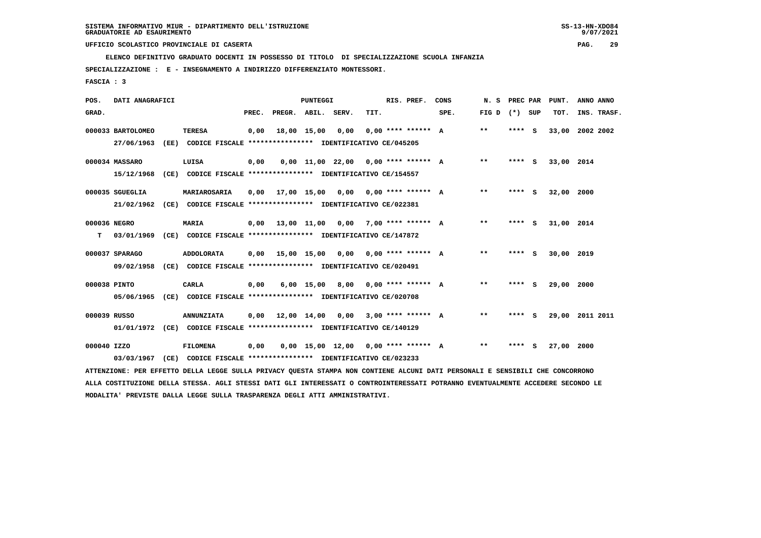SISTEMA INFORMATIVO MIUR - DIPARTIMENTO DELL'ISTRUZIONE
GRADUATORIE AD ESAURIMENTO

UFFICIO SCOLASTICO PROVINCIALE DI CASERTA

ELENCO DEFINITIVO GRADUATO DOCENTI IN POSSESSO DI TITOLO DI SPECIALIZZAZIONE SCUOLA INFANZIA

SPECIALIZZAZIONE : E - INSEGNAMENTO A INDIRIZZO DIFFERENZIATO MONTESSORI.

FASCIA : 3

| POS. GRAD. | DATI ANAGRAFICI | | PREC. | PREGR. | ABIL. | SERV. | TIT. | RIS. PREF. | CONS SPE. | N. S FIG D | PREC PAR (*) | SUP | PUNT. TOT. | ANNO INS. | ANNO TRASF. |
|---|---|---|---|---|---|---|---|---|---|---|---|---|---|---|---|
| 000033 | BARTOLOMEO 27/06/1963 (EE) CODICE FISCALE **************** IDENTIFICATIVO CE/045205 | TERESA | 0,00 | 18,00 | 15,00 | 0,00 | 0,00 | **** ****** | A | ** | **** | S | 33,00 | 2002 | 2002 |
| 000034 | MASSARO 15/12/1968 (CE) CODICE FISCALE **************** IDENTIFICATIVO CE/154557 | LUISA | 0,00 | 0,00 | 11,00 | 22,00 | 0,00 | **** ****** | A | ** | **** | S | 33,00 | 2014 | |
| 000035 | SGUEGLIA 21/02/1962 (CE) CODICE FISCALE **************** IDENTIFICATIVO CE/022381 | MARIAROSARIA | 0,00 | 17,00 | 15,00 | 0,00 | 0,00 | **** ****** | A | ** | **** | S | 32,00 | 2000 | |
| 000036 T | NEGRO 03/01/1969 (CE) CODICE FISCALE **************** IDENTIFICATIVO CE/147872 | MARIA | 0,00 | 13,00 | 11,00 | 0,00 | 7,00 | **** ****** | A | ** | **** | S | 31,00 | 2014 | |
| 000037 | SPARAGO 09/02/1958 (CE) CODICE FISCALE **************** IDENTIFICATIVO CE/020491 | ADDOLORATA | 0,00 | 15,00 | 15,00 | 0,00 | 0,00 | **** ****** | A | ** | **** | S | 30,00 | 2019 | |
| 000038 | PINTO 05/06/1965 (CE) CODICE FISCALE **************** IDENTIFICATIVO CE/020708 | CARLA | 0,00 | 6,00 | 15,00 | 8,00 | 0,00 | **** ****** | A | ** | **** | S | 29,00 | 2000 | |
| 000039 | RUSSO 01/01/1972 (CE) CODICE FISCALE **************** IDENTIFICATIVO CE/140129 | ANNUNZIATA | 0,00 | 12,00 | 14,00 | 0,00 | 3,00 | **** ****** | A | ** | **** | S | 29,00 | 2011 | 2011 |
| 000040 | IZZO 03/03/1967 (CE) CODICE FISCALE **************** IDENTIFICATIVO CE/023233 | FILOMENA | 0,00 | 0,00 | 15,00 | 12,00 | 0,00 | **** ****** | A | ** | **** | S | 27,00 | 2000 | |

ATTENZIONE: PER EFFETTO DELLA LEGGE SULLA PRIVACY QUESTA STAMPA NON CONTIENE ALCUNI DATI PERSONALI E SENSIBILI CHE CONCORRONO ALLA COSTITUZIONE DELLA STESSA. AGLI STESSI DATI GLI INTERESSATI O CONTROINTERESSATI POTRANNO EVENTUALMENTE ACCEDERE SECONDO LE MODALITA' PREVISTE DALLA LEGGE SULLA TRASPARENZA DEGLI ATTI AMMINISTRATIVI.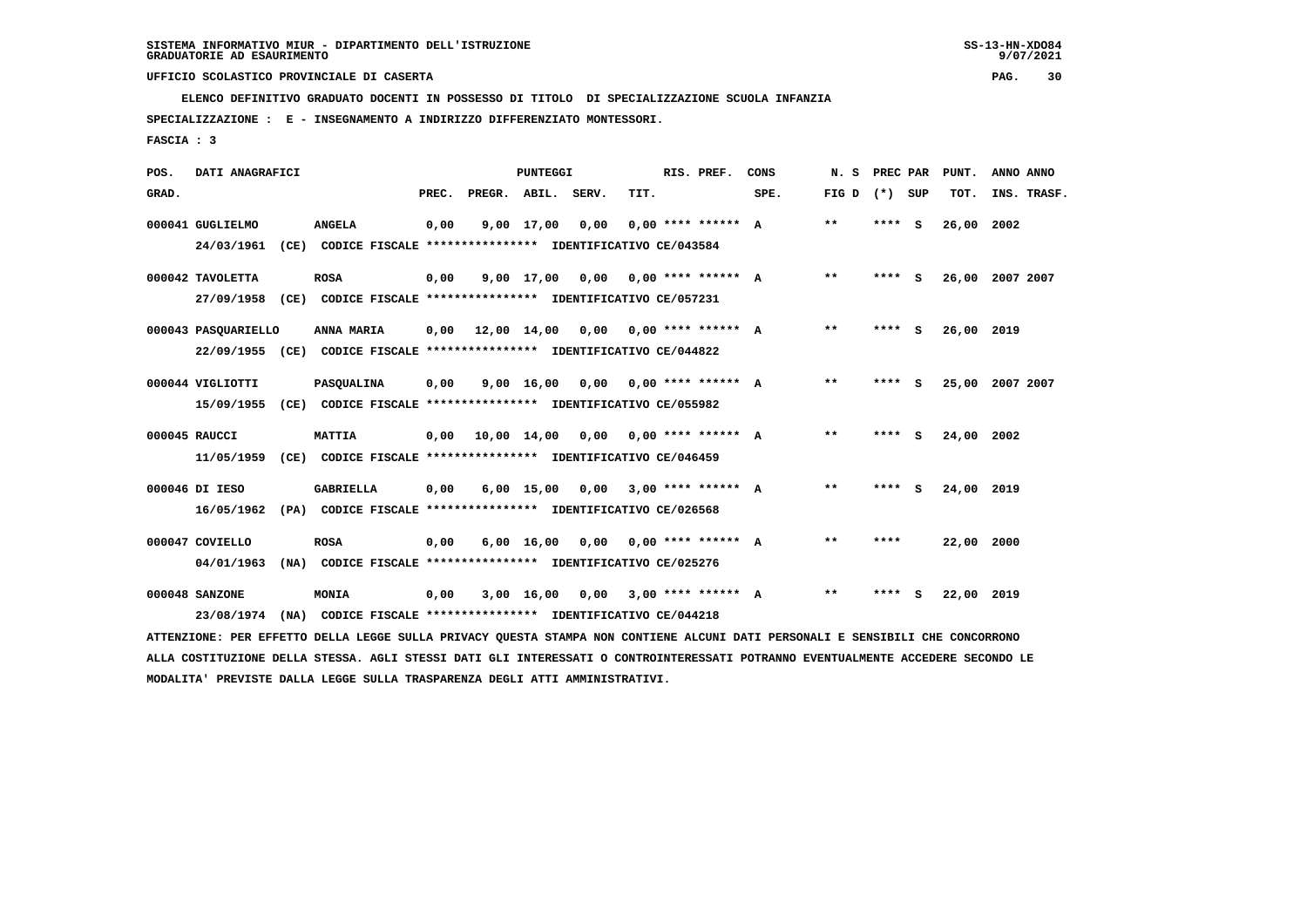SISTEMA INFORMATIVO MIUR - DIPARTIMENTO DELL'ISTRUZIONE
GRADUATORIE AD ESAURIMENTO

UFFICIO SCOLASTICO PROVINCIALE DI CASERTA

ELENCO DEFINITIVO GRADUATO DOCENTI IN POSSESSO DI TITOLO DI SPECIALIZZAZIONE SCUOLA INFANZIA

SPECIALIZZAZIONE : E - INSEGNAMENTO A INDIRIZZO DIFFERENZIATO MONTESSORI.

FASCIA : 3

| POS. GRAD. | DATI ANAGRAFICI | | PREC. | PREGR. | ABIL. | SERV. | TIT. | RIS. PREF. | CONS SPE. | N. S FIG D | PREC PAR (*) | SUP | PUNT. TOT. | ANNO INS. | ANNO TRASF. |
|---|---|---|---|---|---|---|---|---|---|---|---|---|---|---|---|
| 000041 | GUGLIELMO | ANGELA | 0,00 | 9,00 | 17,00 | 0,00 | 0,00 | **** ****** | A | ** | **** | S | 26,00 | 2002 | |
| | 24/03/1961 (CE) CODICE FISCALE **************** IDENTIFICATIVO CE/043584 | | | | | | | | | | | | | | |
| 000042 | TAVOLETTA | ROSA | 0,00 | 9,00 | 17,00 | 0,00 | 0,00 | **** ****** | A | ** | **** | S | 26,00 | 2007 | 2007 |
| | 27/09/1958 (CE) CODICE FISCALE **************** IDENTIFICATIVO CE/057231 | | | | | | | | | | | | | | |
| 000043 | PASQUARIELLO | ANNA MARIA | 0,00 | 12,00 | 14,00 | 0,00 | 0,00 | **** ****** | A | ** | **** | S | 26,00 | 2019 | |
| | 22/09/1955 (CE) CODICE FISCALE **************** IDENTIFICATIVO CE/044822 | | | | | | | | | | | | | | |
| 000044 | VIGLIOTTI | PASQUALINA | 0,00 | 9,00 | 16,00 | 0,00 | 0,00 | **** ****** | A | ** | **** | S | 25,00 | 2007 | 2007 |
| | 15/09/1955 (CE) CODICE FISCALE **************** IDENTIFICATIVO CE/055982 | | | | | | | | | | | | | | |
| 000045 | RAUCCI | MATTIA | 0,00 | 10,00 | 14,00 | 0,00 | 0,00 | **** ****** | A | ** | **** | S | 24,00 | 2002 | |
| | 11/05/1959 (CE) CODICE FISCALE **************** IDENTIFICATIVO CE/046459 | | | | | | | | | | | | | | |
| 000046 | DI IESO | GABRIELLA | 0,00 | 6,00 | 15,00 | 0,00 | 3,00 | **** ****** | A | ** | **** | S | 24,00 | 2019 | |
| | 16/05/1962 (PA) CODICE FISCALE **************** IDENTIFICATIVO CE/026568 | | | | | | | | | | | | | | |
| 000047 | COVIELLO | ROSA | 0,00 | 6,00 | 16,00 | 0,00 | 0,00 | **** ****** | A | ** | **** | | 22,00 | 2000 | |
| | 04/01/1963 (NA) CODICE FISCALE **************** IDENTIFICATIVO CE/025276 | | | | | | | | | | | | | | |
| 000048 | SANZONE | MONIA | 0,00 | 3,00 | 16,00 | 0,00 | 3,00 | **** ****** | A | ** | **** | S | 22,00 | 2019 | |
| | 23/08/1974 (NA) CODICE FISCALE **************** IDENTIFICATIVO CE/044218 | | | | | | | | | | | | | | |

ATTENZIONE: PER EFFETTO DELLA LEGGE SULLA PRIVACY QUESTA STAMPA NON CONTIENE ALCUNI DATI PERSONALI E SENSIBILI CHE CONCORRONO ALLA COSTITUZIONE DELLA STESSA. AGLI STESSI DATI GLI INTERESSATI O CONTROINTERESSATI POTRANNO EVENTUALMENTE ACCEDERE SECONDO LE MODALITA' PREVISTE DALLA LEGGE SULLA TRASPARENZA DEGLI ATTI AMMINISTRATIVI.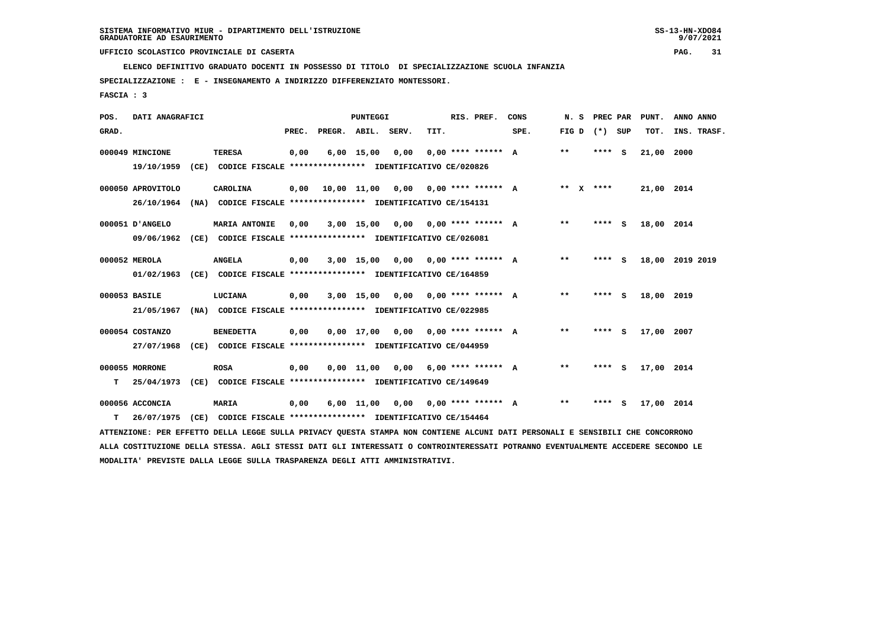SISTEMA INFORMATIVO MIUR - DIPARTIMENTO DELL'ISTRUZIONE
GRADUATORIE AD ESAURIMENTO

UFFICIO SCOLASTICO PROVINCIALE DI CASERTA

ELENCO DEFINITIVO GRADUATO DOCENTI IN POSSESSO DI TITOLO DI SPECIALIZZAZIONE SCUOLA INFANZIA

SPECIALIZZAZIONE : E - INSEGNAMENTO A INDIRIZZO DIFFERENZIATO MONTESSORI.

FASCIA : 3

| POS. GRAD. | DATI ANAGRAFICI | | PUNTEGGI PREC. | PREGR. | ABIL. | SERV. | RIS. PREF. TIT. | CONS SPE. | N. S FIG D | PREC PAR (*) SUP | PUNT. TOT. | ANNO ANNO INS. TRASF. |
|---|---|---|---|---|---|---|---|---|---|---|---|---|
| 000049 | MINCIONE | TERESA | 0,00 | 6,00 | 15,00 | 0,00 | 0,00 **** ****** | A | ** | **** S | 21,00 | 2000 |
| | 19/10/1959 (CE) CODICE FISCALE **************** IDENTIFICATIVO CE/020826 | | | | | | | | | | | |
| 000050 | APROVITOLO | CAROLINA | 0,00 | 10,00 | 11,00 | 0,00 | 0,00 **** ****** | A | ** X | **** | 21,00 | 2014 |
| | 26/10/1964 (NA) CODICE FISCALE **************** IDENTIFICATIVO CE/154131 | | | | | | | | | | | |
| 000051 | D'ANGELO | MARIA ANTONIE | 0,00 | 3,00 | 15,00 | 0,00 | 0,00 **** ****** | A | ** | **** S | 18,00 | 2014 |
| | 09/06/1962 (CE) CODICE FISCALE **************** IDENTIFICATIVO CE/026081 | | | | | | | | | | | |
| 000052 | MEROLA | ANGELA | 0,00 | 3,00 | 15,00 | 0,00 | 0,00 **** ****** | A | ** | **** S | 18,00 | 2019 2019 |
| | 01/02/1963 (CE) CODICE FISCALE **************** IDENTIFICATIVO CE/164859 | | | | | | | | | | | |
| 000053 | BASILE | LUCIANA | 0,00 | 3,00 | 15,00 | 0,00 | 0,00 **** ****** | A | ** | **** S | 18,00 | 2019 |
| | 21/05/1967 (NA) CODICE FISCALE **************** IDENTIFICATIVO CE/022985 | | | | | | | | | | | |
| 000054 | COSTANZO | BENEDETTA | 0,00 | 0,00 | 17,00 | 0,00 | 0,00 **** ****** | A | ** | **** S | 17,00 | 2007 |
| | 27/07/1968 (CE) CODICE FISCALE **************** IDENTIFICATIVO CE/044959 | | | | | | | | | | | |
| 000055 | MORRONE | ROSA | 0,00 | 0,00 | 11,00 | 0,00 | 6,00 **** ****** | A | ** | **** S | 17,00 | 2014 |
| T | 25/04/1973 (CE) CODICE FISCALE **************** IDENTIFICATIVO CE/149649 | | | | | | | | | | | |
| 000056 | ACCONCIA | MARIA | 0,00 | 6,00 | 11,00 | 0,00 | 0,00 **** ****** | A | ** | **** S | 17,00 | 2014 |
| T | 26/07/1975 (CE) CODICE FISCALE **************** IDENTIFICATIVO CE/154464 | | | | | | | | | | | |

ATTENZIONE: PER EFFETTO DELLA LEGGE SULLA PRIVACY QUESTA STAMPA NON CONTIENE ALCUNI DATI PERSONALI E SENSIBILI CHE CONCORRONO ALLA COSTITUZIONE DELLA STESSA. AGLI STESSI DATI GLI INTERESSATI O CONTROINTERESSATI POTRANNO EVENTUALMENTE ACCEDERE SECONDO LE MODALITA' PREVISTE DALLA LEGGE SULLA TRASPARENZA DEGLI ATTI AMMINISTRATIVI.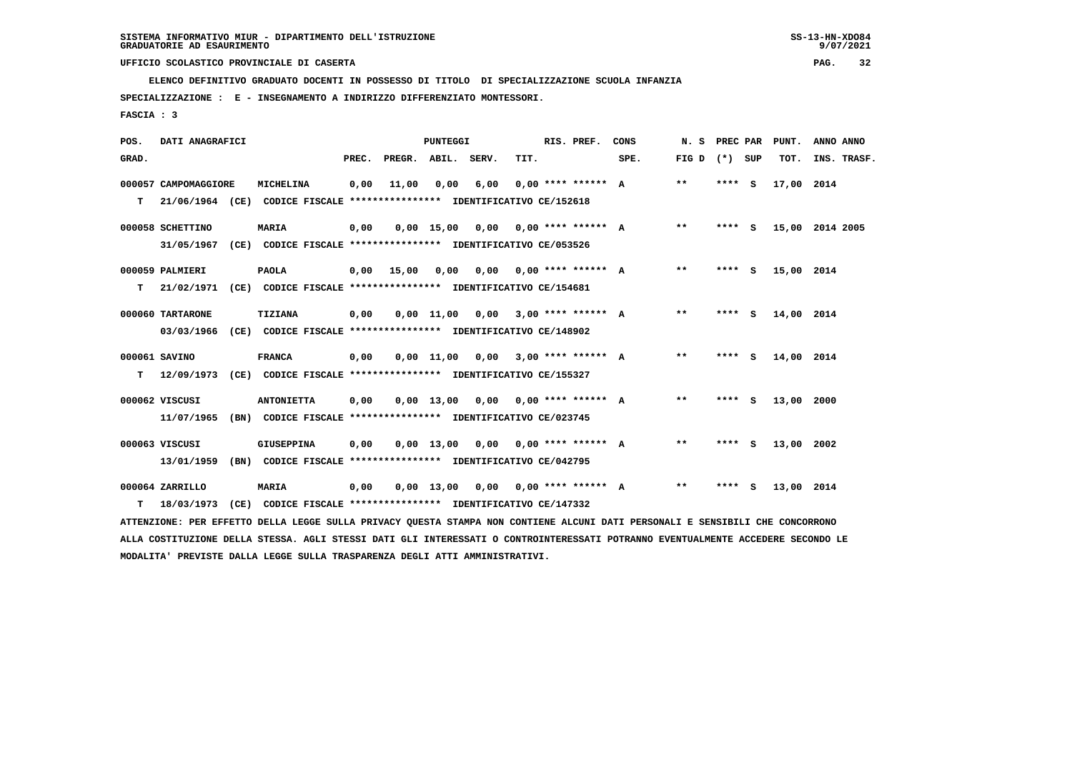UFFICIO SCOLASTICO PROVINCIALE DI CASERTA

ELENCO DEFINITIVO GRADUATO DOCENTI IN POSSESSO DI TITOLO DI SPECIALIZZAZIONE SCUOLA INFANZIA

SPECIALIZZAZIONE : E - INSEGNAMENTO A INDIRIZZO DIFFERENZIATO MONTESSORI.

FASCIA : 3

| POS. GRAD. | DATI ANAGRAFICI | | PREC. | PREGR. | ABIL. | SERV. | TIT. | RIS. PREF. | CONS SPE. | N. S FIG D | PREC PAR (*) | SUP | PUNT. TOT. | ANNO INS. | ANNO TRASF. |
|---|---|---|---|---|---|---|---|---|---|---|---|---|---|---|---|
| 000057 | CAMPOMAGGIORE | MICHELINA | 0,00 | 11,00 | 0,00 | 6,00 | 0,00 | **** ****** | A | ** | **** | S | 17,00 | 2014 | |
| T | 21/06/1964 (CE) CODICE FISCALE **************** IDENTIFICATIVO CE/152618 | | | | | | | | | | | | | | |
| 000058 | SCHETTINO | MARIA | 0,00 | 0,00 | 15,00 | 0,00 | 0,00 | **** ****** | A | ** | **** | S | 15,00 | 2014 | 2005 |
| | 31/05/1967 (CE) CODICE FISCALE **************** IDENTIFICATIVO CE/053526 | | | | | | | | | | | | | | |
| 000059 | PALMIERI | PAOLA | 0,00 | 15,00 | 0,00 | 0,00 | 0,00 | **** ****** | A | ** | **** | S | 15,00 | 2014 | |
| T | 21/02/1971 (CE) CODICE FISCALE **************** IDENTIFICATIVO CE/154681 | | | | | | | | | | | | | | |
| 000060 | TARTARONE | TIZIANA | 0,00 | 0,00 | 11,00 | 0,00 | 3,00 | **** ****** | A | ** | **** | S | 14,00 | 2014 | |
| | 03/03/1966 (CE) CODICE FISCALE **************** IDENTIFICATIVO CE/148902 | | | | | | | | | | | | | | |
| 000061 | SAVINO | FRANCA | 0,00 | 0,00 | 11,00 | 0,00 | 3,00 | **** ****** | A | ** | **** | S | 14,00 | 2014 | |
| T | 12/09/1973 (CE) CODICE FISCALE **************** IDENTIFICATIVO CE/155327 | | | | | | | | | | | | | | |
| 000062 | VISCUSI | ANTONIETTA | 0,00 | 0,00 | 13,00 | 0,00 | 0,00 | **** ****** | A | ** | **** | S | 13,00 | 2000 | |
| | 11/07/1965 (BN) CODICE FISCALE **************** IDENTIFICATIVO CE/023745 | | | | | | | | | | | | | | |
| 000063 | VISCUSI | GIUSEPPINA | 0,00 | 0,00 | 13,00 | 0,00 | 0,00 | **** ****** | A | ** | **** | S | 13,00 | 2002 | |
| | 13/01/1959 (BN) CODICE FISCALE **************** IDENTIFICATIVO CE/042795 | | | | | | | | | | | | | | |
| 000064 | ZARRILLO | MARIA | 0,00 | 0,00 | 13,00 | 0,00 | 0,00 | **** ****** | A | ** | **** | S | 13,00 | 2014 | |
| T | 18/03/1973 (CE) CODICE FISCALE **************** IDENTIFICATIVO CE/147332 | | | | | | | | | | | | | | |

ATTENZIONE: PER EFFETTO DELLA LEGGE SULLA PRIVACY QUESTA STAMPA NON CONTIENE ALCUNI DATI PERSONALI E SENSIBILI CHE CONCORRONO ALLA COSTITUZIONE DELLA STESSA. AGLI STESSI DATI GLI INTERESSATI O CONTROINTERESSATI POTRANNO EVENTUALMENTE ACCEDERE SECONDO LE MODALITA' PREVISTE DALLA LEGGE SULLA TRASPARENZA DEGLI ATTI AMMINISTRATIVI.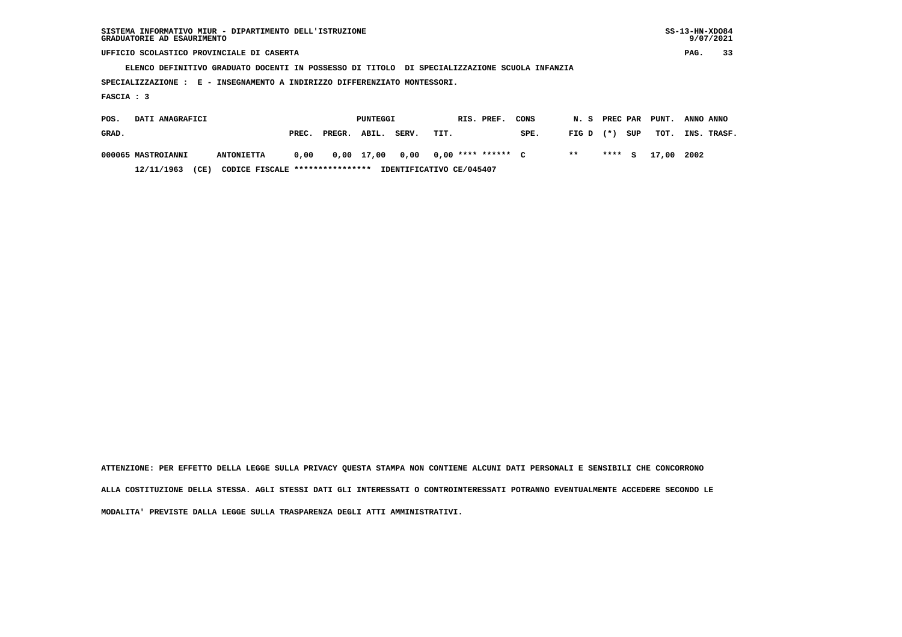SISTEMA INFORMATIVO MIUR - DIPARTIMENTO DELL'ISTRUZIONE
GRADUATORIE AD ESAURIMENTO

UFFICIO SCOLASTICO PROVINCIALE DI CASERTA

ELENCO DEFINITIVO GRADUATO DOCENTI IN POSSESSO DI TITOLO DI SPECIALIZZAZIONE SCUOLA INFANZIA

SPECIALIZZAZIONE : E - INSEGNAMENTO A INDIRIZZO DIFFERENZIATO MONTESSORI.

FASCIA : 3

| POS. GRAD. | DATI ANAGRAFICI | | PUNTEGGI PREC. | PREGR. | ABIL. | SERV. | TIT. | RIS. PREF. | CONS SPE. | N. S FIG D | PREC PAR (*) | SUP | PUNT. TOT. | ANNO INS. | ANNO TRASF. |
|---|---|---|---|---|---|---|---|---|---|---|---|---|---|---|---|
| 000065 | MASTROIANNI | ANTONIETTA | 0,00 | 0,00 | 17,00 | 0,00 | 0,00 | **** ****** | C | ** | **** | S | 17,00 | 2002 | |
| | 12/11/1963 (CE) | CODICE FISCALE **************** IDENTIFICATIVO CE/045407 | | | | | | | | | | | | | |

ATTENZIONE: PER EFFETTO DELLA LEGGE SULLA PRIVACY QUESTA STAMPA NON CONTIENE ALCUNI DATI PERSONALI E SENSIBILI CHE CONCORRONO ALLA COSTITUZIONE DELLA STESSA. AGLI STESSI DATI GLI INTERESSATI O CONTROINTERESSATI POTRANNO EVENTUALMENTE ACCEDERE SECONDO LE MODALITA' PREVISTE DALLA LEGGE SULLA TRASPARENZA DEGLI ATTI AMMINISTRATIVI.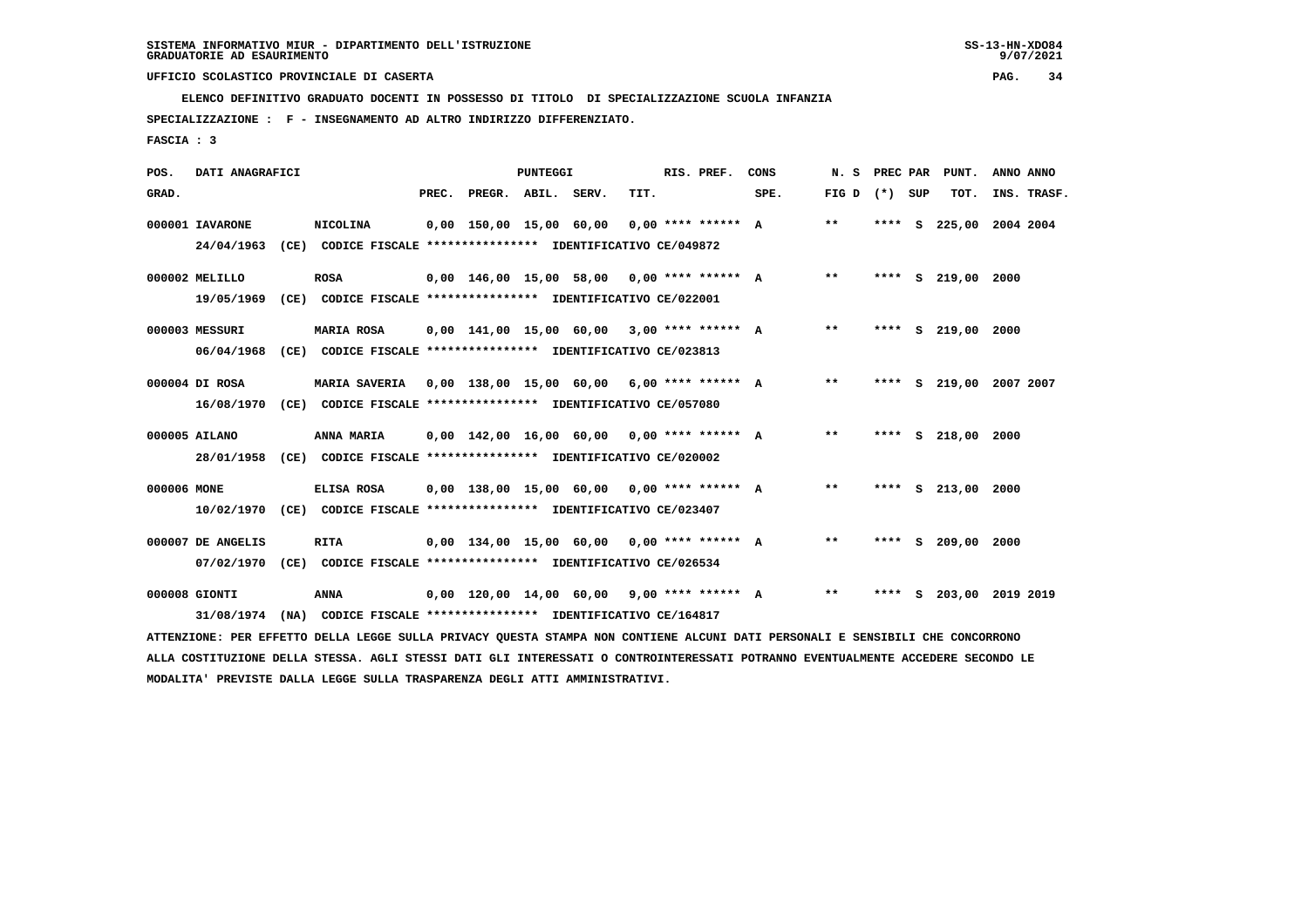SISTEMA INFORMATIVO MIUR - DIPARTIMENTO DELL'ISTRUZIONE
GRADUATORIE AD ESAURIMENTO

UFFICIO SCOLASTICO PROVINCIALE DI CASERTA

ELENCO DEFINITIVO GRADUATO DOCENTI IN POSSESSO DI TITOLO DI SPECIALIZZAZIONE SCUOLA INFANZIA

SPECIALIZZAZIONE : F - INSEGNAMENTO AD ALTRO INDIRIZZO DIFFERENZIATO.

FASCIA : 3

| POS. GRAD. | DATI ANAGRAFICI | | PREC. | PREGR. | ABIL. | SERV. | TIT. | RIS. PREF. | CONS SPE. | N. S FIG D | PREC PAR (*) | SUP | PUNT. TOT. | ANNO INS. | ANNO TRASF. |
|---|---|---|---|---|---|---|---|---|---|---|---|---|---|---|---|
| 000001 | IAVARONE | NICOLINA | 0,00 | 150,00 | 15,00 | 60,00 | 0,00 | **** ****** | A | ** | **** | S | 225,00 | 2004 | 2004 |
| | 24/04/1963 (CE) CODICE FISCALE **************** IDENTIFICATIVO CE/049872 | | | | | | | | | | | | | | |
| 000002 | MELILLO | ROSA | 0,00 | 146,00 | 15,00 | 58,00 | 0,00 | **** ****** | A | ** | **** | S | 219,00 | 2000 | |
| | 19/05/1969 (CE) CODICE FISCALE **************** IDENTIFICATIVO CE/022001 | | | | | | | | | | | | | | |
| 000003 | MESSURI | MARIA ROSA | 0,00 | 141,00 | 15,00 | 60,00 | 3,00 | **** ****** | A | ** | **** | S | 219,00 | 2000 | |
| | 06/04/1968 (CE) CODICE FISCALE **************** IDENTIFICATIVO CE/023813 | | | | | | | | | | | | | | |
| 000004 | DI ROSA | MARIA SAVERIA | 0,00 | 138,00 | 15,00 | 60,00 | 6,00 | **** ****** | A | ** | **** | S | 219,00 | 2007 | 2007 |
| | 16/08/1970 (CE) CODICE FISCALE **************** IDENTIFICATIVO CE/057080 | | | | | | | | | | | | | | |
| 000005 | AILANO | ANNA MARIA | 0,00 | 142,00 | 16,00 | 60,00 | 0,00 | **** ****** | A | ** | **** | S | 218,00 | 2000 | |
| | 28/01/1958 (CE) CODICE FISCALE **************** IDENTIFICATIVO CE/020002 | | | | | | | | | | | | | | |
| 000006 | MONE | ELISA ROSA | 0,00 | 138,00 | 15,00 | 60,00 | 0,00 | **** ****** | A | ** | **** | S | 213,00 | 2000 | |
| | 10/02/1970 (CE) CODICE FISCALE **************** IDENTIFICATIVO CE/023407 | | | | | | | | | | | | | | |
| 000007 | DE ANGELIS | RITA | 0,00 | 134,00 | 15,00 | 60,00 | 0,00 | **** ****** | A | ** | **** | S | 209,00 | 2000 | |
| | 07/02/1970 (CE) CODICE FISCALE **************** IDENTIFICATIVO CE/026534 | | | | | | | | | | | | | | |
| 000008 | GIONTI | ANNA | 0,00 | 120,00 | 14,00 | 60,00 | 9,00 | **** ****** | A | ** | **** | S | 203,00 | 2019 | 2019 |
| | 31/08/1974 (NA) CODICE FISCALE **************** IDENTIFICATIVO CE/164817 | | | | | | | | | | | | | | |

ATTENZIONE: PER EFFETTO DELLA LEGGE SULLA PRIVACY QUESTA STAMPA NON CONTIENE ALCUNI DATI PERSONALI E SENSIBILI CHE CONCORRONO ALLA COSTITUZIONE DELLA STESSA. AGLI STESSI DATI GLI INTERESSATI O CONTROINTERESSATI POTRANNO EVENTUALMENTE ACCEDERE SECONDO LE MODALITA' PREVISTE DALLA LEGGE SULLA TRASPARENZA DEGLI ATTI AMMINISTRATIVI.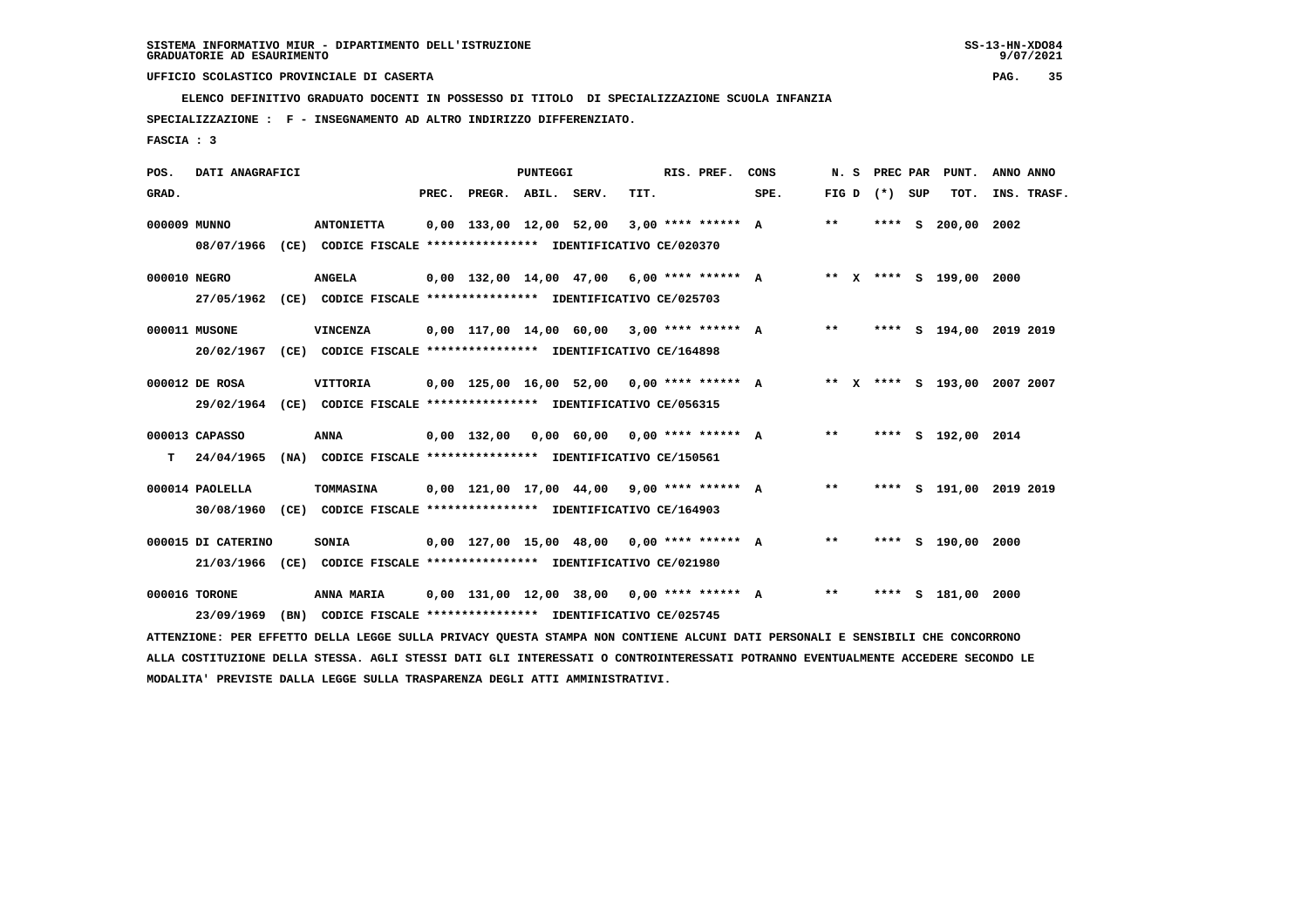SISTEMA INFORMATIVO MIUR - DIPARTIMENTO DELL'ISTRUZIONE
GRADUATORIE AD ESAURIMENTO

UFFICIO SCOLASTICO PROVINCIALE DI CASERTA

**ELENCO DEFINITIVO GRADUATO DOCENTI IN POSSESSO DI TITOLO DI SPECIALIZZAZIONE SCUOLA INFANZIA**

**SPECIALIZZAZIONE : F - INSEGNAMENTO AD ALTRO INDIRIZZO DIFFERENZIATO.**

**FASCIA : 3**

| POS. GRAD. | DATI ANAGRAFICI | | PREC. | PREGR. | ABIL. | SERV. | TIT. | RIS. PREF. | CONS SPE. | N. S FIG D | PREC PAR (*) | SUP | PUNT. TOT. | ANNO INS. | ANNO TRASF. |
|---|---|---|---|---|---|---|---|---|---|---|---|---|---|---|---|
| 000009 | MUNNO | ANTONIETTA | 0,00 | 133,00 | 12,00 | 52,00 | 3,00 | **** ****** | A | ** | **** | S | 200,00 | 2002 | |
| | 08/07/1966 (CE) CODICE FISCALE **************** IDENTIFICATIVO CE/020370 | | | | | | | | | | | | | | |
| 000010 | NEGRO | ANGELA | 0,00 | 132,00 | 14,00 | 47,00 | 6,00 | **** ****** | A | ** X | **** | S | 199,00 | 2000 | |
| | 27/05/1962 (CE) CODICE FISCALE **************** IDENTIFICATIVO CE/025703 | | | | | | | | | | | | | | |
| 000011 | MUSONE | VINCENZA | 0,00 | 117,00 | 14,00 | 60,00 | 3,00 | **** ****** | A | ** | **** | S | 194,00 | 2019 | 2019 |
| | 20/02/1967 (CE) CODICE FISCALE **************** IDENTIFICATIVO CE/164898 | | | | | | | | | | | | | | |
| 000012 | DE ROSA | VITTORIA | 0,00 | 125,00 | 16,00 | 52,00 | 0,00 | **** ****** | A | ** X | **** | S | 193,00 | 2007 | 2007 |
| | 29/02/1964 (CE) CODICE FISCALE **************** IDENTIFICATIVO CE/056315 | | | | | | | | | | | | | | |
| 000013 | CAPASSO | ANNA | 0,00 | 132,00 | 0,00 | 60,00 | 0,00 | **** ****** | A | ** | **** | S | 192,00 | 2014 | |
| T | 24/04/1965 (NA) CODICE FISCALE **************** IDENTIFICATIVO CE/150561 | | | | | | | | | | | | | | |
| 000014 | PAOLELLA | TOMMASINA | 0,00 | 121,00 | 17,00 | 44,00 | 9,00 | **** ****** | A | ** | **** | S | 191,00 | 2019 | 2019 |
| | 30/08/1960 (CE) CODICE FISCALE **************** IDENTIFICATIVO CE/164903 | | | | | | | | | | | | | | |
| 000015 | DI CATERINO | SONIA | 0,00 | 127,00 | 15,00 | 48,00 | 0,00 | **** ****** | A | ** | **** | S | 190,00 | 2000 | |
| | 21/03/1966 (CE) CODICE FISCALE **************** IDENTIFICATIVO CE/021980 | | | | | | | | | | | | | | |
| 000016 | TORONE | ANNA MARIA | 0,00 | 131,00 | 12,00 | 38,00 | 0,00 | **** ****** | A | ** | **** | S | 181,00 | 2000 | |
| | 23/09/1969 (BN) CODICE FISCALE **************** IDENTIFICATIVO CE/025745 | | | | | | | | | | | | | | |

ATTENZIONE: PER EFFETTO DELLA LEGGE SULLA PRIVACY QUESTA STAMPA NON CONTIENE ALCUNI DATI PERSONALI E SENSIBILI CHE CONCORRONO ALLA COSTITUZIONE DELLA STESSA. AGLI STESSI DATI GLI INTERESSATI O CONTROINTERESSATI POTRANNO EVENTUALMENTE ACCEDERE SECONDO LE MODALITA' PREVISTE DALLA LEGGE SULLA TRASPARENZA DEGLI ATTI AMMINISTRATIVI.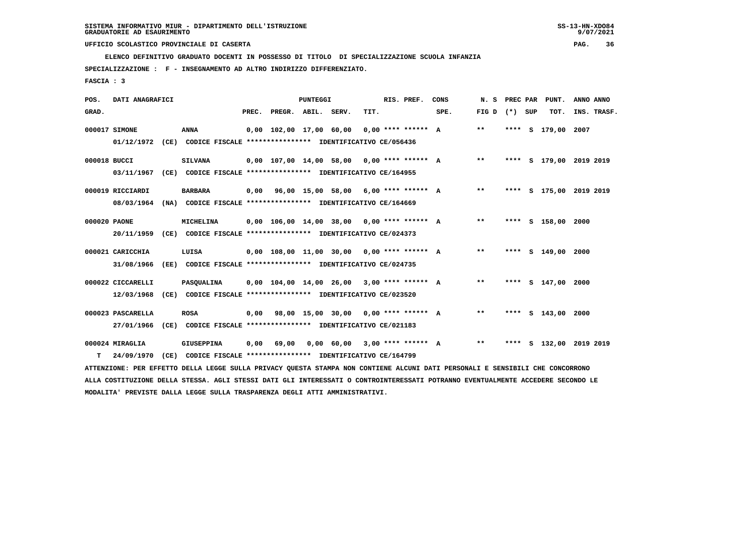SISTEMA INFORMATIVO MIUR - DIPARTIMENTO DELL'ISTRUZIONE
GRADUATORIE AD ESAURIMENTO

UFFICIO SCOLASTICO PROVINCIALE DI CASERTA

ELENCO DEFINITIVO GRADUATO DOCENTI IN POSSESSO DI TITOLO DI SPECIALIZZAZIONE SCUOLA INFANZIA

SPECIALIZZAZIONE : F - INSEGNAMENTO AD ALTRO INDIRIZZO DIFFERENZIATO.

FASCIA : 3

| POS. GRAD. | DATI ANAGRAFICI | | PREC. | PREGR. | ABIL. | SERV. | TIT. | RIS. PREF. | CONS SPE. | N. S FIG D | PREC PAR (*) | SUP | PUNT. TOT. | ANNO INS. | ANNO TRASF. |
|---|---|---|---|---|---|---|---|---|---|---|---|---|---|---|---|
| 000017 | SIMONE | ANNA | 0,00 | 102,00 | 17,00 | 60,00 | 0,00 | **** ****** | A | ** | **** | S | 179,00 | 2007 | |
| | 01/12/1972 (CE) CODICE FISCALE **************** IDENTIFICATIVO CE/056436 | | | | | | | | | | | | | | |
| 000018 | BUCCI | SILVANA | 0,00 | 107,00 | 14,00 | 58,00 | 0,00 | **** ****** | A | ** | **** | S | 179,00 | 2019 | 2019 |
| | 03/11/1967 (CE) CODICE FISCALE **************** IDENTIFICATIVO CE/164955 | | | | | | | | | | | | | | |
| 000019 | RICCIARDI | BARBARA | 0,00 | 96,00 | 15,00 | 58,00 | 6,00 | **** ****** | A | ** | **** | S | 175,00 | 2019 | 2019 |
| | 08/03/1964 (NA) CODICE FISCALE **************** IDENTIFICATIVO CE/164669 | | | | | | | | | | | | | | |
| 000020 | PAONE | MICHELINA | 0,00 | 106,00 | 14,00 | 38,00 | 0,00 | **** ****** | A | ** | **** | S | 158,00 | 2000 | |
| | 20/11/1959 (CE) CODICE FISCALE **************** IDENTIFICATIVO CE/024373 | | | | | | | | | | | | | | |
| 000021 | CARICCHIA | LUISA | 0,00 | 108,00 | 11,00 | 30,00 | 0,00 | **** ****** | A | ** | **** | S | 149,00 | 2000 | |
| | 31/08/1966 (EE) CODICE FISCALE **************** IDENTIFICATIVO CE/024735 | | | | | | | | | | | | | | |
| 000022 | CICCARELLI | PASQUALINA | 0,00 | 104,00 | 14,00 | 26,00 | 3,00 | **** ****** | A | ** | **** | S | 147,00 | 2000 | |
| | 12/03/1968 (CE) CODICE FISCALE **************** IDENTIFICATIVO CE/023520 | | | | | | | | | | | | | | |
| 000023 | PASCARELLA | ROSA | 0,00 | 98,00 | 15,00 | 30,00 | 0,00 | **** ****** | A | ** | **** | S | 143,00 | 2000 | |
| | 27/01/1966 (CE) CODICE FISCALE **************** IDENTIFICATIVO CE/021183 | | | | | | | | | | | | | | |
| 000024 | MIRAGLIA | GIUSEPPINA | 0,00 | 69,00 | 0,00 | 60,00 | 3,00 | **** ****** | A | ** | **** | S | 132,00 | 2019 | 2019 |
| T | 24/09/1970 (CE) CODICE FISCALE **************** IDENTIFICATIVO CE/164799 | | | | | | | | | | | | | | |

ATTENZIONE: PER EFFETTO DELLA LEGGE SULLA PRIVACY QUESTA STAMPA NON CONTIENE ALCUNI DATI PERSONALI E SENSIBILI CHE CONCORRONO ALLA COSTITUZIONE DELLA STESSA. AGLI STESSI DATI GLI INTERESSATI O CONTROINTERESSATI POTRANNO EVENTUALMENTE ACCEDERE SECONDO LE MODALITA' PREVISTE DALLA LEGGE SULLA TRASPARENZA DEGLI ATTI AMMINISTRATIVI.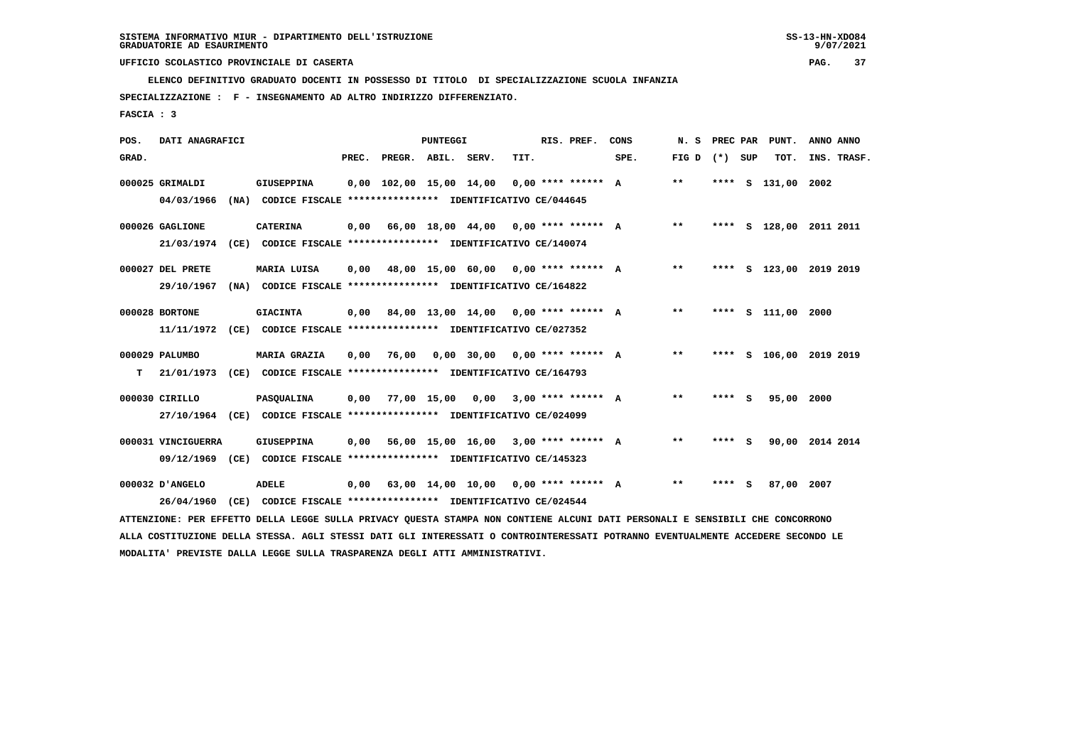SISTEMA INFORMATIVO MIUR - DIPARTIMENTO DELL'ISTRUZIONE
GRADUATORIE AD ESAURIMENTO

UFFICIO SCOLASTICO PROVINCIALE DI CASERTA

**ELENCO DEFINITIVO GRADUATO DOCENTI IN POSSESSO DI TITOLO DI SPECIALIZZAZIONE SCUOLA INFANZIA**

**SPECIALIZZAZIONE : F - INSEGNAMENTO AD ALTRO INDIRIZZO DIFFERENZIATO.**

**FASCIA : 3**

| POS. GRAD. | DATI ANAGRAFICI | | PREC. | PREGR. | ABIL. | SERV. | TIT. | RIS. PREF. | CONS SPE. | N. S FIG D | PREC PAR (*) | SUP | PUNT. TOT. | ANNO INS. | ANNO TRASF. |
|---|---|---|---|---|---|---|---|---|---|---|---|---|---|---|---|
| 000025 | GRIMALDI | GIUSEPPINA | 0,00 | 102,00 | 15,00 | 14,00 | 0,00 | **** ****** | A | ** | **** | S | 131,00 | 2002 | |
| | 04/03/1966 (NA) CODICE FISCALE **************** IDENTIFICATIVO CE/044645 | | | | | | | | | | | | | | |
| 000026 | GAGLIONE | CATERINA | 0,00 | 66,00 | 18,00 | 44,00 | 0,00 | **** ****** | A | ** | **** | S | 128,00 | 2011 | 2011 |
| | 21/03/1974 (CE) CODICE FISCALE **************** IDENTIFICATIVO CE/140074 | | | | | | | | | | | | | | |
| 000027 | DEL PRETE | MARIA LUISA | 0,00 | 48,00 | 15,00 | 60,00 | 0,00 | **** ****** | A | ** | **** | S | 123,00 | 2019 | 2019 |
| | 29/10/1967 (NA) CODICE FISCALE **************** IDENTIFICATIVO CE/164822 | | | | | | | | | | | | | | |
| 000028 | BORTONE | GIACINTA | 0,00 | 84,00 | 13,00 | 14,00 | 0,00 | **** ****** | A | ** | **** | S | 111,00 | 2000 | |
| | 11/11/1972 (CE) CODICE FISCALE **************** IDENTIFICATIVO CE/027352 | | | | | | | | | | | | | | |
| 000029 | PALUMBO | MARIA GRAZIA | 0,00 | 76,00 | 0,00 | 30,00 | 0,00 | **** ****** | A | ** | **** | S | 106,00 | 2019 | 2019 |
| T | 21/01/1973 (CE) CODICE FISCALE **************** IDENTIFICATIVO CE/164793 | | | | | | | | | | | | | | |
| 000030 | CIRILLO | PASQUALINA | 0,00 | 77,00 | 15,00 | 0,00 | 3,00 | **** ****** | A | ** | **** | S | 95,00 | 2000 | |
| | 27/10/1964 (CE) CODICE FISCALE **************** IDENTIFICATIVO CE/024099 | | | | | | | | | | | | | | |
| 000031 | VINCIGUERRA | GIUSEPPINA | 0,00 | 56,00 | 15,00 | 16,00 | 3,00 | **** ****** | A | ** | **** | S | 90,00 | 2014 | 2014 |
| | 09/12/1969 (CE) CODICE FISCALE **************** IDENTIFICATIVO CE/145323 | | | | | | | | | | | | | | |
| 000032 | D'ANGELO | ADELE | 0,00 | 63,00 | 14,00 | 10,00 | 0,00 | **** ****** | A | ** | **** | S | 87,00 | 2007 | |
| | 26/04/1960 (CE) CODICE FISCALE **************** IDENTIFICATIVO CE/024544 | | | | | | | | | | | | | | |

ATTENZIONE: PER EFFETTO DELLA LEGGE SULLA PRIVACY QUESTA STAMPA NON CONTIENE ALCUNI DATI PERSONALI E SENSIBILI CHE CONCORRONO ALLA COSTITUZIONE DELLA STESSA. AGLI STESSI DATI GLI INTERESSATI O CONTROINTERESSATI POTRANNO EVENTUALMENTE ACCEDERE SECONDO LE MODALITA' PREVISTE DALLA LEGGE SULLA TRASPARENZA DEGLI ATTI AMMINISTRATIVI.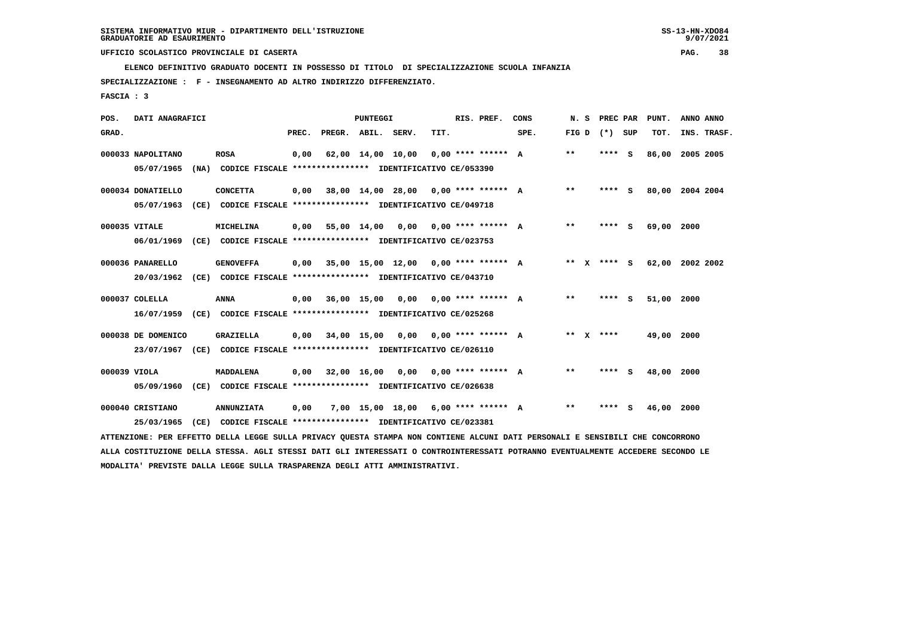SISTEMA INFORMATIVO MIUR - DIPARTIMENTO DELL'ISTRUZIONE
GRADUATORIE AD ESAURIMENTO

UFFICIO SCOLASTICO PROVINCIALE DI CASERTA

**ELENCO DEFINITIVO GRADUATO DOCENTI IN POSSESSO DI TITOLO DI SPECIALIZZAZIONE SCUOLA INFANZIA**

**SPECIALIZZAZIONE : F - INSEGNAMENTO AD ALTRO INDIRIZZO DIFFERENZIATO.**

**FASCIA : 3**

| POS. GRAD. | DATI ANAGRAFICI | | PREC. | PREGR. | ABIL. | SERV. | TIT. | RIS. PREF. | CONS SPE. | N. S FIG D | PREC PAR (*) SUP | PUNT. TOT. | ANNO INS. | ANNO TRASF. |
|---|---|---|---|---|---|---|---|---|---|---|---|---|---|---|
| 000033 | NAPOLITANO | ROSA | 0,00 | 62,00 | 14,00 | 10,00 | 0,00 | **** ****** | A | ** | **** S | 86,00 | 2005 | 2005 |
| | 05/07/1965 (NA) CODICE FISCALE **************** IDENTIFICATIVO CE/053390 | | | | | | | | | | | | | |
| 000034 | DONATIELLO | CONCETTA | 0,00 | 38,00 | 14,00 | 28,00 | 0,00 | **** ****** | A | ** | **** S | 80,00 | 2004 | 2004 |
| | 05/07/1963 (CE) CODICE FISCALE **************** IDENTIFICATIVO CE/049718 | | | | | | | | | | | | | |
| 000035 | VITALE | MICHELINA | 0,00 | 55,00 | 14,00 | 0,00 | 0,00 | **** ****** | A | ** | **** S | 69,00 | 2000 | |
| | 06/01/1969 (CE) CODICE FISCALE **************** IDENTIFICATIVO CE/023753 | | | | | | | | | | | | | |
| 000036 | PANARELLO | GENOVEFFA | 0,00 | 35,00 | 15,00 | 12,00 | 0,00 | **** ****** | A | ** X | **** S | 62,00 | 2002 | 2002 |
| | 20/03/1962 (CE) CODICE FISCALE **************** IDENTIFICATIVO CE/043710 | | | | | | | | | | | | | |
| 000037 | COLELLA | ANNA | 0,00 | 36,00 | 15,00 | 0,00 | 0,00 | **** ****** | A | ** | **** S | 51,00 | 2000 | |
| | 16/07/1959 (CE) CODICE FISCALE **************** IDENTIFICATIVO CE/025268 | | | | | | | | | | | | | |
| 000038 | DE DOMENICO | GRAZIELLA | 0,00 | 34,00 | 15,00 | 0,00 | 0,00 | **** ****** | A | ** X | **** | 49,00 | 2000 | |
| | 23/07/1967 (CE) CODICE FISCALE **************** IDENTIFICATIVO CE/026110 | | | | | | | | | | | | | |
| 000039 | VIOLA | MADDALENA | 0,00 | 32,00 | 16,00 | 0,00 | 0,00 | **** ****** | A | ** | **** S | 48,00 | 2000 | |
| | 05/09/1960 (CE) CODICE FISCALE **************** IDENTIFICATIVO CE/026638 | | | | | | | | | | | | | |
| 000040 | CRISTIANO | ANNUNZIATA | 0,00 | 7,00 | 15,00 | 18,00 | 6,00 | **** ****** | A | ** | **** S | 46,00 | 2000 | |
| | 25/03/1965 (CE) CODICE FISCALE **************** IDENTIFICATIVO CE/023381 | | | | | | | | | | | | | |

ATTENZIONE: PER EFFETTO DELLA LEGGE SULLA PRIVACY QUESTA STAMPA NON CONTIENE ALCUNI DATI PERSONALI E SENSIBILI CHE CONCORRONO ALLA COSTITUZIONE DELLA STESSA. AGLI STESSI DATI GLI INTERESSATI O CONTROINTERESSATI POTRANNO EVENTUALMENTE ACCEDERE SECONDO LE MODALITA' PREVISTE DALLA LEGGE SULLA TRASPARENZA DEGLI ATTI AMMINISTRATIVI.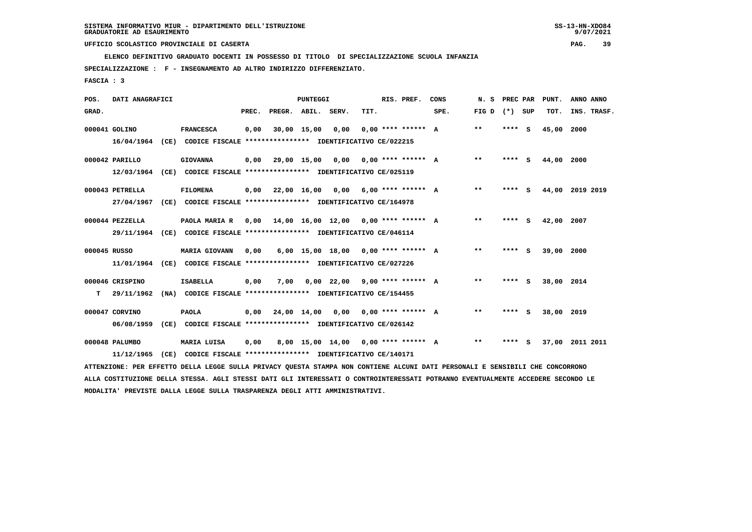SISTEMA INFORMATIVO MIUR - DIPARTIMENTO DELL'ISTRUZIONE
GRADUATORIE AD ESAURIMENTO

UFFICIO SCOLASTICO PROVINCIALE DI CASERTA

ELENCO DEFINITIVO GRADUATO DOCENTI IN POSSESSO DI TITOLO DI SPECIALIZZAZIONE SCUOLA INFANZIA

SPECIALIZZAZIONE : F - INSEGNAMENTO AD ALTRO INDIRIZZO DIFFERENZIATO.

FASCIA : 3

| POS. GRAD. | DATI ANAGRAFICI | | PREC. | PREGR. | ABIL. | SERV. | TIT. | RIS. PREF. | CONS SPE. | N. S FIG D | PREC PAR (*) SUP | PUNT. TOT. | ANNO INS. | ANNO TRASF. |
|---|---|---|---|---|---|---|---|---|---|---|---|---|---|---|
| 000041 | GOLINO 16/04/1964 (CE) CODICE FISCALE **************** IDENTIFICATIVO CE/022215 | FRANCESCA | 0,00 | 30,00 | 15,00 | 0,00 | 0,00 | **** ****** | A | ** | **** S | 45,00 | 2000 | |
| 000042 | PARILLO 12/03/1964 (CE) CODICE FISCALE **************** IDENTIFICATIVO CE/025119 | GIOVANNA | 0,00 | 29,00 | 15,00 | 0,00 | 0,00 | **** ****** | A | ** | **** S | 44,00 | 2000 | |
| 000043 | PETRELLA 27/04/1967 (CE) CODICE FISCALE **************** IDENTIFICATIVO CE/164978 | FILOMENA | 0,00 | 22,00 | 16,00 | 0,00 | 6,00 | **** ****** | A | ** | **** S | 44,00 | 2019 | 2019 |
| 000044 | PEZZELLA 29/11/1964 (CE) CODICE FISCALE **************** IDENTIFICATIVO CE/046114 | PAOLA MARIA R | 0,00 | 14,00 | 16,00 | 12,00 | 0,00 | **** ****** | A | ** | **** S | 42,00 | 2007 | |
| 000045 | RUSSO 11/01/1964 (CE) CODICE FISCALE **************** IDENTIFICATIVO CE/027226 | MARIA GIOVANN | 0,00 | 6,00 | 15,00 | 18,00 | 0,00 | **** ****** | A | ** | **** S | 39,00 | 2000 | |
| 000046 | CRISPINO T 29/11/1962 (NA) CODICE FISCALE **************** IDENTIFICATIVO CE/154455 | ISABELLA | 0,00 | 7,00 | 0,00 | 22,00 | 9,00 | **** ****** | A | ** | **** S | 38,00 | 2014 | |
| 000047 | CORVINO 06/08/1959 (CE) CODICE FISCALE **************** IDENTIFICATIVO CE/026142 | PAOLA | 0,00 | 24,00 | 14,00 | 0,00 | 0,00 | **** ****** | A | ** | **** S | 38,00 | 2019 | |
| 000048 | PALUMBO 11/12/1965 (CE) CODICE FISCALE **************** IDENTIFICATIVO CE/140171 | MARIA LUISA | 0,00 | 8,00 | 15,00 | 14,00 | 0,00 | **** ****** | A | ** | **** S | 37,00 | 2011 | 2011 |

ATTENZIONE: PER EFFETTO DELLA LEGGE SULLA PRIVACY QUESTA STAMPA NON CONTIENE ALCUNI DATI PERSONALI E SENSIBILI CHE CONCORRONO ALLA COSTITUZIONE DELLA STESSA. AGLI STESSI DATI GLI INTERESSATI O CONTROINTERESSATI POTRANNO EVENTUALMENTE ACCEDERE SECONDO LE MODALITA' PREVISTE DALLA LEGGE SULLA TRASPARENZA DEGLI ATTI AMMINISTRATIVI.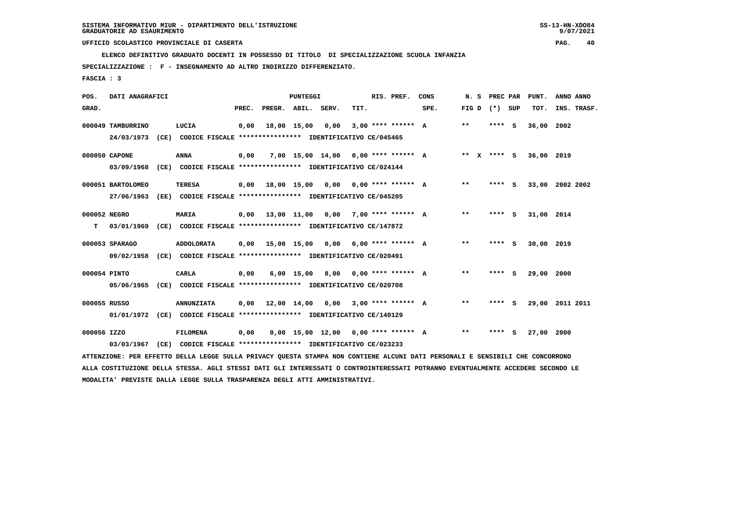SISTEMA INFORMATIVO MIUR - DIPARTIMENTO DELL'ISTRUZIONE
GRADUATORIE AD ESAURIMENTO

UFFICIO SCOLASTICO PROVINCIALE DI CASERTA

ELENCO DEFINITIVO GRADUATO DOCENTI IN POSSESSO DI TITOLO DI SPECIALIZZAZIONE SCUOLA INFANZIA

SPECIALIZZAZIONE : F - INSEGNAMENTO AD ALTRO INDIRIZZO DIFFERENZIATO.

FASCIA : 3

| POS. GRAD. | DATI ANAGRAFICI | | PREC. | PREGR. | ABIL. | SERV. | TIT. | RIS. PREF. | CONS SPE. | N. S FIG D | PREC PAR (*) | SUP | PUNT. TOT. | ANNO INS. | ANNO TRASF. |
|---|---|---|---|---|---|---|---|---|---|---|---|---|---|---|---|
| 000049 | TAMBURRINO | LUCIA | 0,00 | 18,00 | 15,00 | 0,00 | 3,00 | **** ****** | A | ** | **** | S | 36,00 | 2002 | |
| | 24/03/1973 (CE) CODICE FISCALE **************** IDENTIFICATIVO CE/045465 | | | | | | | | | | | | | | |
| 000050 | CAPONE | ANNA | 0,00 | 7,00 | 15,00 | 14,00 | 0,00 | **** ****** | A | ** X | **** | S | 36,00 | 2019 | |
| | 03/09/1968 (CE) CODICE FISCALE **************** IDENTIFICATIVO CE/024144 | | | | | | | | | | | | | | |
| 000051 | BARTOLOMEO | TERESA | 0,00 | 18,00 | 15,00 | 0,00 | 0,00 | **** ****** | A | ** | **** | S | 33,00 | 2002 | 2002 |
| | 27/06/1963 (EE) CODICE FISCALE **************** IDENTIFICATIVO CE/045205 | | | | | | | | | | | | | | |
| 000052 | NEGRO | MARIA | 0,00 | 13,00 | 11,00 | 0,00 | 7,00 | **** ****** | A | ** | **** | S | 31,00 | 2014 | |
| T | 03/01/1969 (CE) CODICE FISCALE **************** IDENTIFICATIVO CE/147872 | | | | | | | | | | | | | | |
| 000053 | SPARAGO | ADDOLORATA | 0,00 | 15,00 | 15,00 | 0,00 | 0,00 | **** ****** | A | ** | **** | S | 30,00 | 2019 | |
| | 09/02/1958 (CE) CODICE FISCALE **************** IDENTIFICATIVO CE/020491 | | | | | | | | | | | | | | |
| 000054 | PINTO | CARLA | 0,00 | 6,00 | 15,00 | 8,00 | 0,00 | **** ****** | A | ** | **** | S | 29,00 | 2000 | |
| | 05/06/1965 (CE) CODICE FISCALE **************** IDENTIFICATIVO CE/020708 | | | | | | | | | | | | | | |
| 000055 | RUSSO | ANNUNZIATA | 0,00 | 12,00 | 14,00 | 0,00 | 3,00 | **** ****** | A | ** | **** | S | 29,00 | 2011 | 2011 |
| | 01/01/1972 (CE) CODICE FISCALE **************** IDENTIFICATIVO CE/140129 | | | | | | | | | | | | | | |
| 000056 | IZZO | FILOMENA | 0,00 | 0,00 | 15,00 | 12,00 | 0,00 | **** ****** | A | ** | **** | S | 27,00 | 2000 | |
| | 03/03/1967 (CE) CODICE FISCALE **************** IDENTIFICATIVO CE/023233 | | | | | | | | | | | | | | |

ATTENZIONE: PER EFFETTO DELLA LEGGE SULLA PRIVACY QUESTA STAMPA NON CONTIENE ALCUNI DATI PERSONALI E SENSIBILI CHE CONCORRONO ALLA COSTITUZIONE DELLA STESSA. AGLI STESSI DATI GLI INTERESSATI O CONTROINTERESSATI POTRANNO EVENTUALMENTE ACCEDERE SECONDO LE MODALITA' PREVISTE DALLA LEGGE SULLA TRASPARENZA DEGLI ATTI AMMINISTRATIVI.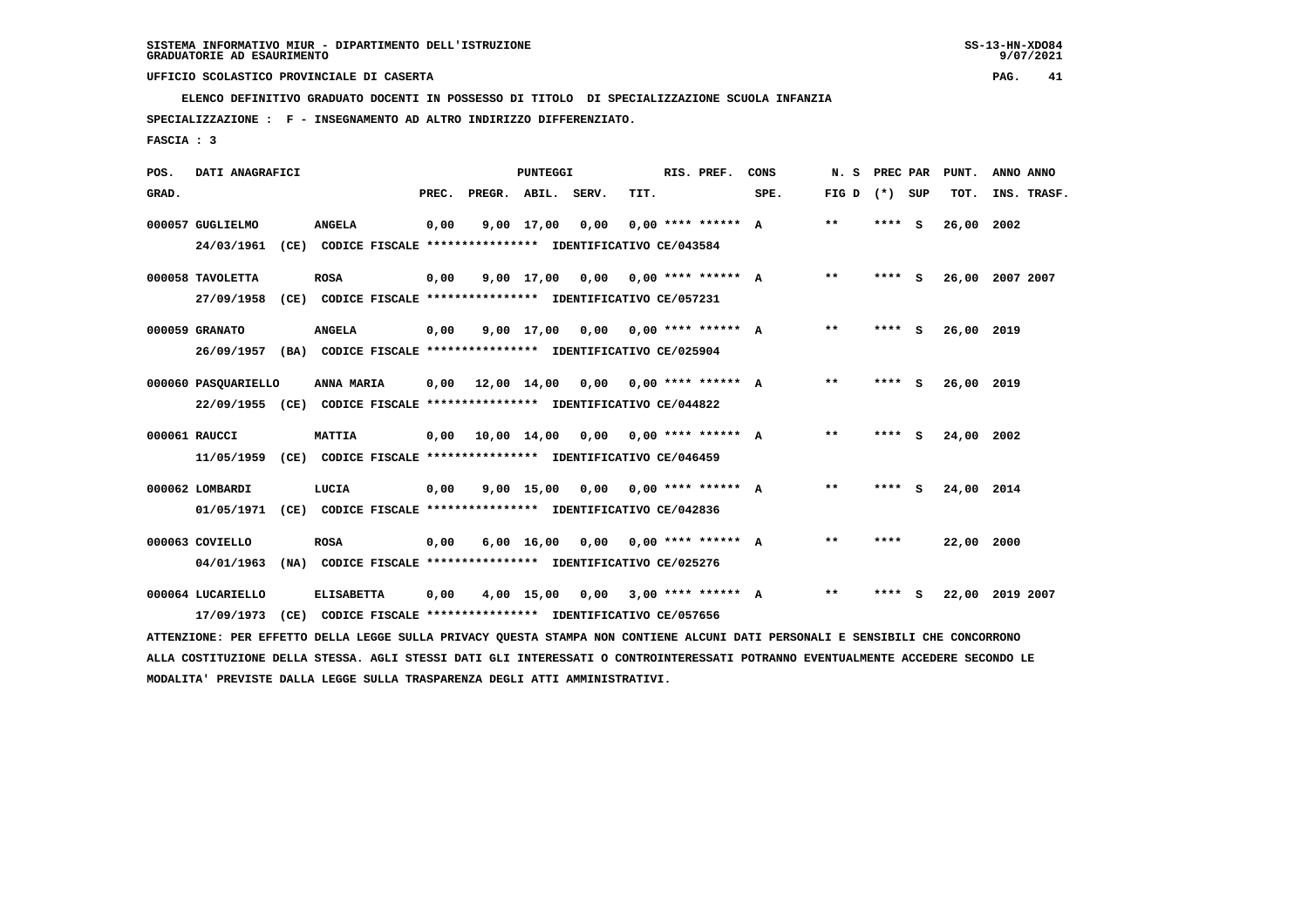SISTEMA INFORMATIVO MIUR - DIPARTIMENTO DELL'ISTRUZIONE
GRADUATORIE AD ESAURIMENTO

UFFICIO SCOLASTICO PROVINCIALE DI CASERTA

**ELENCO DEFINITIVO GRADUATO DOCENTI IN POSSESSO DI TITOLO DI SPECIALIZZAZIONE SCUOLA INFANZIA**

**SPECIALIZZAZIONE : F - INSEGNAMENTO AD ALTRO INDIRIZZO DIFFERENZIATO.**

**FASCIA : 3**

| POS. GRAD. | DATI ANAGRAFICI | | PREC. | PREGR. | ABIL. | SERV. | TIT. | RIS. PREF. | CONS SPE. | N. S FIG D | PREC PAR (*) SUP | PUNT. TOT. | ANNO INS. | ANNO TRASF. |
|---|---|---|---|---|---|---|---|---|---|---|---|---|---|---|
| 000057 | GUGLIELMO | ANGELA | 0,00 | 9,00 | 17,00 | 0,00 | 0,00 | **** ****** | A | ** | **** S | 26,00 | 2002 | |
| | 24/03/1961 (CE) CODICE FISCALE **************** IDENTIFICATIVO CE/043584 | | | | | | | | | | | | | |
| 000058 | TAVOLETTA | ROSA | 0,00 | 9,00 | 17,00 | 0,00 | 0,00 | **** ****** | A | ** | **** S | 26,00 | 2007 | 2007 |
| | 27/09/1958 (CE) CODICE FISCALE **************** IDENTIFICATIVO CE/057231 | | | | | | | | | | | | | |
| 000059 | GRANATO | ANGELA | 0,00 | 9,00 | 17,00 | 0,00 | 0,00 | **** ****** | A | ** | **** S | 26,00 | 2019 | |
| | 26/09/1957 (BA) CODICE FISCALE **************** IDENTIFICATIVO CE/025904 | | | | | | | | | | | | | |
| 000060 | PASQUARIELLO | ANNA MARIA | 0,00 | 12,00 | 14,00 | 0,00 | 0,00 | **** ****** | A | ** | **** S | 26,00 | 2019 | |
| | 22/09/1955 (CE) CODICE FISCALE **************** IDENTIFICATIVO CE/044822 | | | | | | | | | | | | | |
| 000061 | RAUCCI | MATTIA | 0,00 | 10,00 | 14,00 | 0,00 | 0,00 | **** ****** | A | ** | **** S | 24,00 | 2002 | |
| | 11/05/1959 (CE) CODICE FISCALE **************** IDENTIFICATIVO CE/046459 | | | | | | | | | | | | | |
| 000062 | LOMBARDI | LUCIA | 0,00 | 9,00 | 15,00 | 0,00 | 0,00 | **** ****** | A | ** | **** S | 24,00 | 2014 | |
| | 01/05/1971 (CE) CODICE FISCALE **************** IDENTIFICATIVO CE/042836 | | | | | | | | | | | | | |
| 000063 | COVIELLO | ROSA | 0,00 | 6,00 | 16,00 | 0,00 | 0,00 | **** ****** | A | ** | **** | 22,00 | 2000 | |
| | 04/01/1963 (NA) CODICE FISCALE **************** IDENTIFICATIVO CE/025276 | | | | | | | | | | | | | |
| 000064 | LUCARIELLO | ELISABETTA | 0,00 | 4,00 | 15,00 | 0,00 | 3,00 | **** ****** | A | ** | **** S | 22,00 | 2019 | 2007 |
| | 17/09/1973 (CE) CODICE FISCALE **************** IDENTIFICATIVO CE/057656 | | | | | | | | | | | | | |

ATTENZIONE: PER EFFETTO DELLA LEGGE SULLA PRIVACY QUESTA STAMPA NON CONTIENE ALCUNI DATI PERSONALI E SENSIBILI CHE CONCORRONO ALLA COSTITUZIONE DELLA STESSA. AGLI STESSI DATI GLI INTERESSATI O CONTROINTERESSATI POTRANNO EVENTUALMENTE ACCEDERE SECONDO LE MODALITA' PREVISTE DALLA LEGGE SULLA TRASPARENZA DEGLI ATTI AMMINISTRATIVI.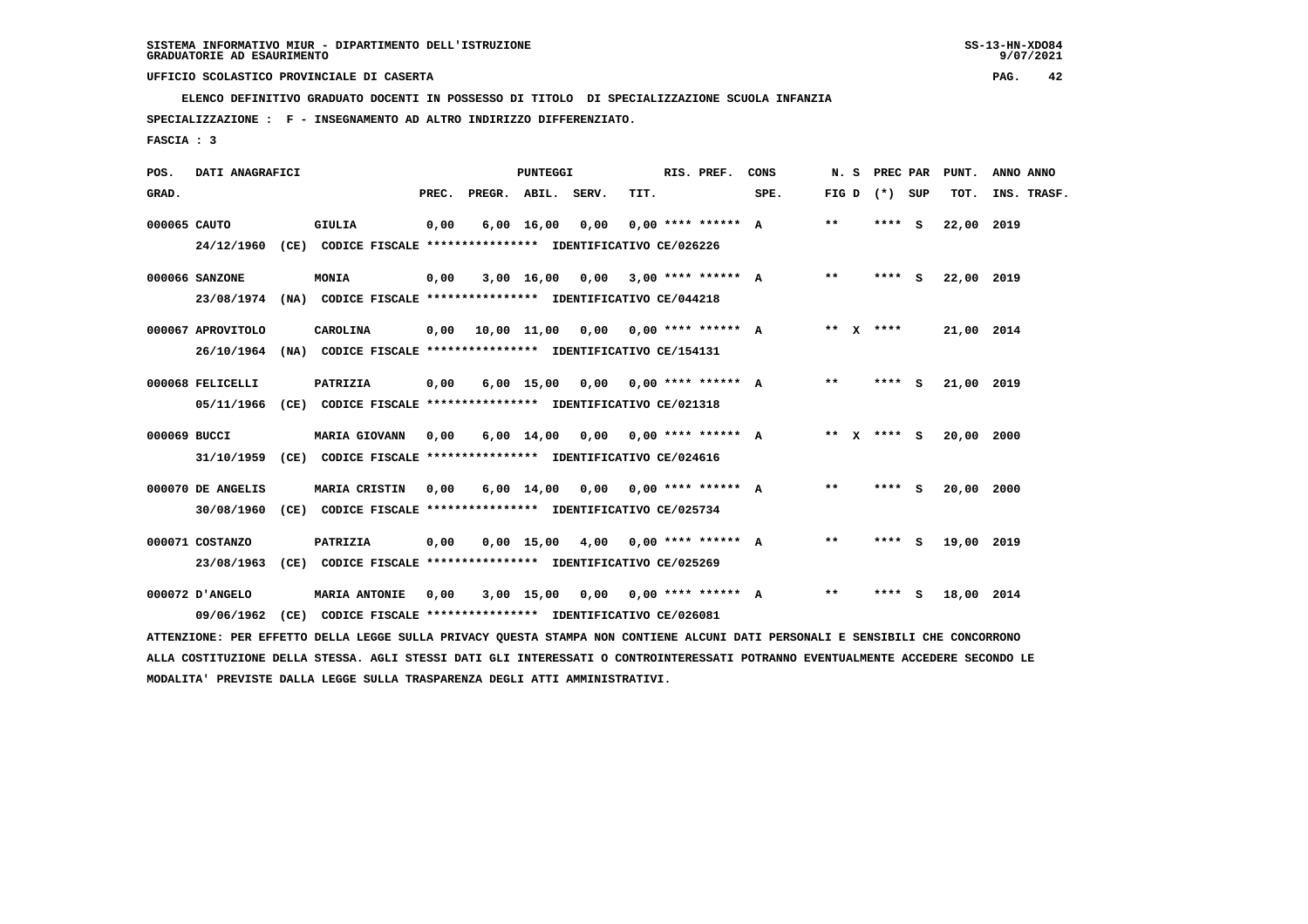SISTEMA INFORMATIVO MIUR - DIPARTIMENTO DELL'ISTRUZIONE
GRADUATORIE AD ESAURIMENTO

UFFICIO SCOLASTICO PROVINCIALE DI CASERTA

ELENCO DEFINITIVO GRADUATO DOCENTI IN POSSESSO DI TITOLO DI SPECIALIZZAZIONE SCUOLA INFANZIA

SPECIALIZZAZIONE : F - INSEGNAMENTO AD ALTRO INDIRIZZO DIFFERENZIATO.

FASCIA : 3

| POS. GRAD. | DATI ANAGRAFICI | | PREC. | PREGR. | ABIL. | SERV. | TIT. | RIS. PREF. | CONS SPE. | N. S FIG D | PREC PAR (*) | SUP | PUNT. TOT. | ANNO INS. | ANNO TRASF. |
|---|---|---|---|---|---|---|---|---|---|---|---|---|---|---|---|
| 000065 | CAUTO | GIULIA | 0,00 | 6,00 | 16,00 | 0,00 | 0,00 | **** ****** | A | ** | **** | S | 22,00 | 2019 | |
| | 24/12/1960 (CE) CODICE FISCALE **************** IDENTIFICATIVO CE/026226 | | | | | | | | | | | | | | |
| 000066 | SANZONE | MONIA | 0,00 | 3,00 | 16,00 | 0,00 | 3,00 | **** ****** | A | ** | **** | S | 22,00 | 2019 | |
| | 23/08/1974 (NA) CODICE FISCALE **************** IDENTIFICATIVO CE/044218 | | | | | | | | | | | | | | |
| 000067 | APROVITOLO | CAROLINA | 0,00 | 10,00 | 11,00 | 0,00 | 0,00 | **** ****** | A | ** X | **** | | 21,00 | 2014 | |
| | 26/10/1964 (NA) CODICE FISCALE **************** IDENTIFICATIVO CE/154131 | | | | | | | | | | | | | | |
| 000068 | FELICELLI | PATRIZIA | 0,00 | 6,00 | 15,00 | 0,00 | 0,00 | **** ****** | A | ** | **** | S | 21,00 | 2019 | |
| | 05/11/1966 (CE) CODICE FISCALE **************** IDENTIFICATIVO CE/021318 | | | | | | | | | | | | | | |
| 000069 | BUCCI | MARIA GIOVANN | 0,00 | 6,00 | 14,00 | 0,00 | 0,00 | **** ****** | A | ** X | **** | S | 20,00 | 2000 | |
| | 31/10/1959 (CE) CODICE FISCALE **************** IDENTIFICATIVO CE/024616 | | | | | | | | | | | | | | |
| 000070 | DE ANGELIS | MARIA CRISTIN | 0,00 | 6,00 | 14,00 | 0,00 | 0,00 | **** ****** | A | ** | **** | S | 20,00 | 2000 | |
| | 30/08/1960 (CE) CODICE FISCALE **************** IDENTIFICATIVO CE/025734 | | | | | | | | | | | | | | |
| 000071 | COSTANZO | PATRIZIA | 0,00 | 0,00 | 15,00 | 4,00 | 0,00 | **** ****** | A | ** | **** | S | 19,00 | 2019 | |
| | 23/08/1963 (CE) CODICE FISCALE **************** IDENTIFICATIVO CE/025269 | | | | | | | | | | | | | | |
| 000072 | D'ANGELO | MARIA ANTONIE | 0,00 | 3,00 | 15,00 | 0,00 | 0,00 | **** ****** | A | ** | **** | S | 18,00 | 2014 | |
| | 09/06/1962 (CE) CODICE FISCALE **************** IDENTIFICATIVO CE/026081 | | | | | | | | | | | | | | |

ATTENZIONE: PER EFFETTO DELLA LEGGE SULLA PRIVACY QUESTA STAMPA NON CONTIENE ALCUNI DATI PERSONALI E SENSIBILI CHE CONCORRONO ALLA COSTITUZIONE DELLA STESSA. AGLI STESSI DATI GLI INTERESSATI O CONTROINTERESSATI POTRANNO EVENTUALMENTE ACCEDERE SECONDO LE MODALITA' PREVISTE DALLA LEGGE SULLA TRASPARENZA DEGLI ATTI AMMINISTRATIVI.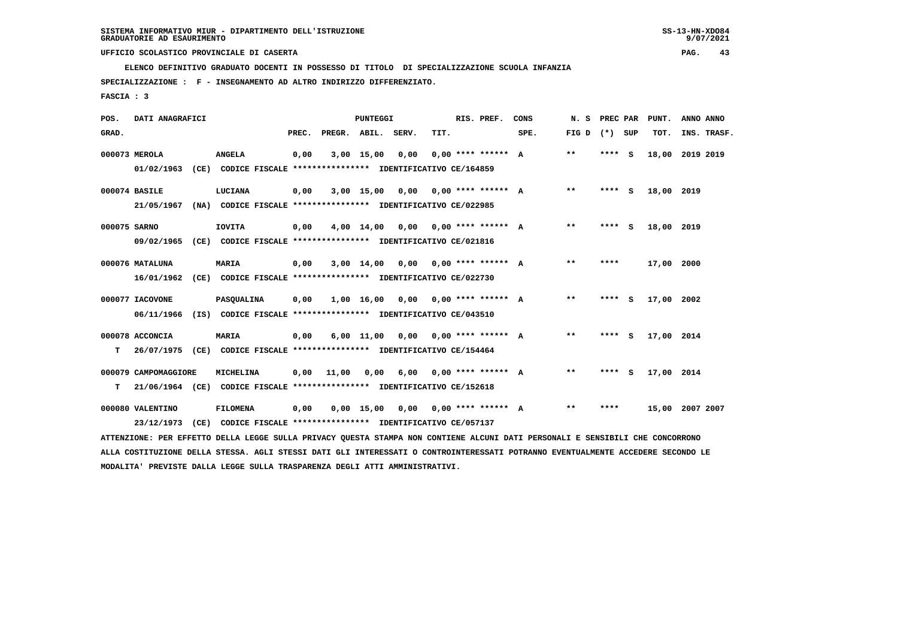SISTEMA INFORMATIVO MIUR - DIPARTIMENTO DELL'ISTRUZIONE
GRADUATORIE AD ESAURIMENTO

UFFICIO SCOLASTICO PROVINCIALE DI CASERTA

ELENCO DEFINITIVO GRADUATO DOCENTI IN POSSESSO DI TITOLO DI SPECIALIZZAZIONE SCUOLA INFANZIA

SPECIALIZZAZIONE : F - INSEGNAMENTO AD ALTRO INDIRIZZO DIFFERENZIATO.

FASCIA : 3

| POS. GRAD. | DATI ANAGRAFICI | | PREC. | PREGR. | ABIL. | SERV. | TIT. | RIS. PREF. | CONS SPE. | N. S FIG D | PREC PAR (*) | SUP | PUNT. TOT. | ANNO INS. | ANNO TRASF. |
|---|---|---|---|---|---|---|---|---|---|---|---|---|---|---|---|
| 000073 | MEROLA | ANGELA | 0,00 | 3,00 | 15,00 | 0,00 | 0,00 | **** ****** | A | ** | **** | S | 18,00 | 2019 | 2019 |
| | 01/02/1963 (CE) CODICE FISCALE **************** IDENTIFICATIVO CE/164859 | | | | | | | | | | | | | | |
| 000074 | BASILE | LUCIANA | 0,00 | 3,00 | 15,00 | 0,00 | 0,00 | **** ****** | A | ** | **** | S | 18,00 | 2019 | |
| | 21/05/1967 (NA) CODICE FISCALE **************** IDENTIFICATIVO CE/022985 | | | | | | | | | | | | | | |
| 000075 | SARNO | IOVITA | 0,00 | 4,00 | 14,00 | 0,00 | 0,00 | **** ****** | A | ** | **** | S | 18,00 | 2019 | |
| | 09/02/1965 (CE) CODICE FISCALE **************** IDENTIFICATIVO CE/021816 | | | | | | | | | | | | | | |
| 000076 | MATALUNA | MARIA | 0,00 | 3,00 | 14,00 | 0,00 | 0,00 | **** ****** | A | ** | **** | | 17,00 | 2000 | |
| | 16/01/1962 (CE) CODICE FISCALE **************** IDENTIFICATIVO CE/022730 | | | | | | | | | | | | | | |
| 000077 | IACOVONE | PASQUALINA | 0,00 | 1,00 | 16,00 | 0,00 | 0,00 | **** ****** | A | ** | **** | S | 17,00 | 2002 | |
| | 06/11/1966 (IS) CODICE FISCALE **************** IDENTIFICATIVO CE/043510 | | | | | | | | | | | | | | |
| 000078 | ACCONCIA | MARIA | 0,00 | 6,00 | 11,00 | 0,00 | 0,00 | **** ****** | A | ** | **** | S | 17,00 | 2014 | |
| T | 26/07/1975 (CE) CODICE FISCALE **************** IDENTIFICATIVO CE/154464 | | | | | | | | | | | | | | |
| 000079 | CAMPOMAGGIORE | MICHELINA | 0,00 | 11,00 | 0,00 | 6,00 | 0,00 | **** ****** | A | ** | **** | S | 17,00 | 2014 | |
| T | 21/06/1964 (CE) CODICE FISCALE **************** IDENTIFICATIVO CE/152618 | | | | | | | | | | | | | | |
| 000080 | VALENTINO | FILOMENA | 0,00 | 0,00 | 15,00 | 0,00 | 0,00 | **** ****** | A | ** | **** | | 15,00 | 2007 | 2007 |
| | 23/12/1973 (CE) CODICE FISCALE **************** IDENTIFICATIVO CE/057137 | | | | | | | | | | | | | | |

ATTENZIONE: PER EFFETTO DELLA LEGGE SULLA PRIVACY QUESTA STAMPA NON CONTIENE ALCUNI DATI PERSONALI E SENSIBILI CHE CONCORRONO ALLA COSTITUZIONE DELLA STESSA. AGLI STESSI DATI GLI INTERESSATI O CONTROINTERESSATI POTRANNO EVENTUALMENTE ACCEDERE SECONDO LE MODALITA' PREVISTE DALLA LEGGE SULLA TRASPARENZA DEGLI ATTI AMMINISTRATIVI.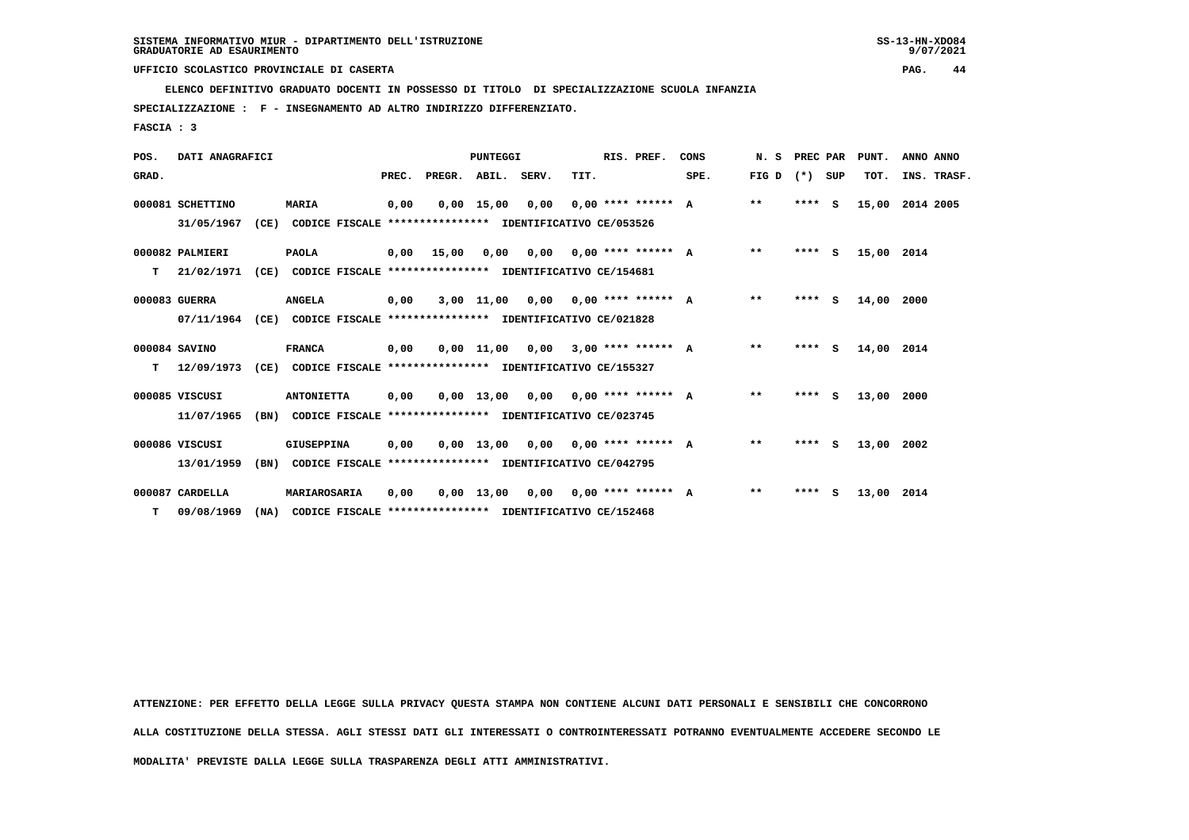SISTEMA INFORMATIVO MIUR - DIPARTIMENTO DELL'ISTRUZIONE
GRADUATORIE AD ESAURIMENTO

UFFICIO SCOLASTICO PROVINCIALE DI CASERTA

ELENCO DEFINITIVO GRADUATO DOCENTI IN POSSESSO DI TITOLO DI SPECIALIZZAZIONE SCUOLA INFANZIA

SPECIALIZZAZIONE : F - INSEGNAMENTO AD ALTRO INDIRIZZO DIFFERENZIATO.

FASCIA : 3

| POS. GRAD. | DATI ANAGRAFICI | | | PREC. | PREGR. | ABIL. | SERV. | TIT. | RIS. PREF. | CONS SPE. | N. S FIG D | PREC PAR (*) | SUP | PUNT. TOT. | ANNO INS. | ANNO TRASF. |
|---|---|---|---|---|---|---|---|---|---|---|---|---|---|---|---|---|
| 000081 | SCHETTINO | MARIA | | 0,00 | 0,00 | 15,00 | 0,00 | 0,00 | **** ****** | A | ** | **** | S | 15,00 | 2014 | 2005 |
| | 31/05/1967 (CE) | CODICE FISCALE **************** | IDENTIFICATIVO CE/053526 | | | | | | | | | | | | | |
| 000082 | PALMIERI | PAOLA | | 0,00 | 15,00 | 0,00 | 0,00 | 0,00 | **** ****** | A | ** | **** | S | 15,00 | 2014 | |
| T | 21/02/1971 (CE) | CODICE FISCALE **************** | IDENTIFICATIVO CE/154681 | | | | | | | | | | | | | |
| 000083 | GUERRA | ANGELA | | 0,00 | 3,00 | 11,00 | 0,00 | 0,00 | **** ****** | A | ** | **** | S | 14,00 | 2000 | |
| | 07/11/1964 (CE) | CODICE FISCALE **************** | IDENTIFICATIVO CE/021828 | | | | | | | | | | | | | |
| 000084 | SAVINO | FRANCA | | 0,00 | 0,00 | 11,00 | 0,00 | 3,00 | **** ****** | A | ** | **** | S | 14,00 | 2014 | |
| T | 12/09/1973 (CE) | CODICE FISCALE **************** | IDENTIFICATIVO CE/155327 | | | | | | | | | | | | | |
| 000085 | VISCUSI | ANTONIETTA | | 0,00 | 0,00 | 13,00 | 0,00 | 0,00 | **** ****** | A | ** | **** | S | 13,00 | 2000 | |
| | 11/07/1965 (BN) | CODICE FISCALE **************** | IDENTIFICATIVO CE/023745 | | | | | | | | | | | | | |
| 000086 | VISCUSI | GIUSEPPINA | | 0,00 | 0,00 | 13,00 | 0,00 | 0,00 | **** ****** | A | ** | **** | S | 13,00 | 2002 | |
| | 13/01/1959 (BN) | CODICE FISCALE **************** | IDENTIFICATIVO CE/042795 | | | | | | | | | | | | | |
| 000087 | CARDELLA | MARIAROSARIA | | 0,00 | 0,00 | 13,00 | 0,00 | 0,00 | **** ****** | A | ** | **** | S | 13,00 | 2014 | |
| T | 09/08/1969 (NA) | CODICE FISCALE **************** | IDENTIFICATIVO CE/152468 | | | | | | | | | | | | | |

ATTENZIONE: PER EFFETTO DELLA LEGGE SULLA PRIVACY QUESTA STAMPA NON CONTIENE ALCUNI DATI PERSONALI E SENSIBILI CHE CONCORRONO ALLA COSTITUZIONE DELLA STESSA. AGLI STESSI DATI GLI INTERESSATI O CONTROINTERESSATI POTRANNO EVENTUALMENTE ACCEDERE SECONDO LE MODALITA' PREVISTE DALLA LEGGE SULLA TRASPARENZA DEGLI ATTI AMMINISTRATIVI.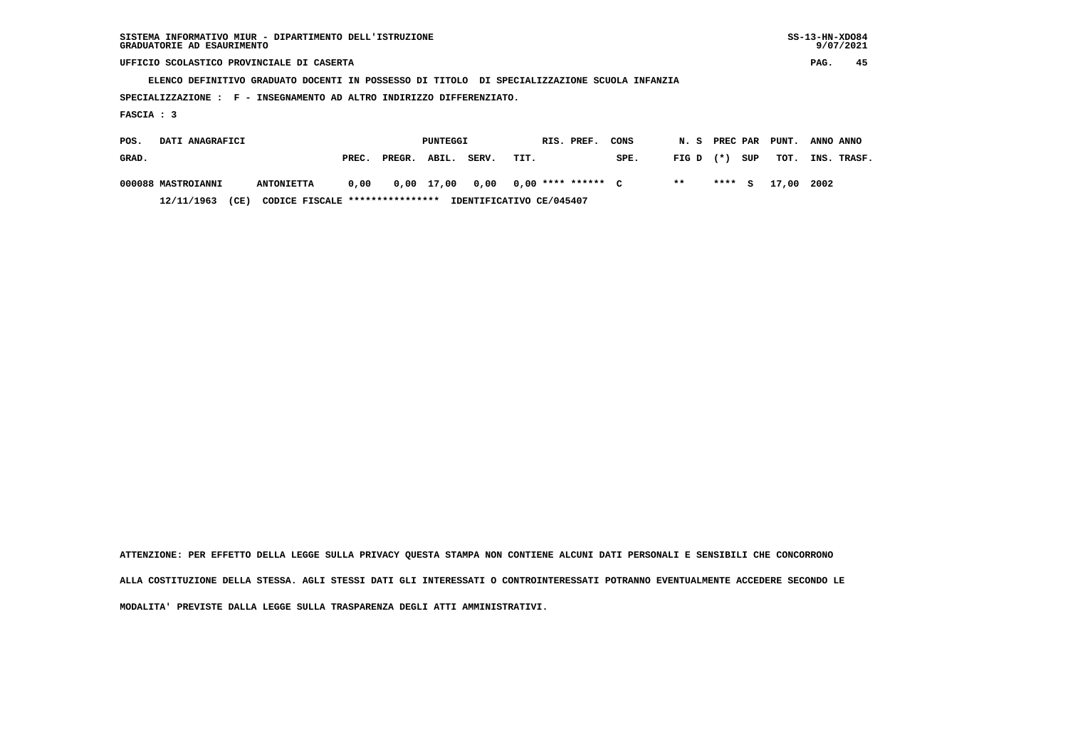SISTEMA INFORMATIVO MIUR - DIPARTIMENTO DELL'ISTRUZIONE
GRADUATORIE AD ESAURIMENTO

SS-13-HN-XDO84
9/07/2021

UFFICIO SCOLASTICO PROVINCIALE DI CASERTA

ELENCO DEFINITIVO GRADUATO DOCENTI IN POSSESSO DI TITOLO DI SPECIALIZZAZIONE SCUOLA INFANZIA

SPECIALIZZAZIONE : F - INSEGNAMENTO AD ALTRO INDIRIZZO DIFFERENZIATO.

FASCIA : 3

| POS. GRAD. | DATI ANAGRAFICI | | PUNTEGGI PREC. | PREGR. | ABIL. | SERV. | TIT. | RIS. PREF. | CONS SPE. | N. S FIG D | PREC PAR (*) | SUP | PUNT. TOT. | ANNO INS. | ANNO TRASF. |
|---|---|---|---|---|---|---|---|---|---|---|---|---|---|---|---|
| 000088 | MASTROIANNI | ANTONIETTA | 0,00 | 0,00 | 17,00 | 0,00 | 0,00 | **** ****** | C | ** | **** | S | 17,00 | 2002 | |
| | 12/11/1963 (CE) | CODICE FISCALE **************** | IDENTIFICATIVO CE/045407 | | | | | | | | | | | | |

ATTENZIONE: PER EFFETTO DELLA LEGGE SULLA PRIVACY QUESTA STAMPA NON CONTIENE ALCUNI DATI PERSONALI E SENSIBILI CHE CONCORRONO ALLA COSTITUZIONE DELLA STESSA. AGLI STESSI DATI GLI INTERESSATI O CONTROINTERESSATI POTRANNO EVENTUALMENTE ACCEDERE SECONDO LE MODALITA' PREVISTE DALLA LEGGE SULLA TRASPARENZA DEGLI ATTI AMMINISTRATIVI.